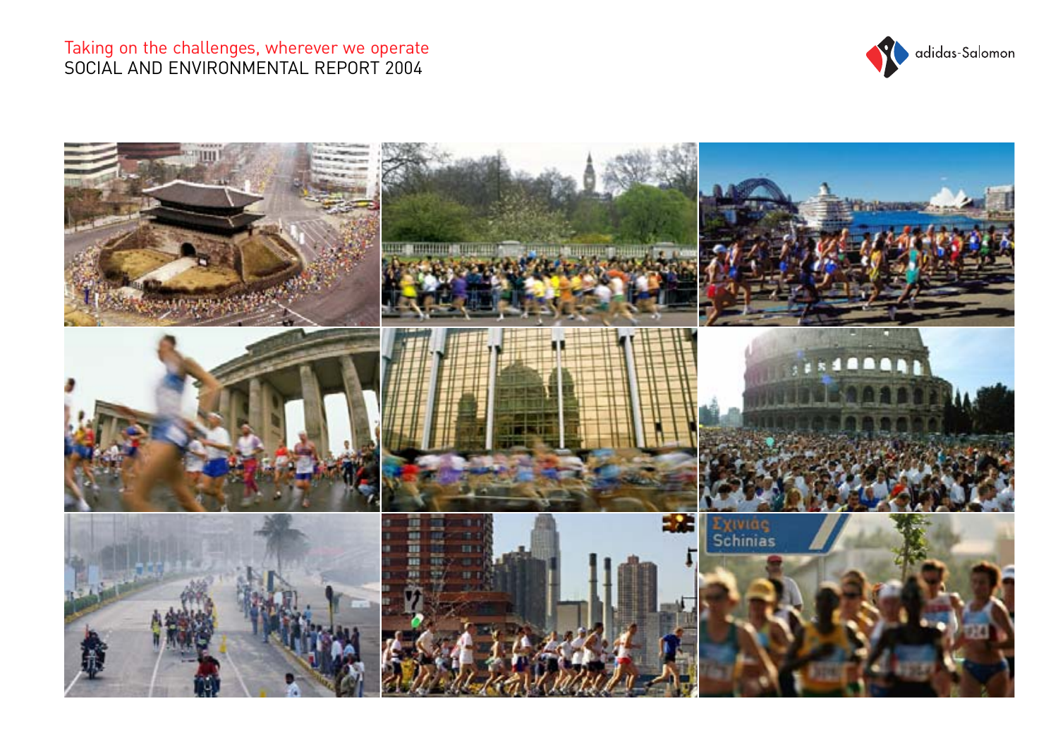Taking on the challenges, wherever we operate

# SOCIAL AND ENVIRONMENTAL REPORT 2004

adidas-Salomon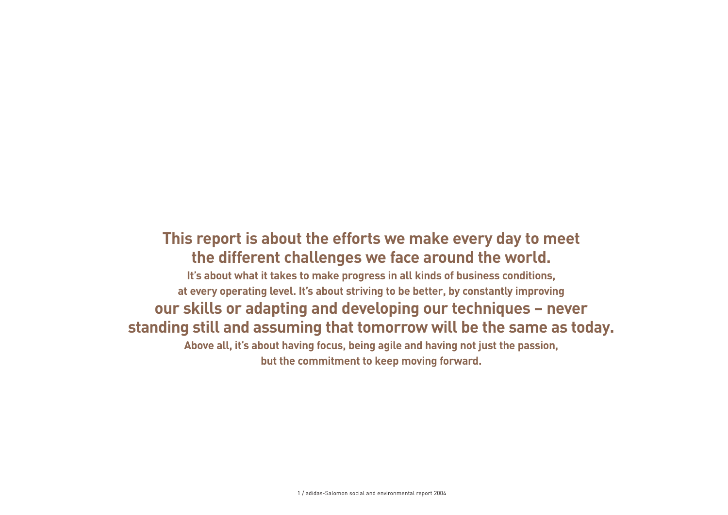**This report is about the efforts we make every day to meet the different challenges we face around the world.**

**It's about what it takes to make progress in all kinds of business conditions, at every operating level. It's about striving to be better, by constantly improving**

**our skills or adapting and developing our techniques – never standing still and assuming that tomorrow will be the same as today.**

**Above all, it's about having focus, being agile and having not just the passion, but the commitment to keep moving forward.**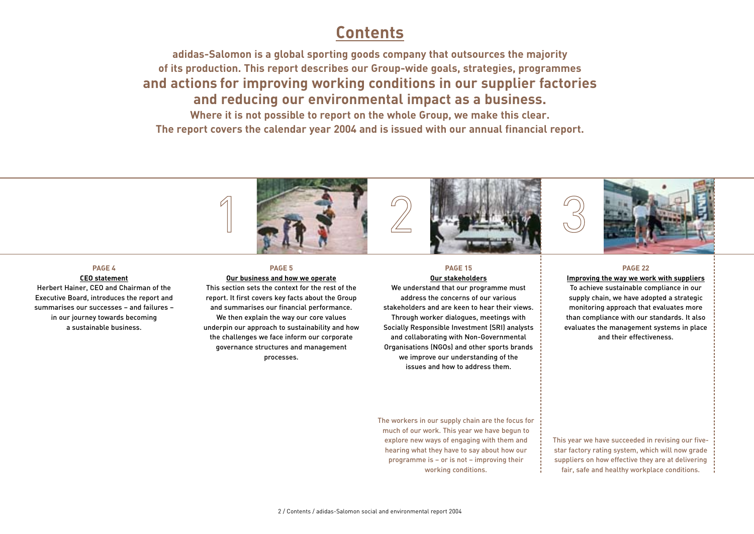# Contents

**adidas-Salomon is a global sporting goods company that outsources the majority of its production. This report describes our Group-wide goals, strategies, programmes and actions for improving working conditions in our supplier factories and reducing our environmental impact as a business. Where it is not possible to report on the whole Group, we make this clear. The report covers the calendar year 2004 and is issued with our annual financial report.**

**PAGE 4**

**CEO statement**

Herbert Hainer, CEO and Chairman of the Executive Board, introduces the report and summarises our successes – and failures – in our journey towards becoming a sustainable business.

1

**PAGE 5**

**Our business and how we operate**

This section sets the context for the rest of the report. It first covers key facts about the Group and summarises our financial performance. We then explain the way our core values underpin our approach to sustainability and how the challenges we face inform our corporate governance structures and management processes.

2

**PAGE 15**

**Our stakeholders**

We understand that our programme must address the concerns of our various stakeholders and are keen to hear their views. Through worker dialogues, meetings with Socially Responsible Investment (SRI) analysts and collaborating with Non-Governmental Organisations (NGOs) and other sports brands we improve our understanding of the issues and how to address them.

The workers in our supply chain are the focus for much of our work. This year we have begun to explore new ways of engaging with them and hearing what they have to say about how our programme is – or is not – improving their working conditions.

3

**PAGE 22**

**Improving the way we work with suppliers**

To achieve sustainable compliance in our supply chain, we have adopted a strategic monitoring approach that evaluates more than compliance with our standards. It also evaluates the management systems in place and their effectiveness.

This year we have succeeded in revising our five-star factory rating system, which will now grade suppliers on how effective they are at delivering fair, safe and healthy workplace conditions.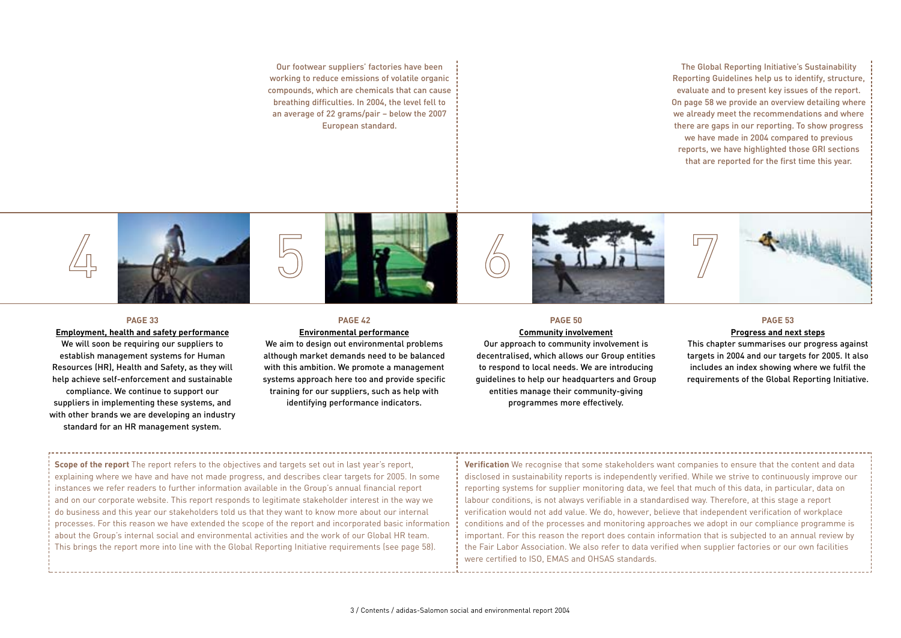Our footwear suppliers' factories have been working to reduce emissions of volatile organic compounds, which are chemicals that can cause breathing difficulties. In 2004, the level fell to an average of 22 grams/pair – below the 2007 European standard.

The Global Reporting Initiative's Sustainability Reporting Guidelines help us to identify, structure, evaluate and to present key issues of the report. On page 58 we provide an overview detailing where we already meet the recommendations and where there are gaps in our reporting. To show progress we have made in 2004 compared to previous reports, we have highlighted those GRI sections that are reported for the first time this year.

4

**PAGE 33**

**Employment, health and safety performance**

We will soon be requiring our suppliers to establish management systems for Human Resources (HR), Health and Safety, as they will help achieve self-enforcement and sustainable compliance. We continue to support our suppliers in implementing these systems, and with other brands we are developing an industry standard for an HR management system.

5

**PAGE 42**

**Environmental performance**

We aim to design out environmental problems although market demands need to be balanced with this ambition. We promote a management systems approach here too and provide specific training for our suppliers, such as help with identifying performance indicators.

6

**PAGE 50**

**Community involvement**

Our approach to community involvement is decentralised, which allows our Group entities to respond to local needs. We are introducing guidelines to help our headquarters and Group entities manage their community-giving programmes more effectively.

7

**PAGE 53**

**Progress and next steps**

This chapter summarises our progress against targets in 2004 and our targets for 2005. It also includes an index showing where we fulfil the requirements of the Global Reporting Initiative.

**Scope of the report** The report refers to the objectives and targets set out in last year's report, explaining where we have and have not made progress, and describes clear targets for 2005. In some instances we refer readers to further information available in the Group's annual financial report and on our corporate website. This report responds to legitimate stakeholder interest in the way we do business and this year our stakeholders told us that they want to know more about our internal processes. For this reason we have extended the scope of the report and incorporated basic information about the Group's internal social and environmental activities and the work of our Global HR team. This brings the report more into line with the Global Reporting Initiative requirements (see page 58).

**Verification** We recognise that some stakeholders want companies to ensure that the content and data disclosed in sustainability reports is independently verified. While we strive to continuously improve our reporting systems for supplier monitoring data, we feel that much of this data, in particular, data on labour conditions, is not always verifiable in a standardised way. Therefore, at this stage a report verification would not add value. We do, however, believe that independent verification of workplace conditions and of the processes and monitoring approaches we adopt in our compliance programme is important. For this reason the report does contain information that is subjected to an annual review by the Fair Labor Association. We also refer to data verified when supplier factories or our own facilities were certified to ISO, EMAS and OHSAS standards.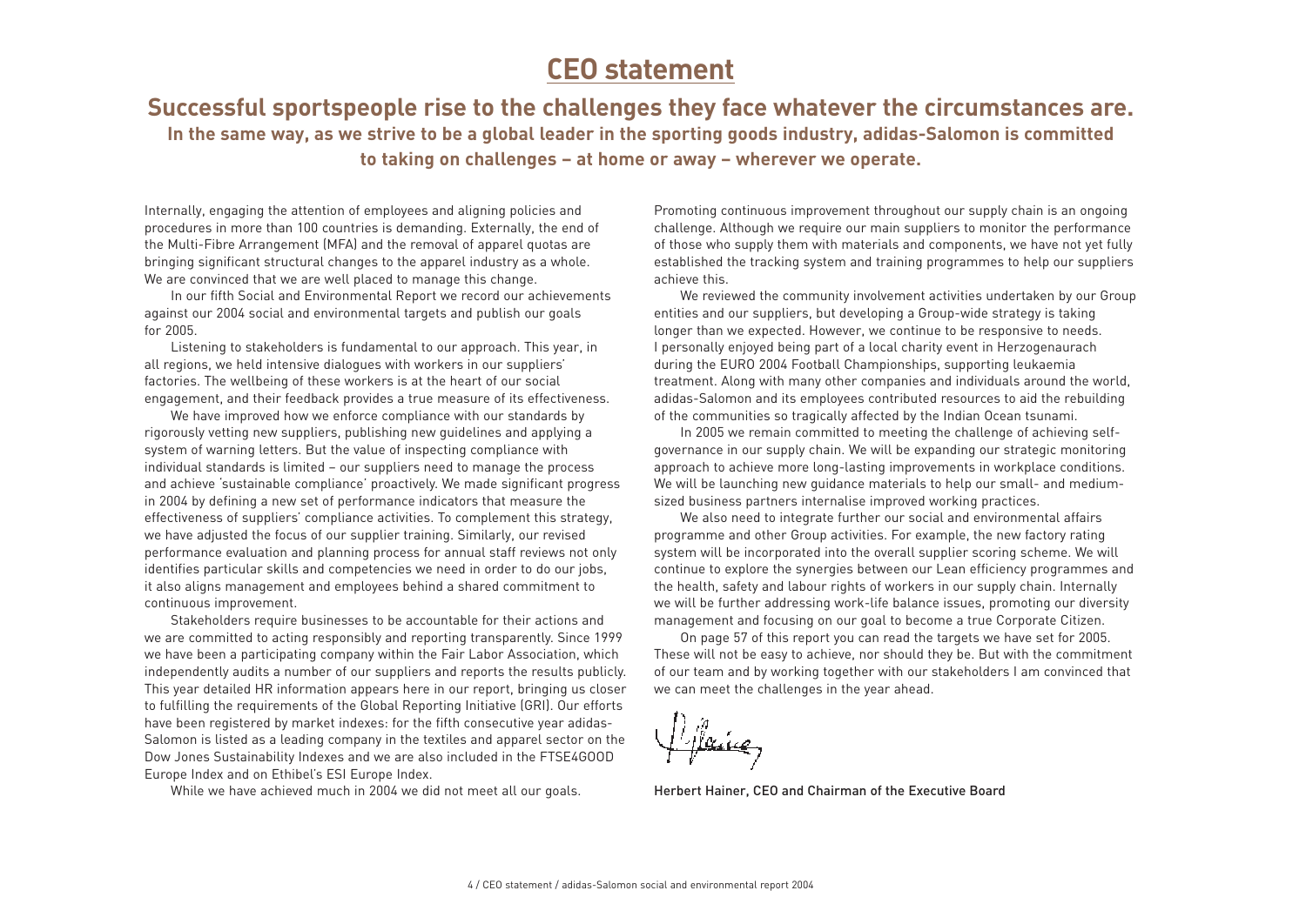# CEO statement

## Successful sportspeople rise to the challenges they face whatever the circumstances are.

**In the same way, as we strive to be a global leader in the sporting goods industry, adidas-Salomon is committed to taking on challenges – at home or away – wherever we operate.**

Internally, engaging the attention of employees and aligning policies and procedures in more than 100 countries is demanding. Externally, the end of the Multi-Fibre Arrangement (MFA) and the removal of apparel quotas are bringing significant structural changes to the apparel industry as a whole. We are convinced that we are well placed to manage this change.

In our fifth Social and Environmental Report we record our achievements against our 2004 social and environmental targets and publish our goals for 2005.

Listening to stakeholders is fundamental to our approach. This year, in all regions, we held intensive dialogues with workers in our suppliers' factories. The wellbeing of these workers is at the heart of our social engagement, and their feedback provides a true measure of its effectiveness.

We have improved how we enforce compliance with our standards by rigorously vetting new suppliers, publishing new guidelines and applying a system of warning letters. But the value of inspecting compliance with individual standards is limited – our suppliers need to manage the process and achieve 'sustainable compliance' proactively. We made significant progress in 2004 by defining a new set of performance indicators that measure the effectiveness of suppliers' compliance activities. To complement this strategy, we have adjusted the focus of our supplier training. Similarly, our revised performance evaluation and planning process for annual staff reviews not only identifies particular skills and competencies we need in order to do our jobs, it also aligns management and employees behind a shared commitment to continuous improvement.

Stakeholders require businesses to be accountable for their actions and we are committed to acting responsibly and reporting transparently. Since 1999 we have been a participating company within the Fair Labor Association, which independently audits a number of our suppliers and reports the results publicly. This year detailed HR information appears here in our report, bringing us closer to fulfilling the requirements of the Global Reporting Initiative (GRI). Our efforts have been registered by market indexes: for the fifth consecutive year adidas-Salomon is listed as a leading company in the textiles and apparel sector on the Dow Jones Sustainability Indexes and we are also included in the FTSE4GOOD Europe Index and on Ethibel's ESI Europe Index.

While we have achieved much in 2004 we did not meet all our goals. Promoting continuous improvement throughout our supply chain is an ongoing challenge. Although we require our main suppliers to monitor the performance of those who supply them with materials and components, we have not yet fully established the tracking system and training programmes to help our suppliers achieve this.

We reviewed the community involvement activities undertaken by our Group entities and our suppliers, but developing a Group-wide strategy is taking longer than we expected. However, we continue to be responsive to needs. I personally enjoyed being part of a local charity event in Herzogenaurach during the EURO 2004 Football Championships, supporting leukaemia treatment. Along with many other companies and individuals around the world, adidas-Salomon and its employees contributed resources to aid the rebuilding of the communities so tragically affected by the Indian Ocean tsunami.

In 2005 we remain committed to meeting the challenge of achieving self-governance in our supply chain. We will be expanding our strategic monitoring approach to achieve more long-lasting improvements in workplace conditions. We will be launching new guidance materials to help our small- and medium-sized business partners internalise improved working practices.

We also need to integrate further our social and environmental affairs programme and other Group activities. For example, the new factory rating system will be incorporated into the overall supplier scoring scheme. We will continue to explore the synergies between our Lean efficiency programmes and the health, safety and labour rights of workers in our supply chain. Internally we will be further addressing work-life balance issues, promoting our diversity management and focusing on our goal to become a true Corporate Citizen.

On page 57 of this report you can read the targets we have set for 2005. These will not be easy to achieve, nor should they be. But with the commitment of our team and by working together with our stakeholders I am convinced that we can meet the challenges in the year ahead.

Herbert Hainer, CEO and Chairman of the Executive Board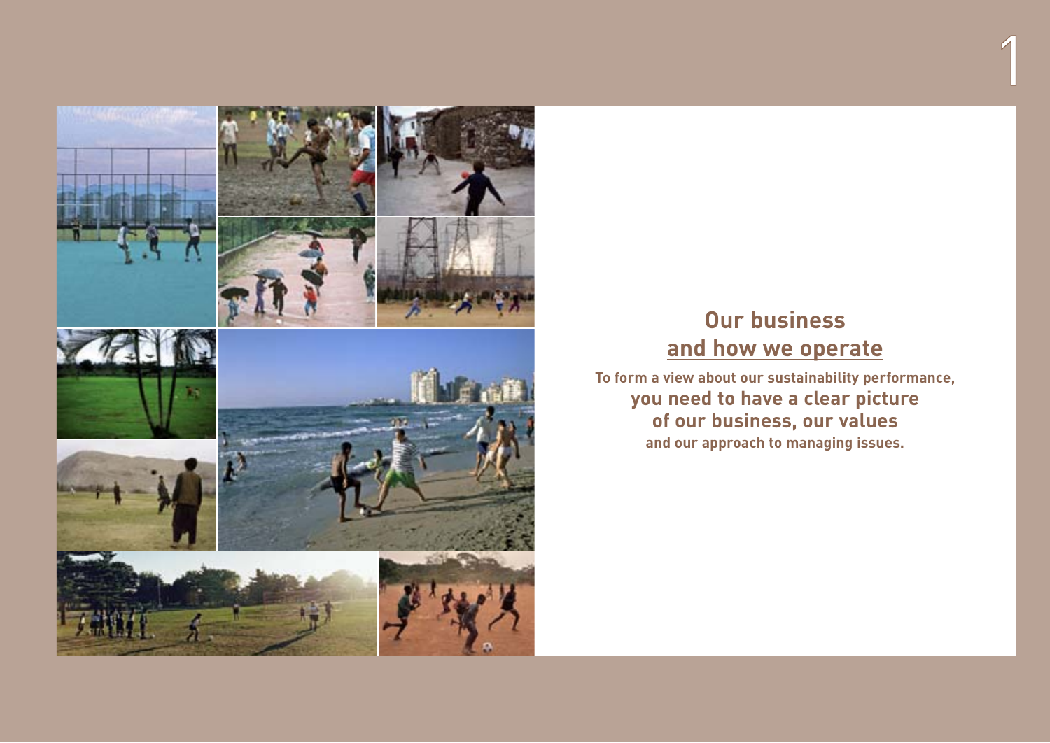# Our business and how we operate

**To form a view about our sustainability performance, you need to have a clear picture of our business, our values and our approach to managing issues.**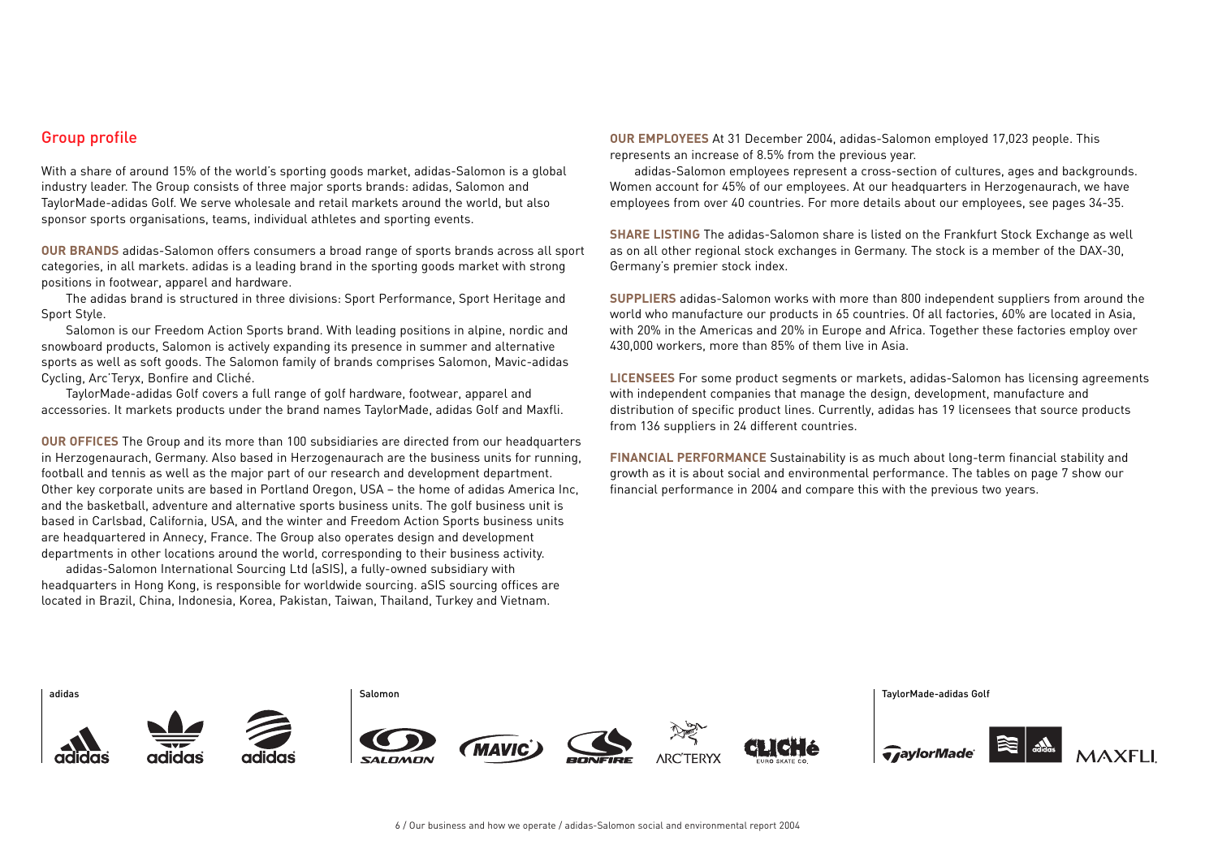## Group profile

With a share of around 15% of the world's sporting goods market, adidas-Salomon is a global industry leader. The Group consists of three major sports brands: adidas, Salomon and TaylorMade-adidas Golf. We serve wholesale and retail markets around the world, but also sponsor sports organisations, teams, individual athletes and sporting events.

**OUR BRANDS** adidas-Salomon offers consumers a broad range of sports brands across all sport categories, in all markets. adidas is a leading brand in the sporting goods market with strong positions in footwear, apparel and hardware.

The adidas brand is structured in three divisions: Sport Performance, Sport Heritage and Sport Style.

Salomon is our Freedom Action Sports brand. With leading positions in alpine, nordic and snowboard products, Salomon is actively expanding its presence in summer and alternative sports as well as soft goods. The Salomon family of brands comprises Salomon, Mavic-adidas Cycling, Arc'Teryx, Bonfire and Cliché.

TaylorMade-adidas Golf covers a full range of golf hardware, footwear, apparel and accessories. It markets products under the brand names TaylorMade, adidas Golf and Maxfli.

**OUR OFFICES** The Group and its more than 100 subsidiaries are directed from our headquarters in Herzogenaurach, Germany. Also based in Herzogenaurach are the business units for running, football and tennis as well as the major part of our research and development department. Other key corporate units are based in Portland Oregon, USA – the home of adidas America Inc, and the basketball, adventure and alternative sports business units. The golf business unit is based in Carlsbad, California, USA, and the winter and Freedom Action Sports business units are headquartered in Annecy, France. The Group also operates design and development departments in other locations around the world, corresponding to their business activity.

adidas-Salomon International Sourcing Ltd (aSIS), a fully-owned subsidiary with headquarters in Hong Kong, is responsible for worldwide sourcing. aSIS sourcing offices are located in Brazil, China, Indonesia, Korea, Pakistan, Taiwan, Thailand, Turkey and Vietnam.

**OUR EMPLOYEES** At 31 December 2004, adidas-Salomon employed 17,023 people. This represents an increase of 8.5% from the previous year.

adidas-Salomon employees represent a cross-section of cultures, ages and backgrounds. Women account for 45% of our employees. At our headquarters in Herzogenaurach, we have employees from over 40 countries. For more details about our employees, see pages 34-35.

**SHARE LISTING** The adidas-Salomon share is listed on the Frankfurt Stock Exchange as well as on all other regional stock exchanges in Germany. The stock is a member of the DAX-30, Germany's premier stock index.

**SUPPLIERS** adidas-Salomon works with more than 800 independent suppliers from around the world who manufacture our products in 65 countries. Of all factories, 60% are located in Asia, with 20% in the Americas and 20% in Europe and Africa. Together these factories employ over 430,000 workers, more than 85% of them live in Asia.

**LICENSEES** For some product segments or markets, adidas-Salomon has licensing agreements with independent companies that manage the design, development, manufacture and distribution of specific product lines. Currently, adidas has 19 licensees that source products from 136 suppliers in 24 different countries.

**FINANCIAL PERFORMANCE** Sustainability is as much about long-term financial stability and growth as it is about social and environmental performance. The tables on page 7 show our financial performance in 2004 and compare this with the previous two years.

adidas

Salomon

TaylorMade-adidas Golf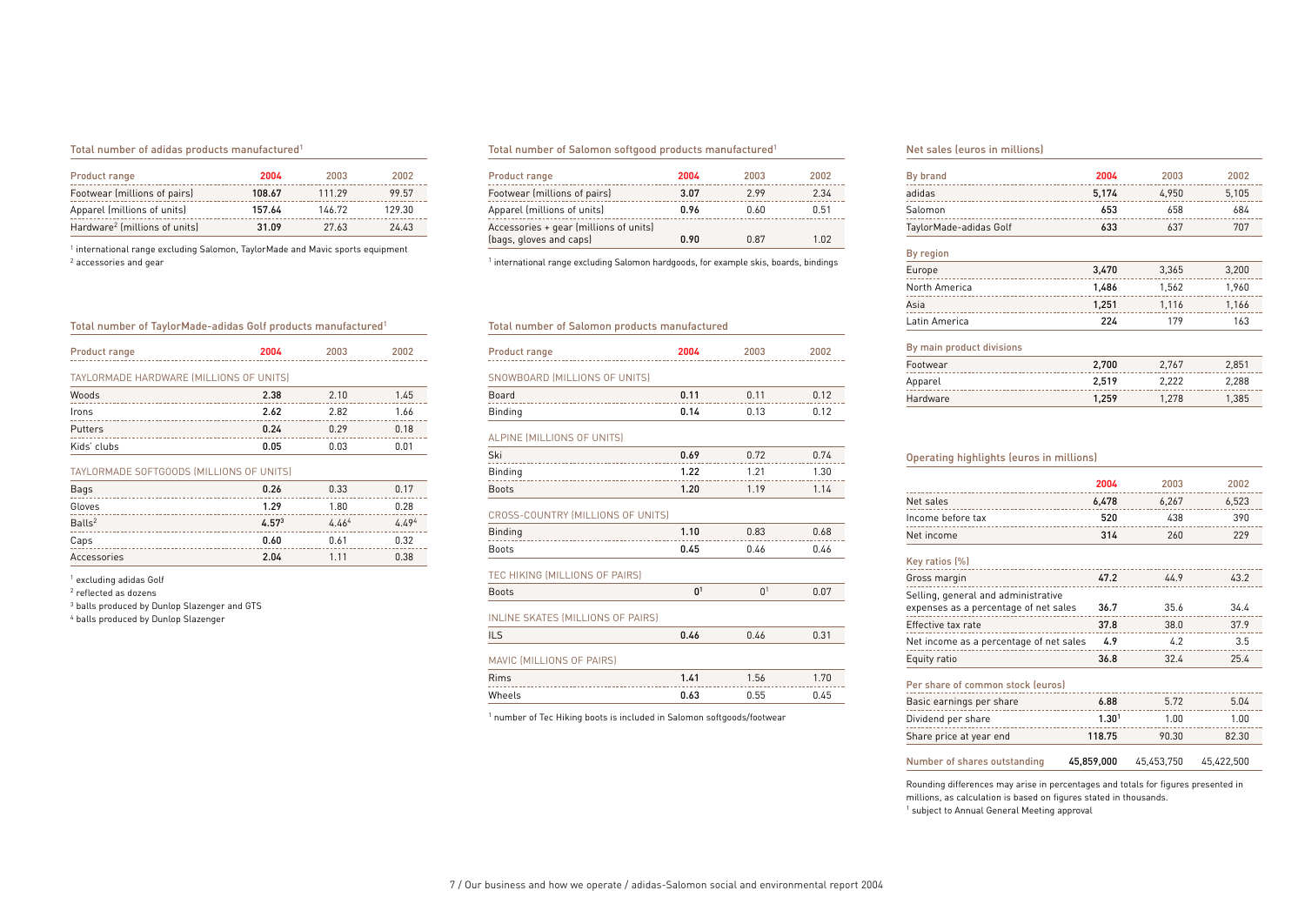### Total number of adidas products manufactured[1]

| Product range | 2004 | 2003 | 2002 |
|---|---|---|---|
| Footwear (millions of pairs) | **108.67** | 111.29 | 99.57 |
| Apparel (millions of units) | **157.64** | 146.72 | 129.30 |
| Hardware[2] (millions of units) | **31.09** | 27.63 | 24.43 |

[1] international range excluding Salomon, TaylorMade and Mavic sports equipment
[2] accessories and gear

### Total number of TaylorMade-adidas Golf products manufactured[1]

| Product range | 2004 | 2003 | 2002 |
|---|---|---|---|
| TAYLORMADE HARDWARE (MILLIONS OF UNITS) | | | |
| Woods | **2.38** | 2.10 | 1.45 |
| Irons | **2.62** | 2.82 | 1.66 |
| Putters | **0.24** | 0.29 | 0.18 |
| Kids' clubs | **0.05** | 0.03 | 0.01 |
| TAYLORMADE SOFTGOODS (MILLIONS OF UNITS) | | | |
| Bags | **0.26** | 0.33 | 0.17 |
| Gloves | **1.29** | 1.80 | 0.28 |
| Balls[2] | **4.57**[3] | 4.46[4] | 4.49[4] |
| Caps | **0.60** | 0.61 | 0.32 |
| Accessories | **2.04** | 1.11 | 0.38 |

[1] excluding adidas Golf
[2] reflected as dozens
[3] balls produced by Dunlop Slazenger and GTS
[4] balls produced by Dunlop Slazenger

### Total number of Salomon softgood products manufactured[1]

| Product range | 2004 | 2003 | 2002 |
|---|---|---|---|
| Footwear (millions of pairs) | **3.07** | 2.99 | 2.34 |
| Apparel (millions of units) | **0.96** | 0.60 | 0.51 |
| Accessories + gear (millions of units) (bags, gloves and caps) | **0.90** | 0.87 | 1.02 |

[1] international range excluding Salomon hardgoods, for example skis, boards, bindings

### Total number of Salomon products manufactured

| Product range | 2004 | 2003 | 2002 |
|---|---|---|---|
| SNOWBOARD (MILLIONS OF UNITS) | | | |
| Board | **0.11** | 0.11 | 0.12 |
| Binding | **0.14** | 0.13 | 0.12 |
| ALPINE (MILLIONS OF UNITS) | | | |
| Ski | **0.69** | 0.72 | 0.74 |
| Binding | **1.22** | 1.21 | 1.30 |
| Boots | **1.20** | 1.19 | 1.14 |
| CROSS-COUNTRY (MILLIONS OF UNITS) | | | |
| Binding | **1.10** | 0.83 | 0.68 |
| Boots | **0.45** | 0.46 | 0.46 |
| TEC HIKING (MILLIONS OF PAIRS) | | | |
| Boots | **0**[1] | 0[1] | 0.07 |
| INLINE SKATES (MILLIONS OF PAIRS) | | | |
| ILS | **0.46** | 0.46 | 0.31 |
| MAVIC (MILLIONS OF PAIRS) | | | |
| Rims | **1.41** | 1.56 | 1.70 |
| Wheels | **0.63** | 0.55 | 0.45 |

[1] number of Tec Hiking boots is included in Salomon softgoods/footwear

### Net sales (euros in millions)

| By brand | 2004 | 2003 | 2002 |
|---|---|---|---|
| adidas | **5,174** | 4,950 | 5,105 |
| Salomon | **653** | 658 | 684 |
| TaylorMade-adidas Golf | **633** | 637 | 707 |
| **By region** | | | |
| Europe | **3,470** | 3,365 | 3,200 |
| North America | **1,486** | 1,562 | 1,960 |
| Asia | **1,251** | 1,116 | 1,166 |
| Latin America | **224** | 179 | 163 |
| **By main product divisions** | | | |
| Footwear | **2,700** | 2,767 | 2,851 |
| Apparel | **2,519** | 2,222 | 2,288 |
| Hardware | **1,259** | 1,278 | 1,385 |

### Operating highlights (euros in millions)

| | 2004 | 2003 | 2002 |
|---|---|---|---|
| Net sales | **6,478** | 6,267 | 6,523 |
| Income before tax | **520** | 438 | 390 |
| Net income | **314** | 260 | 229 |
| **Key ratios (%)** | | | |
| Gross margin | **47.2** | 44.9 | 43.2 |
| Selling, general and administrative expenses as a percentage of net sales | **36.7** | 35.6 | 34.4 |
| Effective tax rate | **37.8** | 38.0 | 37.9 |
| Net income as a percentage of net sales | **4.9** | 4.2 | 3.5 |
| Equity ratio | **36.8** | 32.4 | 25.4 |
| **Per share of common stock (euros)** | | | |
| Basic earnings per share | **6.88** | 5.72 | 5.04 |
| Dividend per share | **1.30**[1] | 1.00 | 1.00 |
| Share price at year end | **118.75** | 90.30 | 82.30 |
| Number of shares outstanding | **45,859,000** | 45,453,750 | 45,422,500 |

Rounding differences may arise in percentages and totals for figures presented in millions, as calculation is based on figures stated in thousands.
[1] subject to Annual General Meeting approval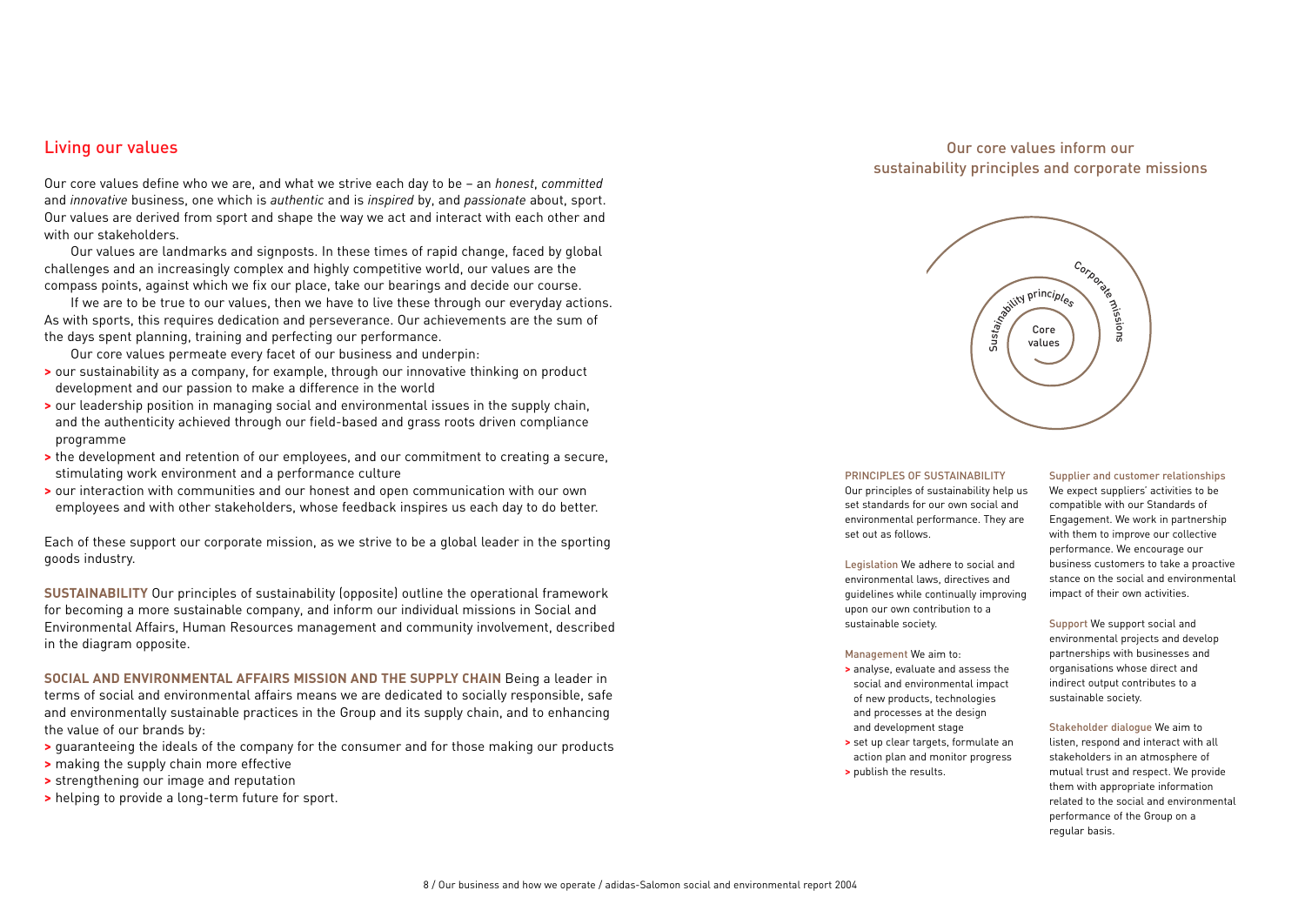## Living our values

Our core values define who we are, and what we strive each day to be – an *honest*, *committed* and *innovative* business, one which is *authentic* and is *inspired* by, and *passionate* about, sport. Our values are derived from sport and shape the way we act and interact with each other and with our stakeholders.

Our values are landmarks and signposts. In these times of rapid change, faced by global challenges and an increasingly complex and highly competitive world, our values are the compass points, against which we fix our place, take our bearings and decide our course.

If we are to be true to our values, then we have to live these through our everyday actions. As with sports, this requires dedication and perseverance. Our achievements are the sum of the days spent planning, training and perfecting our performance.

Our core values permeate every facet of our business and underpin:

- our sustainability as a company, for example, through our innovative thinking on product development and our passion to make a difference in the world
- our leadership position in managing social and environmental issues in the supply chain, and the authenticity achieved through our field-based and grass roots driven compliance programme
- the development and retention of our employees, and our commitment to creating a secure, stimulating work environment and a performance culture
- our interaction with communities and our honest and open communication with our own employees and with other stakeholders, whose feedback inspires us each day to do better.

Each of these support our corporate mission, as we strive to be a global leader in the sporting goods industry.

**SUSTAINABILITY** Our principles of sustainability (opposite) outline the operational framework for becoming a more sustainable company, and inform our individual missions in Social and Environmental Affairs, Human Resources management and community involvement, described in the diagram opposite.

**SOCIAL AND ENVIRONMENTAL AFFAIRS MISSION AND THE SUPPLY CHAIN** Being a leader in terms of social and environmental affairs means we are dedicated to socially responsible, safe and environmentally sustainable practices in the Group and its supply chain, and to enhancing the value of our brands by:

- guaranteeing the ideals of the company for the consumer and for those making our products
- making the supply chain more effective
- strengthening our image and reputation
- helping to provide a long-term future for sport.

### Our core values inform our sustainability principles and corporate missions

Core values
Sustainability principles
Corporate missions

**PRINCIPLES OF SUSTAINABILITY**

Our principles of sustainability help us set standards for our own social and environmental performance. They are set out as follows.

**Legislation** We adhere to social and environmental laws, directives and guidelines while continually improving upon our own contribution to a sustainable society.

**Management** We aim to:

- analyse, evaluate and assess the social and environmental impact of new products, technologies and processes at the design and development stage
- set up clear targets, formulate an action plan and monitor progress
- publish the results.

**Supplier and customer relationships** We expect suppliers' activities to be compatible with our Standards of Engagement. We work in partnership with them to improve our collective performance. We encourage our business customers to take a proactive stance on the social and environmental impact of their own activities.

**Support** We support social and environmental projects and develop partnerships with businesses and organisations whose direct and indirect output contributes to a sustainable society.

**Stakeholder dialogue** We aim to listen, respond and interact with all stakeholders in an atmosphere of mutual trust and respect. We provide them with appropriate information related to the social and environmental performance of the Group on a regular basis.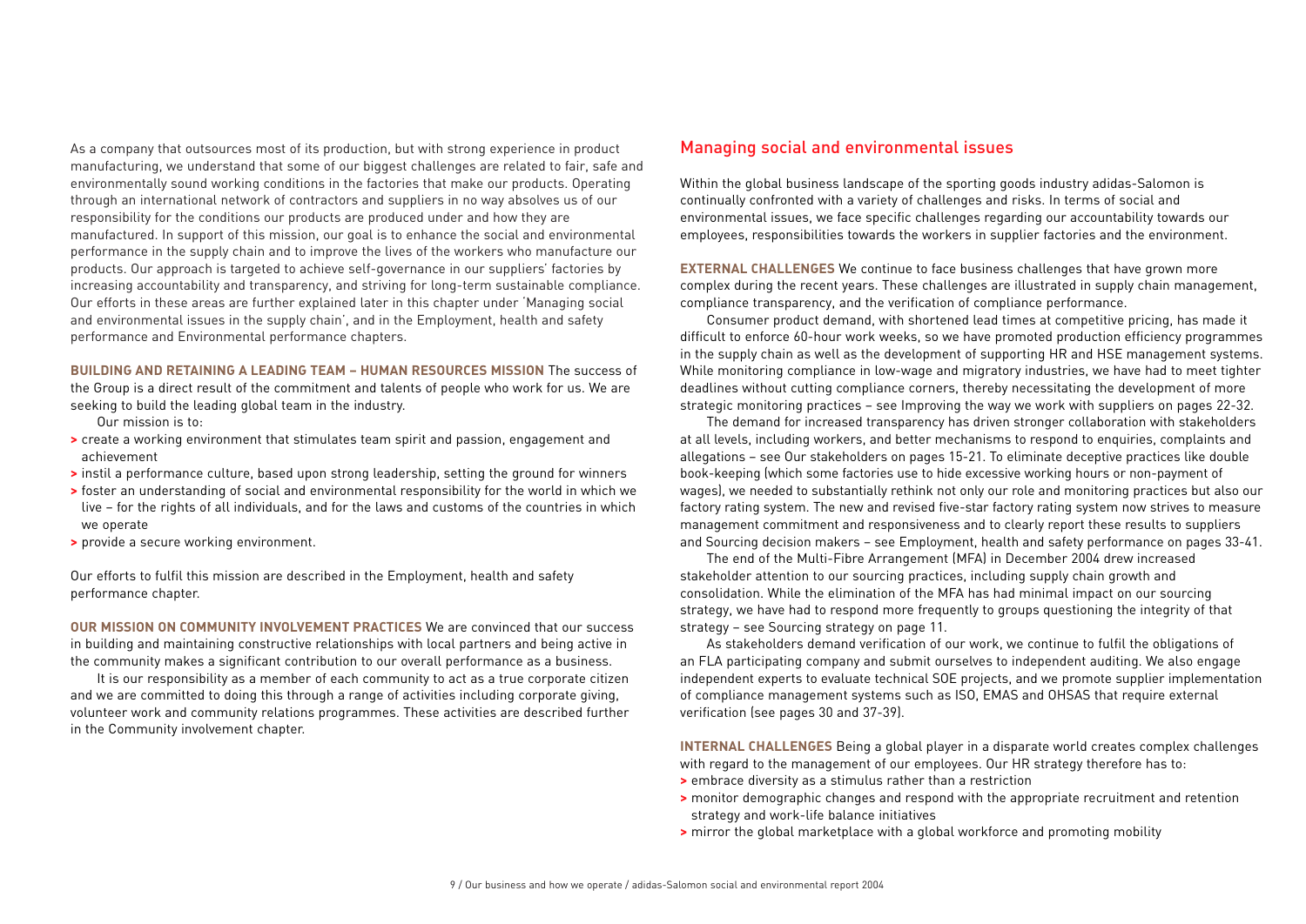As a company that outsources most of its production, but with strong experience in product manufacturing, we understand that some of our biggest challenges are related to fair, safe and environmentally sound working conditions in the factories that make our products. Operating through an international network of contractors and suppliers in no way absolves us of our responsibility for the conditions our products are produced under and how they are manufactured. In support of this mission, our goal is to enhance the social and environmental performance in the supply chain and to improve the lives of the workers who manufacture our products. Our approach is targeted to achieve self-governance in our suppliers' factories by increasing accountability and transparency, and striving for long-term sustainable compliance. Our efforts in these areas are further explained later in this chapter under 'Managing social and environmental issues in the supply chain', and in the Employment, health and safety performance and Environmental performance chapters.

**BUILDING AND RETAINING A LEADING TEAM – HUMAN RESOURCES MISSION** The success of the Group is a direct result of the commitment and talents of people who work for us. We are seeking to build the leading global team in the industry.

Our mission is to:

- create a working environment that stimulates team spirit and passion, engagement and achievement
- instil a performance culture, based upon strong leadership, setting the ground for winners
- foster an understanding of social and environmental responsibility for the world in which we live – for the rights of all individuals, and for the laws and customs of the countries in which we operate
- provide a secure working environment.

Our efforts to fulfil this mission are described in the Employment, health and safety performance chapter.

**OUR MISSION ON COMMUNITY INVOLVEMENT PRACTICES** We are convinced that our success in building and maintaining constructive relationships with local partners and being active in the community makes a significant contribution to our overall performance as a business.

It is our responsibility as a member of each community to act as a true corporate citizen and we are committed to doing this through a range of activities including corporate giving, volunteer work and community relations programmes. These activities are described further in the Community involvement chapter.

## Managing social and environmental issues

Within the global business landscape of the sporting goods industry adidas-Salomon is continually confronted with a variety of challenges and risks. In terms of social and environmental issues, we face specific challenges regarding our accountability towards our employees, responsibilities towards the workers in supplier factories and the environment.

**EXTERNAL CHALLENGES** We continue to face business challenges that have grown more complex during the recent years. These challenges are illustrated in supply chain management, compliance transparency, and the verification of compliance performance.

Consumer product demand, with shortened lead times at competitive pricing, has made it difficult to enforce 60-hour work weeks, so we have promoted production efficiency programmes in the supply chain as well as the development of supporting HR and HSE management systems. While monitoring compliance in low-wage and migratory industries, we have had to meet tighter deadlines without cutting compliance corners, thereby necessitating the development of more strategic monitoring practices – see Improving the way we work with suppliers on pages 22-32.

The demand for increased transparency has driven stronger collaboration with stakeholders at all levels, including workers, and better mechanisms to respond to enquiries, complaints and allegations – see Our stakeholders on pages 15-21. To eliminate deceptive practices like double book-keeping (which some factories use to hide excessive working hours or non-payment of wages), we needed to substantially rethink not only our role and monitoring practices but also our factory rating system. The new and revised five-star factory rating system now strives to measure management commitment and responsiveness and to clearly report these results to suppliers and Sourcing decision makers – see Employment, health and safety performance on pages 33-41.

The end of the Multi-Fibre Arrangement (MFA) in December 2004 drew increased stakeholder attention to our sourcing practices, including supply chain growth and consolidation. While the elimination of the MFA has had minimal impact on our sourcing strategy, we have had to respond more frequently to groups questioning the integrity of that strategy – see Sourcing strategy on page 11.

As stakeholders demand verification of our work, we continue to fulfil the obligations of an FLA participating company and submit ourselves to independent auditing. We also engage independent experts to evaluate technical SOE projects, and we promote supplier implementation of compliance management systems such as ISO, EMAS and OHSAS that require external verification (see pages 30 and 37-39).

**INTERNAL CHALLENGES** Being a global player in a disparate world creates complex challenges with regard to the management of our employees. Our HR strategy therefore has to:

- embrace diversity as a stimulus rather than a restriction
- monitor demographic changes and respond with the appropriate recruitment and retention strategy and work-life balance initiatives
- mirror the global marketplace with a global workforce and promoting mobility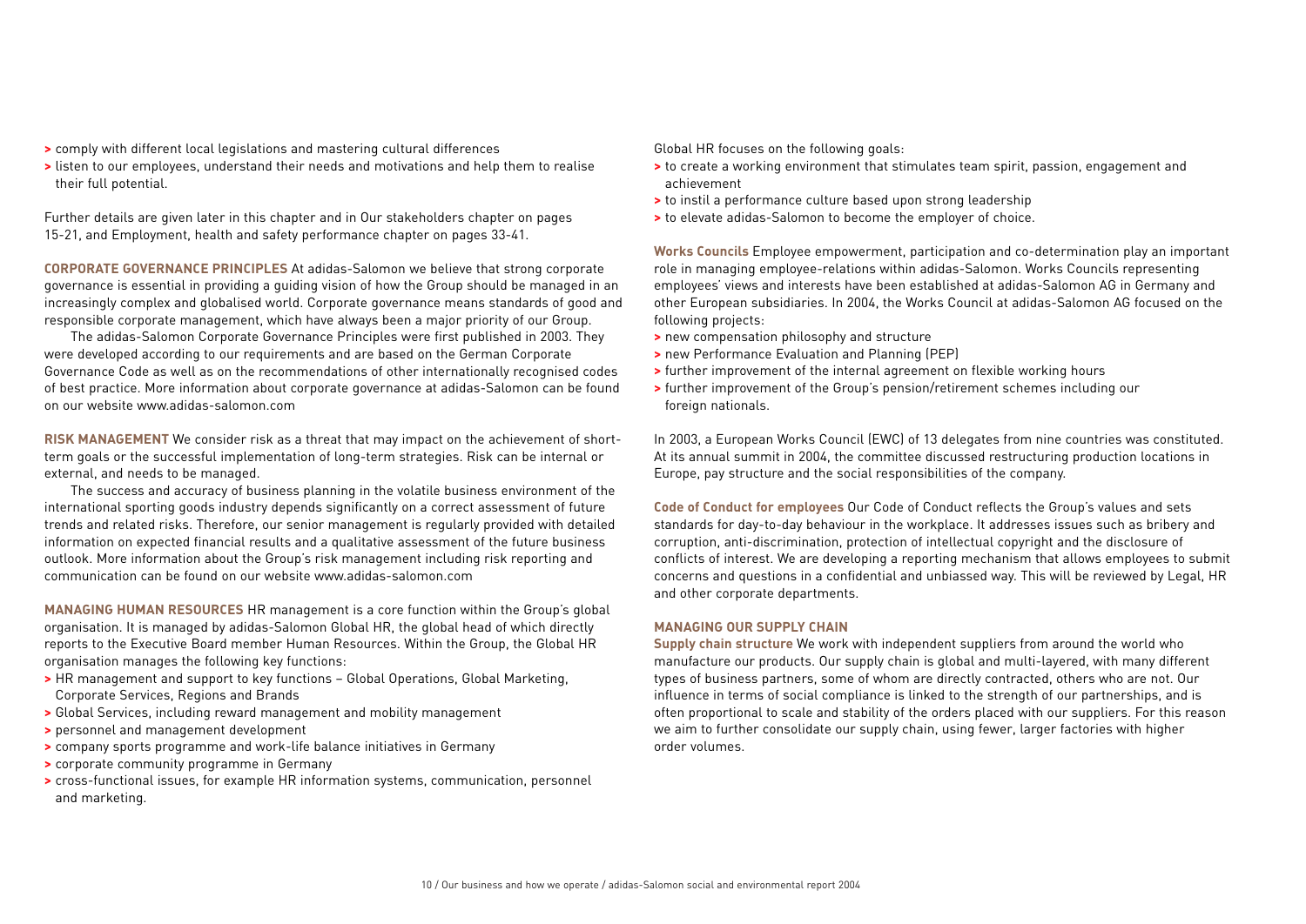- comply with different local legislations and mastering cultural differences
- listen to our employees, understand their needs and motivations and help them to realise their full potential.

Further details are given later in this chapter and in Our stakeholders chapter on pages 15-21, and Employment, health and safety performance chapter on pages 33-41.

**CORPORATE GOVERNANCE PRINCIPLES** At adidas-Salomon we believe that strong corporate governance is essential in providing a guiding vision of how the Group should be managed in an increasingly complex and globalised world. Corporate governance means standards of good and responsible corporate management, which have always been a major priority of our Group.

The adidas-Salomon Corporate Governance Principles were first published in 2003. They were developed according to our requirements and are based on the German Corporate Governance Code as well as on the recommendations of other internationally recognised codes of best practice. More information about corporate governance at adidas-Salomon can be found on our website www.adidas-salomon.com

**RISK MANAGEMENT** We consider risk as a threat that may impact on the achievement of short-term goals or the successful implementation of long-term strategies. Risk can be internal or external, and needs to be managed.

The success and accuracy of business planning in the volatile business environment of the international sporting goods industry depends significantly on a correct assessment of future trends and related risks. Therefore, our senior management is regularly provided with detailed information on expected financial results and a qualitative assessment of the future business outlook. More information about the Group's risk management including risk reporting and communication can be found on our website www.adidas-salomon.com

**MANAGING HUMAN RESOURCES** HR management is a core function within the Group's global organisation. It is managed by adidas-Salomon Global HR, the global head of which directly reports to the Executive Board member Human Resources. Within the Group, the Global HR organisation manages the following key functions:

- HR management and support to key functions – Global Operations, Global Marketing, Corporate Services, Regions and Brands
- Global Services, including reward management and mobility management
- personnel and management development
- company sports programme and work-life balance initiatives in Germany
- corporate community programme in Germany
- cross-functional issues, for example HR information systems, communication, personnel and marketing.

Global HR focuses on the following goals:

- to create a working environment that stimulates team spirit, passion, engagement and achievement
- to instil a performance culture based upon strong leadership
- to elevate adidas-Salomon to become the employer of choice.

**Works Councils** Employee empowerment, participation and co-determination play an important role in managing employee-relations within adidas-Salomon. Works Councils representing employees' views and interests have been established at adidas-Salomon AG in Germany and other European subsidiaries. In 2004, the Works Council at adidas-Salomon AG focused on the following projects:

- new compensation philosophy and structure
- new Performance Evaluation and Planning (PEP)
- further improvement of the internal agreement on flexible working hours
- further improvement of the Group's pension/retirement schemes including our foreign nationals.

In 2003, a European Works Council (EWC) of 13 delegates from nine countries was constituted. At its annual summit in 2004, the committee discussed restructuring production locations in Europe, pay structure and the social responsibilities of the company.

**Code of Conduct for employees** Our Code of Conduct reflects the Group's values and sets standards for day-to-day behaviour in the workplace. It addresses issues such as bribery and corruption, anti-discrimination, protection of intellectual copyright and the disclosure of conflicts of interest. We are developing a reporting mechanism that allows employees to submit concerns and questions in a confidential and unbiassed way. This will be reviewed by Legal, HR and other corporate departments.

**MANAGING OUR SUPPLY CHAIN**

**Supply chain structure** We work with independent suppliers from around the world who manufacture our products. Our supply chain is global and multi-layered, with many different types of business partners, some of whom are directly contracted, others who are not. Our influence in terms of social compliance is linked to the strength of our partnerships, and is often proportional to scale and stability of the orders placed with our suppliers. For this reason we aim to further consolidate our supply chain, using fewer, larger factories with higher order volumes.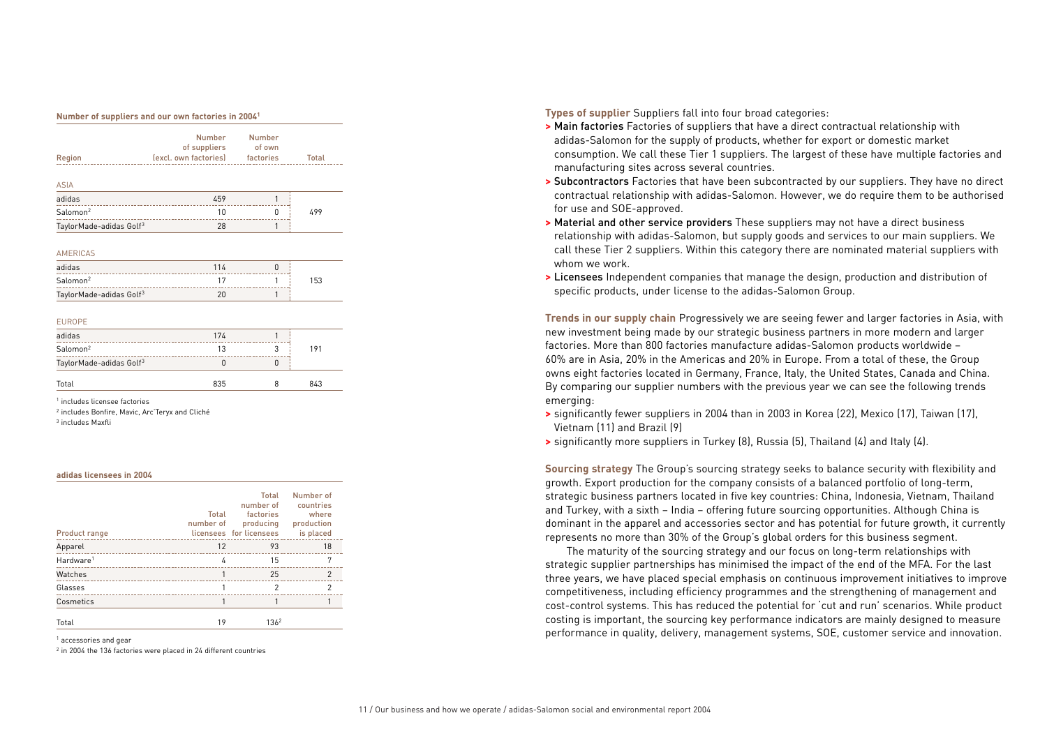**Number of suppliers and our own factories in 2004**[1]

| Region | Number of suppliers (excl. own factories) | Number of own factories | Total |
|---|---|---|---|
| **ASIA** | | | |
| adidas | 459 | 1 | |
| Salomon[2] | 10 | 0 | 499 |
| TaylorMade-adidas Golf[3] | 28 | 1 | |
| **AMERICAS** | | | |
| adidas | 114 | 0 | |
| Salomon[2] | 17 | 1 | 153 |
| TaylorMade-adidas Golf[3] | 20 | 1 | |
| **EUROPE** | | | |
| adidas | 174 | 1 | |
| Salomon[2] | 13 | 3 | 191 |
| TaylorMade-adidas Golf[3] | 0 | 0 | |
| Total | 835 | 8 | 843 |

[1] includes licensee factories
[2] includes Bonfire, Mavic, Arc'Teryx and Cliché
[3] includes Maxfli

**adidas licensees in 2004**

| Product range | Total number of licensees | Total number of factories producing for licensees | Number of countries where production is placed |
|---|---|---|---|
| Apparel | 12 | 93 | 18 |
| Hardware[1] | 4 | 15 | 7 |
| Watches | 1 | 25 | 2 |
| Glasses | 1 | 2 | 2 |
| Cosmetics | 1 | 1 | 1 |
| Total | 19 | 136[2] | |

[1] accessories and gear
[2] in 2004 the 136 factories were placed in 24 different countries

**Types of supplier** Suppliers fall into four broad categories:

- **Main factories** Factories of suppliers that have a direct contractual relationship with adidas-Salomon for the supply of products, whether for export or domestic market consumption. We call these Tier 1 suppliers. The largest of these have multiple factories and manufacturing sites across several countries.
- **Subcontractors** Factories that have been subcontracted by our suppliers. They have no direct contractual relationship with adidas-Salomon. However, we do require them to be authorised for use and SOE-approved.
- **Material and other service providers** These suppliers may not have a direct business relationship with adidas-Salomon, but supply goods and services to our main suppliers. We call these Tier 2 suppliers. Within this category there are nominated material suppliers with whom we work.
- **Licensees** Independent companies that manage the design, production and distribution of specific products, under license to the adidas-Salomon Group.

**Trends in our supply chain** Progressively we are seeing fewer and larger factories in Asia, with new investment being made by our strategic business partners in more modern and larger factories. More than 800 factories manufacture adidas-Salomon products worldwide – 60% are in Asia, 20% in the Americas and 20% in Europe. From a total of these, the Group owns eight factories located in Germany, France, Italy, the United States, Canada and China. By comparing our supplier numbers with the previous year we can see the following trends emerging:

- significantly fewer suppliers in 2004 than in 2003 in Korea (22), Mexico (17), Taiwan (17), Vietnam (11) and Brazil (9)
- significantly more suppliers in Turkey (8), Russia (5), Thailand (4) and Italy (4).

**Sourcing strategy** The Group's sourcing strategy seeks to balance security with flexibility and growth. Export production for the company consists of a balanced portfolio of long-term, strategic business partners located in five key countries: China, Indonesia, Vietnam, Thailand and Turkey, with a sixth – India – offering future sourcing opportunities. Although China is dominant in the apparel and accessories sector and has potential for future growth, it currently represents no more than 30% of the Group's global orders for this business segment.

The maturity of the sourcing strategy and our focus on long-term relationships with strategic supplier partnerships has minimised the impact of the end of the MFA. For the last three years, we have placed special emphasis on continuous improvement initiatives to improve competitiveness, including efficiency programmes and the strengthening of management and cost-control systems. This has reduced the potential for 'cut and run' scenarios. While product costing is important, the sourcing key performance indicators are mainly designed to measure performance in quality, delivery, management systems, SOE, customer service and innovation.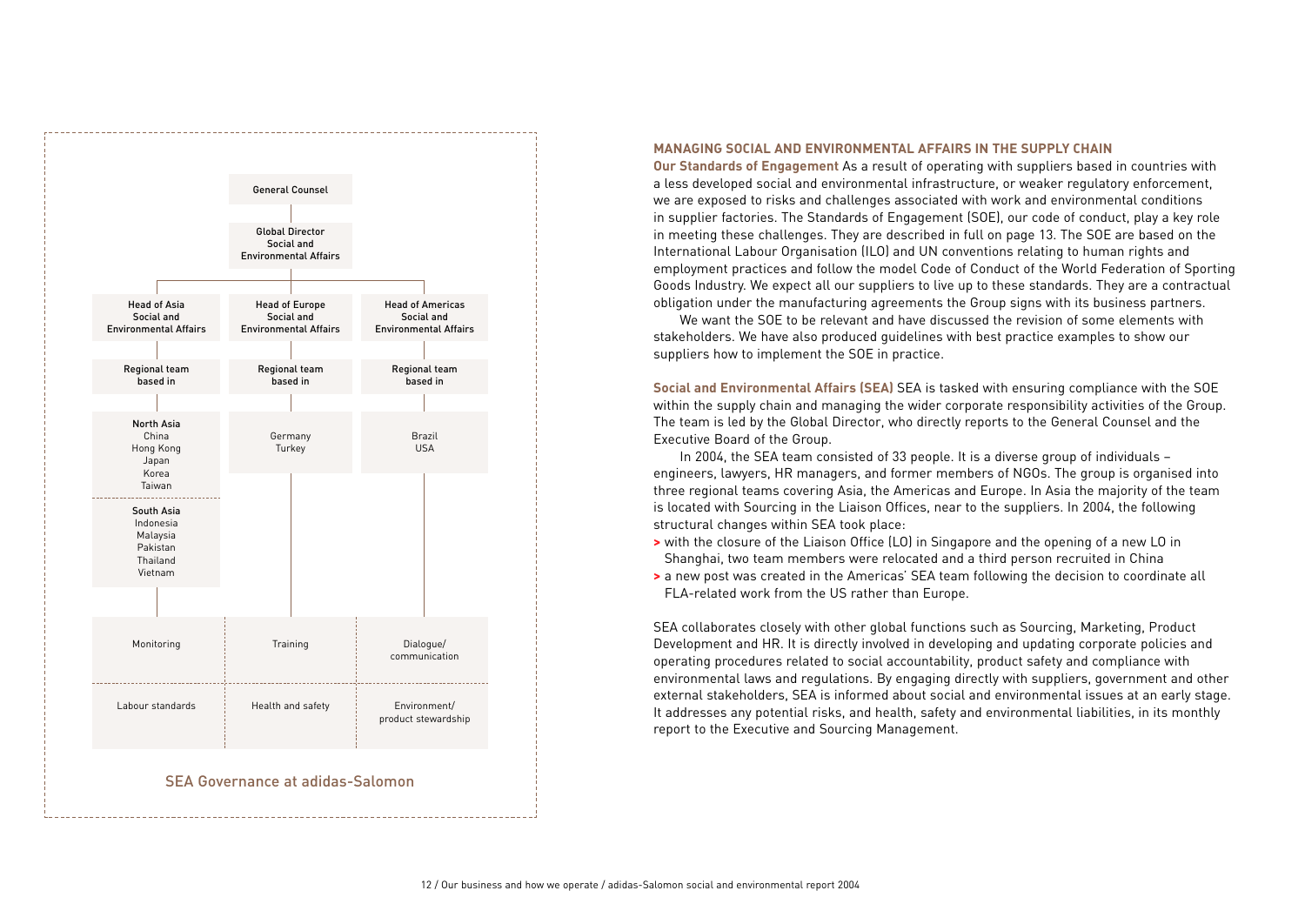General Counsel

Global Director Social and Environmental Affairs

| Head of Asia Social and Environmental Affairs | Head of Europe Social and Environmental Affairs | Head of Americas Social and Environmental Affairs |
|---|---|---|
| Regional team based in | Regional team based in | Regional team based in |
| **North Asia** China, Hong Kong, Japan, Korea, Taiwan<br>**South Asia** Indonesia, Malaysia, Pakistan, Thailand, Vietnam | Germany, Turkey | Brazil, USA |
| Monitoring | Training | Dialogue/communication |
| Labour standards | Health and safety | Environment/product stewardship |

SEA Governance at adidas-Salomon

## MANAGING SOCIAL AND ENVIRONMENTAL AFFAIRS IN THE SUPPLY CHAIN

**Our Standards of Engagement** As a result of operating with suppliers based in countries with a less developed social and environmental infrastructure, or weaker regulatory enforcement, we are exposed to risks and challenges associated with work and environmental conditions in supplier factories. The Standards of Engagement (SOE), our code of conduct, play a key role in meeting these challenges. They are described in full on page 13. The SOE are based on the International Labour Organisation (ILO) and UN conventions relating to human rights and employment practices and follow the model Code of Conduct of the World Federation of Sporting Goods Industry. We expect all our suppliers to live up to these standards. They are a contractual obligation under the manufacturing agreements the Group signs with its business partners.

We want the SOE to be relevant and have discussed the revision of some elements with stakeholders. We have also produced guidelines with best practice examples to show our suppliers how to implement the SOE in practice.

**Social and Environmental Affairs (SEA)** SEA is tasked with ensuring compliance with the SOE within the supply chain and managing the wider corporate responsibility activities of the Group. The team is led by the Global Director, who directly reports to the General Counsel and the Executive Board of the Group.

In 2004, the SEA team consisted of 33 people. It is a diverse group of individuals – engineers, lawyers, HR managers, and former members of NGOs. The group is organised into three regional teams covering Asia, the Americas and Europe. In Asia the majority of the team is located with Sourcing in the Liaison Offices, near to the suppliers. In 2004, the following structural changes within SEA took place:

- with the closure of the Liaison Office (LO) in Singapore and the opening of a new LO in Shanghai, two team members were relocated and a third person recruited in China
- a new post was created in the Americas' SEA team following the decision to coordinate all FLA-related work from the US rather than Europe.

SEA collaborates closely with other global functions such as Sourcing, Marketing, Product Development and HR. It is directly involved in developing and updating corporate policies and operating procedures related to social accountability, product safety and compliance with environmental laws and regulations. By engaging directly with suppliers, government and other external stakeholders, SEA is informed about social and environmental issues at an early stage. It addresses any potential risks, and health, safety and environmental liabilities, in its monthly report to the Executive and Sourcing Management.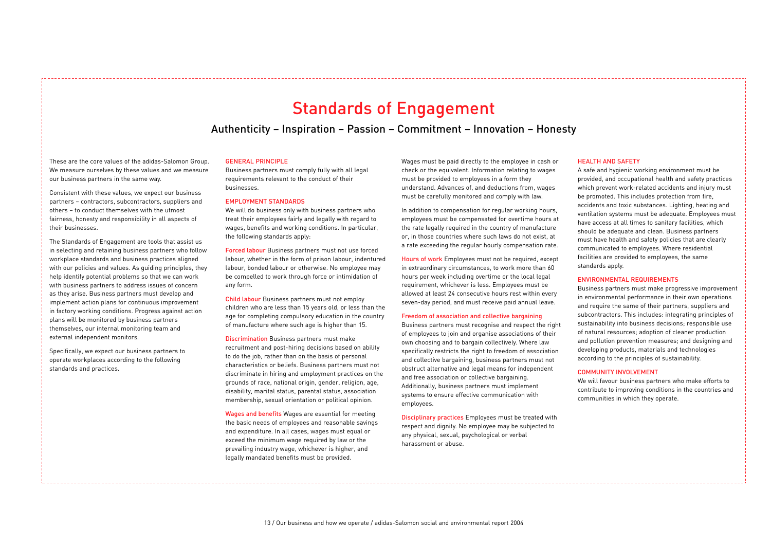# Standards of Engagement

## Authenticity – Inspiration – Passion – Commitment – Innovation – Honesty

These are the core values of the adidas-Salomon Group. We measure ourselves by these values and we measure our business partners in the same way.

Consistent with these values, we expect our business partners – contractors, subcontractors, suppliers and others – to conduct themselves with the utmost fairness, honesty and responsibility in all aspects of their businesses.

The Standards of Engagement are tools that assist us in selecting and retaining business partners who follow workplace standards and business practices aligned with our policies and values. As guiding principles, they help identify potential problems so that we can work with business partners to address issues of concern as they arise. Business partners must develop and implement action plans for continuous improvement in factory working conditions. Progress against action plans will be monitored by business partners themselves, our internal monitoring team and external independent monitors.

Specifically, we expect our business partners to operate workplaces according to the following standards and practices.

### GENERAL PRINCIPLE

Business partners must comply fully with all legal requirements relevant to the conduct of their businesses.

### EMPLOYMENT STANDARDS

We will do business only with business partners who treat their employees fairly and legally with regard to wages, benefits and working conditions. In particular, the following standards apply:

**Forced labour** Business partners must not use forced labour, whether in the form of prison labour, indentured labour, bonded labour or otherwise. No employee may be compelled to work through force or intimidation of any form.

**Child labour** Business partners must not employ children who are less than 15 years old, or less than the age for completing compulsory education in the country of manufacture where such age is higher than 15.

**Discrimination** Business partners must make recruitment and post-hiring decisions based on ability to do the job, rather than on the basis of personal characteristics or beliefs. Business partners must not discriminate in hiring and employment practices on the grounds of race, national origin, gender, religion, age, disability, marital status, parental status, association membership, sexual orientation or political opinion.

**Wages and benefits** Wages are essential for meeting the basic needs of employees and reasonable savings and expenditure. In all cases, wages must equal or exceed the minimum wage required by law or the prevailing industry wage, whichever is higher, and legally mandated benefits must be provided.

Wages must be paid directly to the employee in cash or check or the equivalent. Information relating to wages must be provided to employees in a form they understand. Advances of, and deductions from, wages must be carefully monitored and comply with law.

In addition to compensation for regular working hours, employees must be compensated for overtime hours at the rate legally required in the country of manufacture or, in those countries where such laws do not exist, at a rate exceeding the regular hourly compensation rate.

**Hours of work** Employees must not be required, except in extraordinary circumstances, to work more than 60 hours per week including overtime or the local legal requirement, whichever is less. Employees must be allowed at least 24 consecutive hours rest within every seven-day period, and must receive paid annual leave.

**Freedom of association and collective bargaining** Business partners must recognise and respect the right of employees to join and organise associations of their own choosing and to bargain collectively. Where law specifically restricts the right to freedom of association and collective bargaining, business partners must not obstruct alternative and legal means for independent and free association or collective bargaining. Additionally, business partners must implement systems to ensure effective communication with employees.

**Disciplinary practices** Employees must be treated with respect and dignity. No employee may be subjected to any physical, sexual, psychological or verbal harassment or abuse.

### HEALTH AND SAFETY

A safe and hygienic working environment must be provided, and occupational health and safety practices which prevent work-related accidents and injury must be promoted. This includes protection from fire, accidents and toxic substances. Lighting, heating and ventilation systems must be adequate. Employees must have access at all times to sanitary facilities, which should be adequate and clean. Business partners must have health and safety policies that are clearly communicated to employees. Where residential facilities are provided to employees, the same standards apply.

### ENVIRONMENTAL REQUIREMENTS

Business partners must make progressive improvement in environmental performance in their own operations and require the same of their partners, suppliers and subcontractors. This includes: integrating principles of sustainability into business decisions; responsible use of natural resources; adoption of cleaner production and pollution prevention measures; and designing and developing products, materials and technologies according to the principles of sustainability.

### COMMUNITY INVOLVEMENT

We will favour business partners who make efforts to contribute to improving conditions in the countries and communities in which they operate.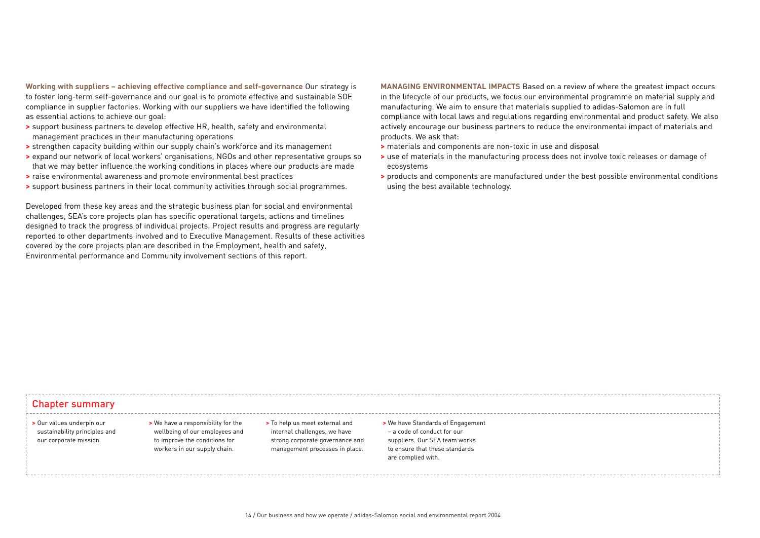**Working with suppliers – achieving effective compliance and self-governance** Our strategy is to foster long-term self-governance and our goal is to promote effective and sustainable SOE compliance in supplier factories. Working with our suppliers we have identified the following as essential actions to achieve our goal:

- support business partners to develop effective HR, health, safety and environmental management practices in their manufacturing operations
- strengthen capacity building within our supply chain's workforce and its management
- expand our network of local workers' organisations, NGOs and other representative groups so that we may better influence the working conditions in places where our products are made
- raise environmental awareness and promote environmental best practices
- support business partners in their local community activities through social programmes.

Developed from these key areas and the strategic business plan for social and environmental challenges, SEA's core projects plan has specific operational targets, actions and timelines designed to track the progress of individual projects. Project results and progress are regularly reported to other departments involved and to Executive Management. Results of these activities covered by the core projects plan are described in the Employment, health and safety, Environmental performance and Community involvement sections of this report.

**MANAGING ENVIRONMENTAL IMPACTS** Based on a review of where the greatest impact occurs in the lifecycle of our products, we focus our environmental programme on material supply and manufacturing. We aim to ensure that materials supplied to adidas-Salomon are in full compliance with local laws and regulations regarding environmental and product safety. We also actively encourage our business partners to reduce the environmental impact of materials and products. We ask that:

- materials and components are non-toxic in use and disposal
- use of materials in the manufacturing process does not involve toxic releases or damage of ecosystems
- products and components are manufactured under the best possible environmental conditions using the best available technology.

## Chapter summary

- Our values underpin our sustainability principles and our corporate mission.
- We have a responsibility for the wellbeing of our employees and to improve the conditions for workers in our supply chain.
- To help us meet external and internal challenges, we have strong corporate governance and management processes in place.
- We have Standards of Engagement – a code of conduct for our suppliers. Our SEA team works to ensure that these standards are complied with.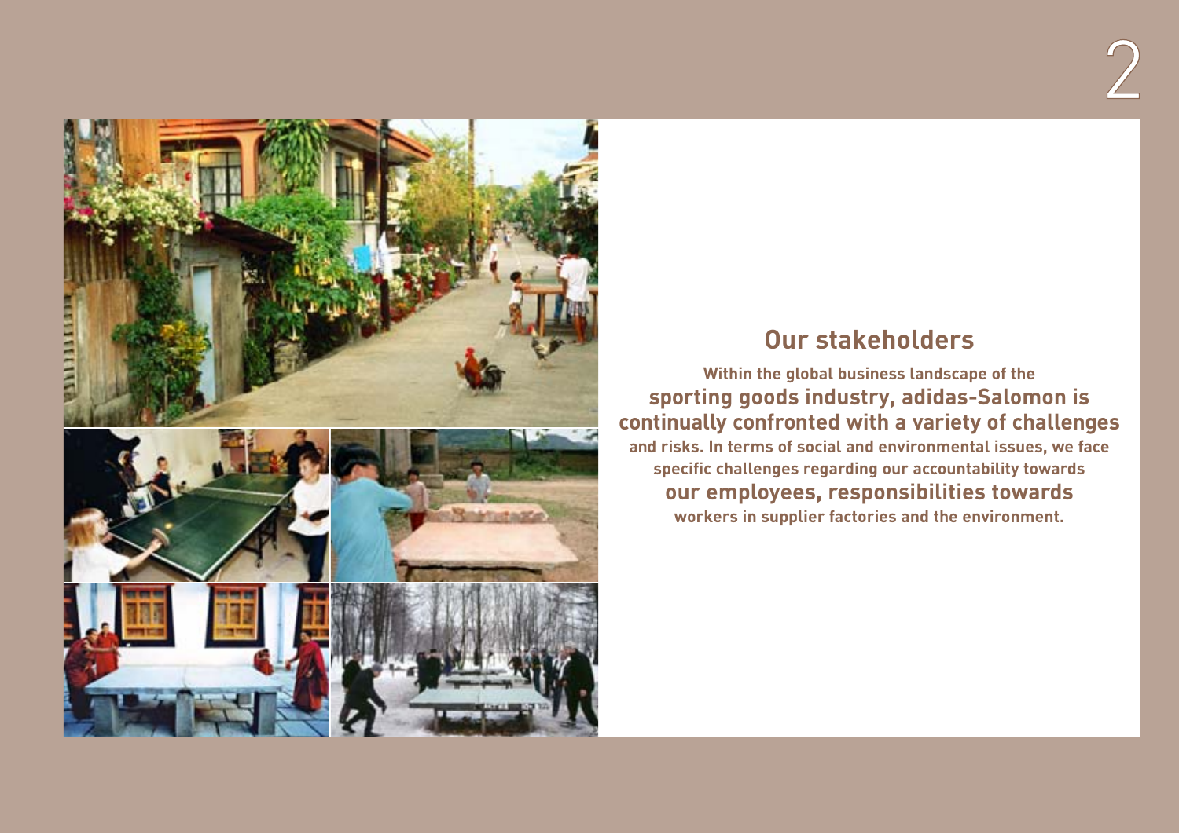## Our stakeholders

**Within the global business landscape of the sporting goods industry, adidas-Salomon is continually confronted with a variety of challenges and risks. In terms of social and environmental issues, we face specific challenges regarding our accountability towards our employees, responsibilities towards workers in supplier factories and the environment.**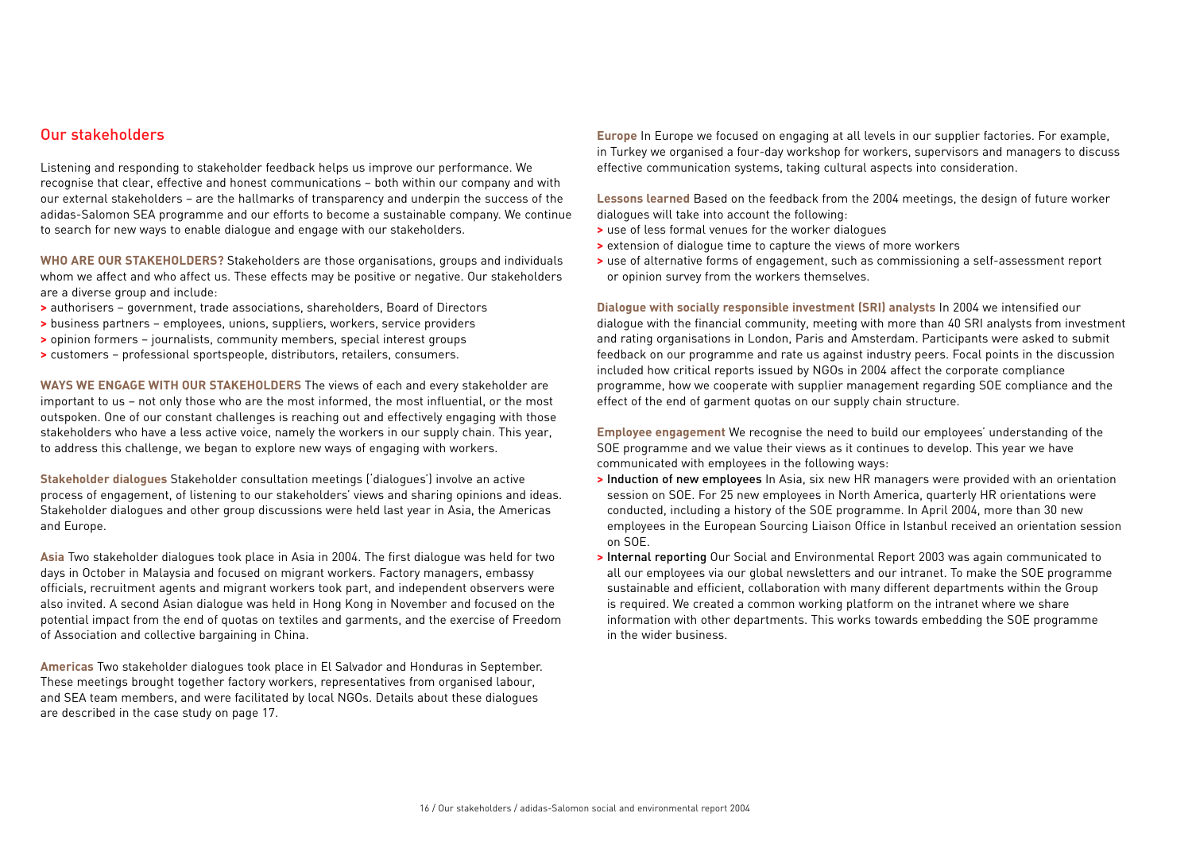## Our stakeholders

Listening and responding to stakeholder feedback helps us improve our performance. We recognise that clear, effective and honest communications – both within our company and with our external stakeholders – are the hallmarks of transparency and underpin the success of the adidas-Salomon SEA programme and our efforts to become a sustainable company. We continue to search for new ways to enable dialogue and engage with our stakeholders.

**WHO ARE OUR STAKEHOLDERS?** Stakeholders are those organisations, groups and individuals whom we affect and who affect us. These effects may be positive or negative. Our stakeholders are a diverse group and include:

> authorisers – government, trade associations, shareholders, Board of Directors
> business partners – employees, unions, suppliers, workers, service providers
> opinion formers – journalists, community members, special interest groups
> customers – professional sportspeople, distributors, retailers, consumers.

**WAYS WE ENGAGE WITH OUR STAKEHOLDERS** The views of each and every stakeholder are important to us – not only those who are the most informed, the most influential, or the most outspoken. One of our constant challenges is reaching out and effectively engaging with those stakeholders who have a less active voice, namely the workers in our supply chain. This year, to address this challenge, we began to explore new ways of engaging with workers.

**Stakeholder dialogues** Stakeholder consultation meetings ('dialogues') involve an active process of engagement, of listening to our stakeholders' views and sharing opinions and ideas. Stakeholder dialogues and other group discussions were held last year in Asia, the Americas and Europe.

**Asia** Two stakeholder dialogues took place in Asia in 2004. The first dialogue was held for two days in October in Malaysia and focused on migrant workers. Factory managers, embassy officials, recruitment agents and migrant workers took part, and independent observers were also invited. A second Asian dialogue was held in Hong Kong in November and focused on the potential impact from the end of quotas on textiles and garments, and the exercise of Freedom of Association and collective bargaining in China.

**Americas** Two stakeholder dialogues took place in El Salvador and Honduras in September. These meetings brought together factory workers, representatives from organised labour, and SEA team members, and were facilitated by local NGOs. Details about these dialogues are described in the case study on page 17.

**Europe** In Europe we focused on engaging at all levels in our supplier factories. For example, in Turkey we organised a four-day workshop for workers, supervisors and managers to discuss effective communication systems, taking cultural aspects into consideration.

**Lessons learned** Based on the feedback from the 2004 meetings, the design of future worker dialogues will take into account the following:

> use of less formal venues for the worker dialogues
> extension of dialogue time to capture the views of more workers
> use of alternative forms of engagement, such as commissioning a self-assessment report or opinion survey from the workers themselves.

**Dialogue with socially responsible investment (SRI) analysts** In 2004 we intensified our dialogue with the financial community, meeting with more than 40 SRI analysts from investment and rating organisations in London, Paris and Amsterdam. Participants were asked to submit feedback on our programme and rate us against industry peers. Focal points in the discussion included how critical reports issued by NGOs in 2004 affect the corporate compliance programme, how we cooperate with supplier management regarding SOE compliance and the effect of the end of garment quotas on our supply chain structure.

**Employee engagement** We recognise the need to build our employees' understanding of the SOE programme and we value their views as it continues to develop. This year we have communicated with employees in the following ways:

> Induction of new employees In Asia, six new HR managers were provided with an orientation session on SOE. For 25 new employees in North America, quarterly HR orientations were conducted, including a history of the SOE programme. In April 2004, more than 30 new employees in the European Sourcing Liaison Office in Istanbul received an orientation session on SOE.
> Internal reporting Our Social and Environmental Report 2003 was again communicated to all our employees via our global newsletters and our intranet. To make the SOE programme sustainable and efficient, collaboration with many different departments within the Group is required. We created a common working platform on the intranet where we share information with other departments. This works towards embedding the SOE programme in the wider business.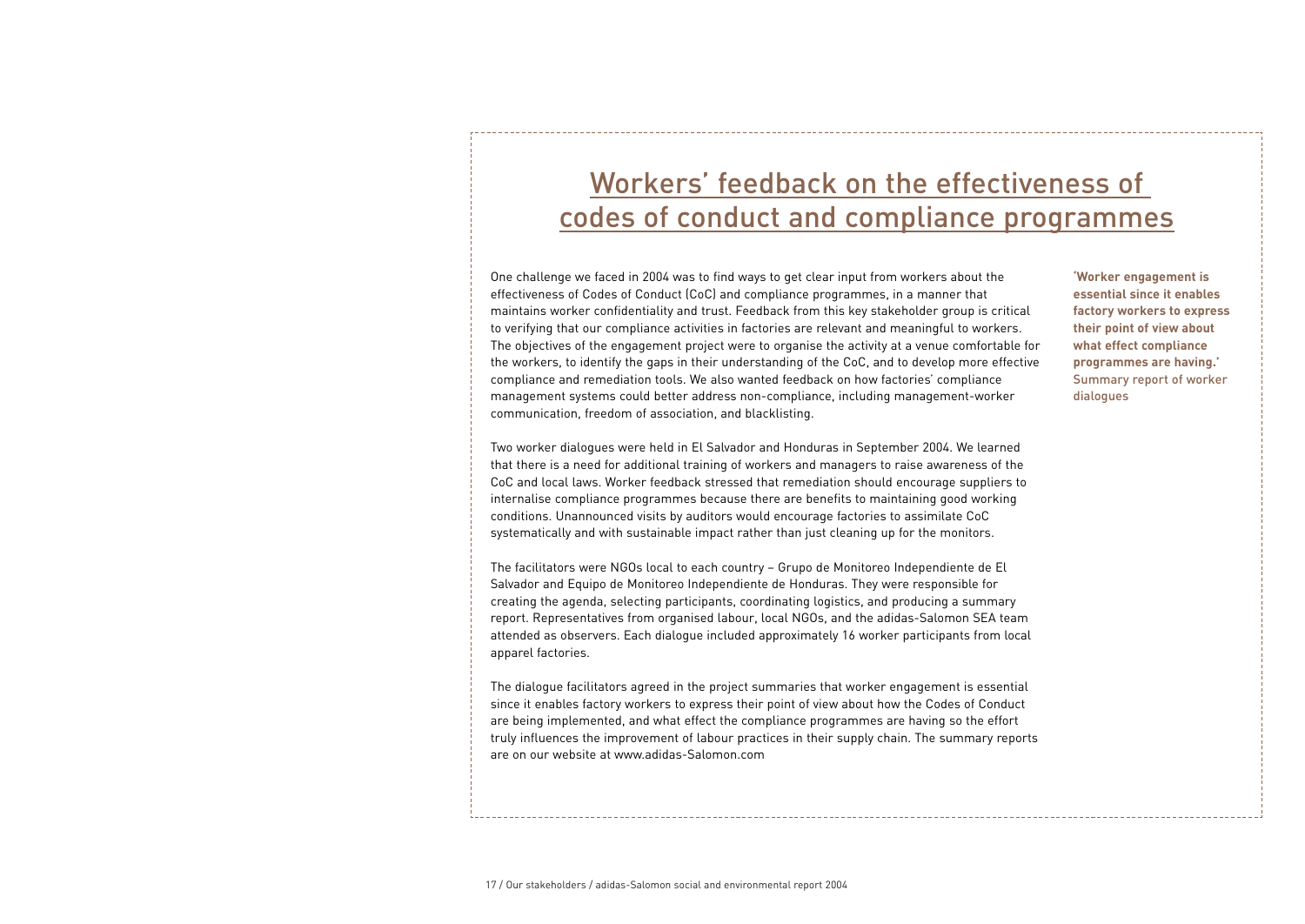# Workers' feedback on the effectiveness of codes of conduct and compliance programmes

One challenge we faced in 2004 was to find ways to get clear input from workers about the effectiveness of Codes of Conduct (CoC) and compliance programmes, in a manner that maintains worker confidentiality and trust. Feedback from this key stakeholder group is critical to verifying that our compliance activities in factories are relevant and meaningful to workers. The objectives of the engagement project were to organise the activity at a venue comfortable for the workers, to identify the gaps in their understanding of the CoC, and to develop more effective compliance and remediation tools. We also wanted feedback on how factories' compliance management systems could better address non-compliance, including management-worker communication, freedom of association, and blacklisting.

Two worker dialogues were held in El Salvador and Honduras in September 2004. We learned that there is a need for additional training of workers and managers to raise awareness of the CoC and local laws. Worker feedback stressed that remediation should encourage suppliers to internalise compliance programmes because there are benefits to maintaining good working conditions. Unannounced visits by auditors would encourage factories to assimilate CoC systematically and with sustainable impact rather than just cleaning up for the monitors.

The facilitators were NGOs local to each country – Grupo de Monitoreo Independiente de El Salvador and Equipo de Monitoreo Independiente de Honduras. They were responsible for creating the agenda, selecting participants, coordinating logistics, and producing a summary report. Representatives from organised labour, local NGOs, and the adidas-Salomon SEA team attended as observers. Each dialogue included approximately 16 worker participants from local apparel factories.

The dialogue facilitators agreed in the project summaries that worker engagement is essential since it enables factory workers to express their point of view about how the Codes of Conduct are being implemented, and what effect the compliance programmes are having so the effort truly influences the improvement of labour practices in their supply chain. The summary reports are on our website at www.adidas-Salomon.com

**'Worker engagement is essential since it enables factory workers to express their point of view about what effect compliance programmes are having.'**
Summary report of worker dialogues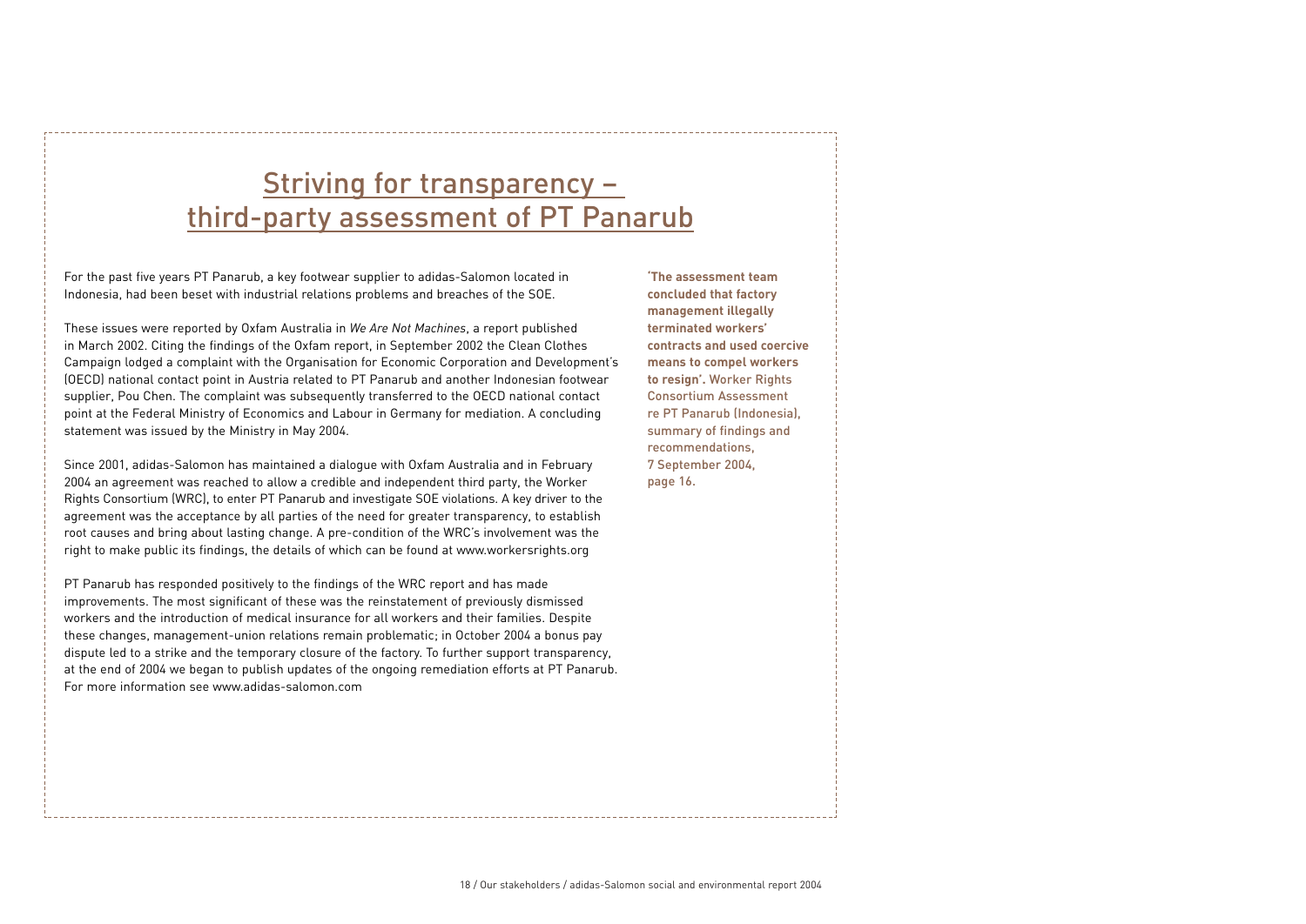# Striving for transparency – third-party assessment of PT Panarub

For the past five years PT Panarub, a key footwear supplier to adidas-Salomon located in Indonesia, had been beset with industrial relations problems and breaches of the SOE.

These issues were reported by Oxfam Australia in *We Are Not Machines*, a report published in March 2002. Citing the findings of the Oxfam report, in September 2002 the Clean Clothes Campaign lodged a complaint with the Organisation for Economic Corporation and Development's (OECD) national contact point in Austria related to PT Panarub and another Indonesian footwear supplier, Pou Chen. The complaint was subsequently transferred to the OECD national contact point at the Federal Ministry of Economics and Labour in Germany for mediation. A concluding statement was issued by the Ministry in May 2004.

Since 2001, adidas-Salomon has maintained a dialogue with Oxfam Australia and in February 2004 an agreement was reached to allow a credible and independent third party, the Worker Rights Consortium (WRC), to enter PT Panarub and investigate SOE violations. A key driver to the agreement was the acceptance by all parties of the need for greater transparency, to establish root causes and bring about lasting change. A pre-condition of the WRC's involvement was the right to make public its findings, the details of which can be found at www.workersrights.org

PT Panarub has responded positively to the findings of the WRC report and has made improvements. The most significant of these was the reinstatement of previously dismissed workers and the introduction of medical insurance for all workers and their families. Despite these changes, management-union relations remain problematic; in October 2004 a bonus pay dispute led to a strike and the temporary closure of the factory. To further support transparency, at the end of 2004 we began to publish updates of the ongoing remediation efforts at PT Panarub. For more information see www.adidas-salomon.com

**'The assessment team concluded that factory management illegally terminated workers' contracts and used coercive means to compel workers to resign'.** Worker Rights Consortium Assessment re PT Panarub (Indonesia), summary of findings and recommendations, 7 September 2004, page 16.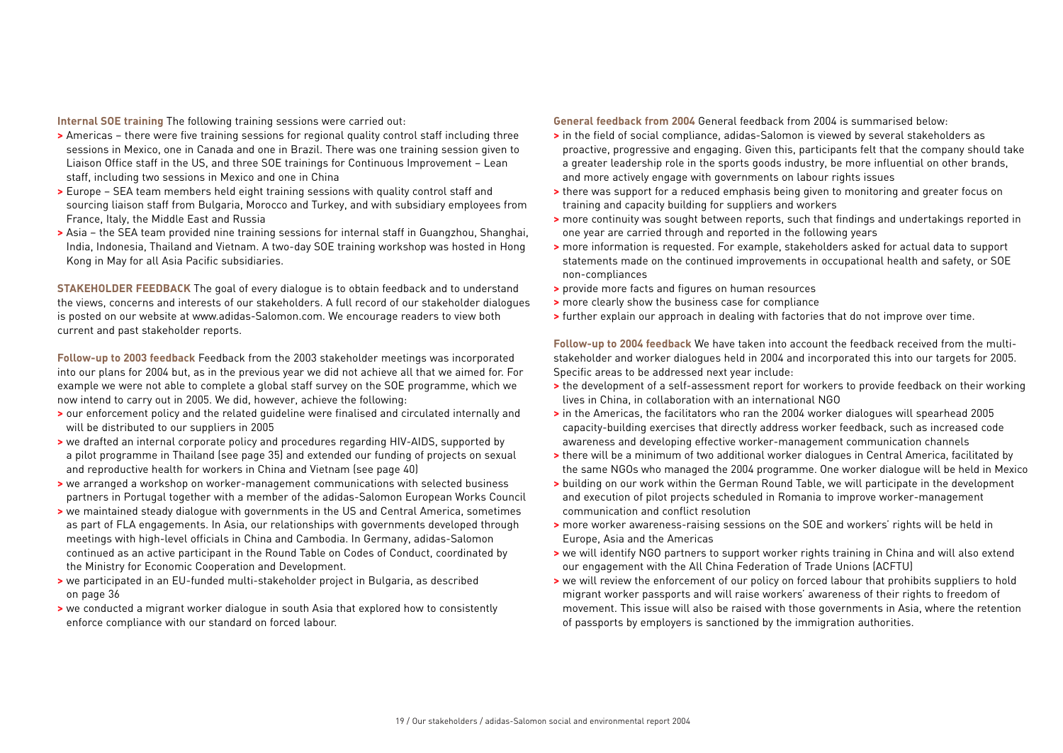**Internal SOE training** The following training sessions were carried out:

- Americas – there were five training sessions for regional quality control staff including three sessions in Mexico, one in Canada and one in Brazil. There was one training session given to Liaison Office staff in the US, and three SOE trainings for Continuous Improvement – Lean staff, including two sessions in Mexico and one in China
- Europe – SEA team members held eight training sessions with quality control staff and sourcing liaison staff from Bulgaria, Morocco and Turkey, and with subsidiary employees from France, Italy, the Middle East and Russia
- Asia – the SEA team provided nine training sessions for internal staff in Guangzhou, Shanghai, India, Indonesia, Thailand and Vietnam. A two-day SOE training workshop was hosted in Hong Kong in May for all Asia Pacific subsidiaries.

**STAKEHOLDER FEEDBACK** The goal of every dialogue is to obtain feedback and to understand the views, concerns and interests of our stakeholders. A full record of our stakeholder dialogues is posted on our website at www.adidas-Salomon.com. We encourage readers to view both current and past stakeholder reports.

**Follow-up to 2003 feedback** Feedback from the 2003 stakeholder meetings was incorporated into our plans for 2004 but, as in the previous year we did not achieve all that we aimed for. For example we were not able to complete a global staff survey on the SOE programme, which we now intend to carry out in 2005. We did, however, achieve the following:

- our enforcement policy and the related guideline were finalised and circulated internally and will be distributed to our suppliers in 2005
- we drafted an internal corporate policy and procedures regarding HIV-AIDS, supported by a pilot programme in Thailand (see page 35) and extended our funding of projects on sexual and reproductive health for workers in China and Vietnam (see page 40)
- we arranged a workshop on worker-management communications with selected business partners in Portugal together with a member of the adidas-Salomon European Works Council
- we maintained steady dialogue with governments in the US and Central America, sometimes as part of FLA engagements. In Asia, our relationships with governments developed through meetings with high-level officials in China and Cambodia. In Germany, adidas-Salomon continued as an active participant in the Round Table on Codes of Conduct, coordinated by the Ministry for Economic Cooperation and Development.
- we participated in an EU-funded multi-stakeholder project in Bulgaria, as described on page 36
- we conducted a migrant worker dialogue in south Asia that explored how to consistently enforce compliance with our standard on forced labour.

**General feedback from 2004** General feedback from 2004 is summarised below:

- in the field of social compliance, adidas-Salomon is viewed by several stakeholders as proactive, progressive and engaging. Given this, participants felt that the company should take a greater leadership role in the sports goods industry, be more influential on other brands, and more actively engage with governments on labour rights issues
- there was support for a reduced emphasis being given to monitoring and greater focus on training and capacity building for suppliers and workers
- more continuity was sought between reports, such that findings and undertakings reported in one year are carried through and reported in the following years
- more information is requested. For example, stakeholders asked for actual data to support statements made on the continued improvements in occupational health and safety, or SOE non-compliances
- provide more facts and figures on human resources
- more clearly show the business case for compliance
- further explain our approach in dealing with factories that do not improve over time.

**Follow-up to 2004 feedback** We have taken into account the feedback received from the multi-stakeholder and worker dialogues held in 2004 and incorporated this into our targets for 2005. Specific areas to be addressed next year include:

- the development of a self-assessment report for workers to provide feedback on their working lives in China, in collaboration with an international NGO
- in the Americas, the facilitators who ran the 2004 worker dialogues will spearhead 2005 capacity-building exercises that directly address worker feedback, such as increased code awareness and developing effective worker-management communication channels
- there will be a minimum of two additional worker dialogues in Central America, facilitated by the same NGOs who managed the 2004 programme. One worker dialogue will be held in Mexico
- building on our work within the German Round Table, we will participate in the development and execution of pilot projects scheduled in Romania to improve worker-management communication and conflict resolution
- more worker awareness-raising sessions on the SOE and workers' rights will be held in Europe, Asia and the Americas
- we will identify NGO partners to support worker rights training in China and will also extend our engagement with the All China Federation of Trade Unions (ACFTU)
- we will review the enforcement of our policy on forced labour that prohibits suppliers to hold migrant worker passports and will raise workers' awareness of their rights to freedom of movement. This issue will also be raised with those governments in Asia, where the retention of passports by employers is sanctioned by the immigration authorities.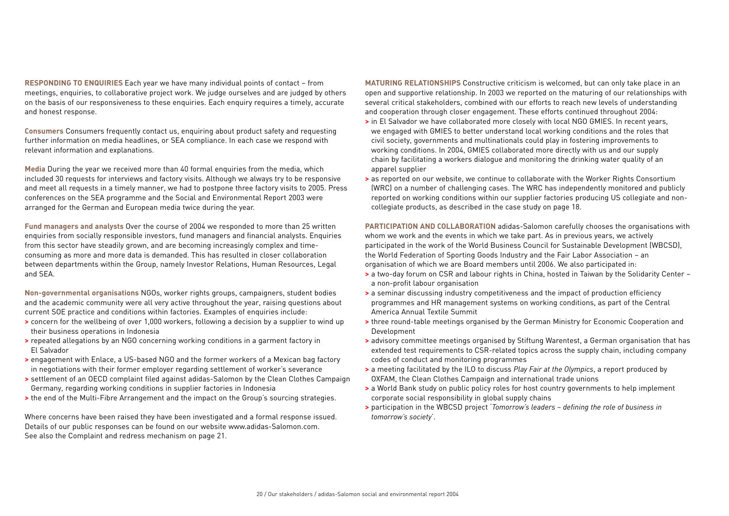**RESPONDING TO ENQUIRIES** Each year we have many individual points of contact – from meetings, enquiries, to collaborative project work. We judge ourselves and are judged by others on the basis of our responsiveness to these enquiries. Each enquiry requires a timely, accurate and honest response.

**Consumers** Consumers frequently contact us, enquiring about product safety and requesting further information on media headlines, or SEA compliance. In each case we respond with relevant information and explanations.

**Media** During the year we received more than 40 formal enquiries from the media, which included 30 requests for interviews and factory visits. Although we always try to be responsive and meet all requests in a timely manner, we had to postpone three factory visits to 2005. Press conferences on the SEA programme and the Social and Environmental Report 2003 were arranged for the German and European media twice during the year.

**Fund managers and analysts** Over the course of 2004 we responded to more than 25 written enquiries from socially responsible investors, fund managers and financial analysts. Enquiries from this sector have steadily grown, and are becoming increasingly complex and time-consuming as more and more data is demanded. This has resulted in closer collaboration between departments within the Group, namely Investor Relations, Human Resources, Legal and SEA.

**Non-governmental organisations** NGOs, worker rights groups, campaigners, student bodies and the academic community were all very active throughout the year, raising questions about current SOE practice and conditions within factories. Examples of enquiries include:

- concern for the wellbeing of over 1,000 workers, following a decision by a supplier to wind up their business operations in Indonesia
- repeated allegations by an NGO concerning working conditions in a garment factory in El Salvador
- engagement with Enlace, a US-based NGO and the former workers of a Mexican bag factory in negotiations with their former employer regarding settlement of worker's severance
- settlement of an OECD complaint filed against adidas-Salomon by the Clean Clothes Campaign Germany, regarding working conditions in supplier factories in Indonesia
- the end of the Multi-Fibre Arrangement and the impact on the Group's sourcing strategies.

Where concerns have been raised they have been investigated and a formal response issued. Details of our public responses can be found on our website www.adidas-Salomon.com. See also the Complaint and redress mechanism on page 21.

**MATURING RELATIONSHIPS** Constructive criticism is welcomed, but can only take place in an open and supportive relationship. In 2003 we reported on the maturing of our relationships with several critical stakeholders, combined with our efforts to reach new levels of understanding and cooperation through closer engagement. These efforts continued throughout 2004:

- in El Salvador we have collaborated more closely with local NGO GMIES. In recent years, we engaged with GMIES to better understand local working conditions and the roles that civil society, governments and multinationals could play in fostering improvements to working conditions. In 2004, GMIES collaborated more directly with us and our supply chain by facilitating a workers dialogue and monitoring the drinking water quality of an apparel supplier
- as reported on our website, we continue to collaborate with the Worker Rights Consortium (WRC) on a number of challenging cases. The WRC has independently monitored and publicly reported on working conditions within our supplier factories producing US collegiate and non-collegiate products, as described in the case study on page 18.

**PARTICIPATION AND COLLABORATION** adidas-Salomon carefully chooses the organisations with whom we work and the events in which we take part. As in previous years, we actively participated in the work of the World Business Council for Sustainable Development (WBCSD), the World Federation of Sporting Goods Industry and the Fair Labor Association – an organisation of which we are Board members until 2006. We also participated in:

- a two-day forum on CSR and labour rights in China, hosted in Taiwan by the Solidarity Center – a non-profit labour organisation
- a seminar discussing industry competitiveness and the impact of production efficiency programmes and HR management systems on working conditions, as part of the Central America Annual Textile Summit
- three round-table meetings organised by the German Ministry for Economic Cooperation and Development
- advisory committee meetings organised by Stiftung Warentest, a German organisation that has extended test requirements to CSR-related topics across the supply chain, including company codes of conduct and monitoring programmes
- a meeting facilitated by the ILO to discuss *Play Fair at the Olympics*, a report produced by OXFAM, the Clean Clothes Campaign and international trade unions
- a World Bank study on public policy roles for host country governments to help implement corporate social responsibility in global supply chains
- participation in the WBCSD project '*Tomorrow's leaders – defining the role of business in tomorrow's society*'.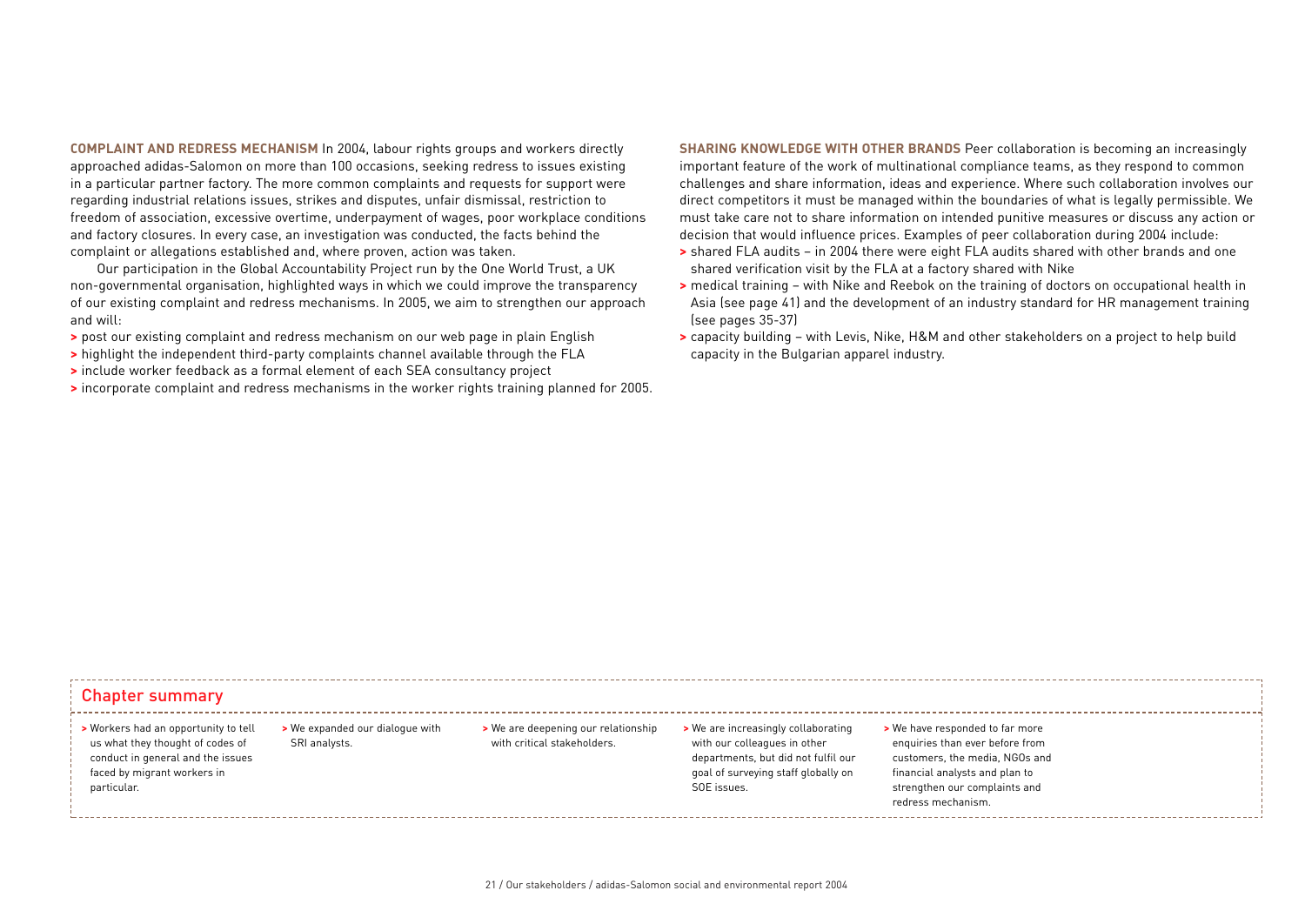**COMPLAINT AND REDRESS MECHANISM** In 2004, labour rights groups and workers directly approached adidas-Salomon on more than 100 occasions, seeking redress to issues existing in a particular partner factory. The more common complaints and requests for support were regarding industrial relations issues, strikes and disputes, unfair dismissal, restriction to freedom of association, excessive overtime, underpayment of wages, poor workplace conditions and factory closures. In every case, an investigation was conducted, the facts behind the complaint or allegations established and, where proven, action was taken.

Our participation in the Global Accountability Project run by the One World Trust, a UK non-governmental organisation, highlighted ways in which we could improve the transparency of our existing complaint and redress mechanisms. In 2005, we aim to strengthen our approach and will:

- post our existing complaint and redress mechanism on our web page in plain English
- highlight the independent third-party complaints channel available through the FLA
- include worker feedback as a formal element of each SEA consultancy project
- incorporate complaint and redress mechanisms in the worker rights training planned for 2005.

**SHARING KNOWLEDGE WITH OTHER BRANDS** Peer collaboration is becoming an increasingly important feature of the work of multinational compliance teams, as they respond to common challenges and share information, ideas and experience. Where such collaboration involves our direct competitors it must be managed within the boundaries of what is legally permissible. We must take care not to share information on intended punitive measures or discuss any action or decision that would influence prices. Examples of peer collaboration during 2004 include:

- shared FLA audits – in 2004 there were eight FLA audits shared with other brands and one shared verification visit by the FLA at a factory shared with Nike
- medical training – with Nike and Reebok on the training of doctors on occupational health in Asia (see page 41) and the development of an industry standard for HR management training (see pages 35-37)
- capacity building – with Levis, Nike, H&M and other stakeholders on a project to help build capacity in the Bulgarian apparel industry.

## Chapter summary

- Workers had an opportunity to tell us what they thought of codes of conduct in general and the issues faced by migrant workers in particular.
- We expanded our dialogue with SRI analysts.
- We are deepening our relationship with critical stakeholders.
- We are increasingly collaborating with our colleagues in other departments, but did not fulfil our goal of surveying staff globally on SOE issues.
- We have responded to far more enquiries than ever before from customers, the media, NGOs and financial analysts and plan to strengthen our complaints and redress mechanism.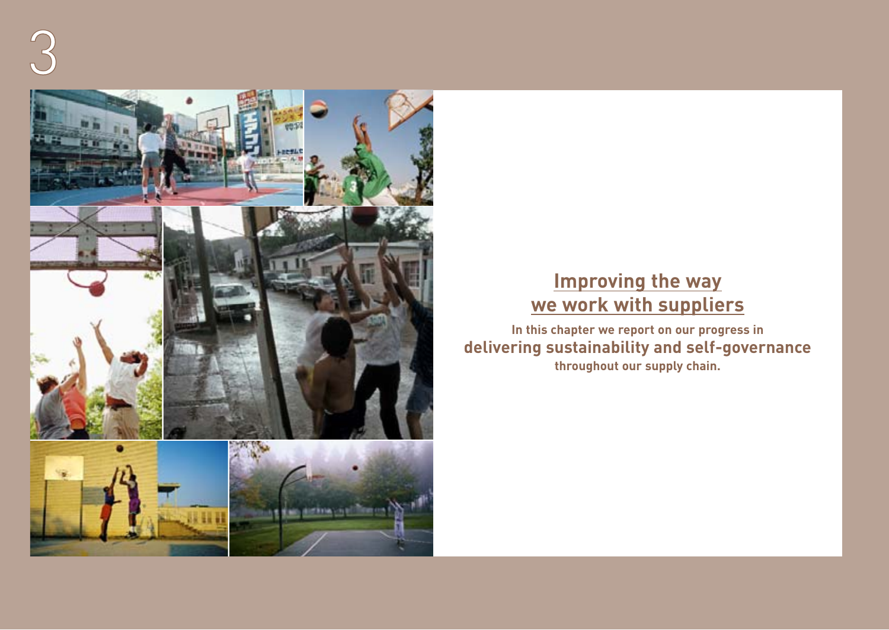3

## Improving the way we work with suppliers

In this chapter we report on our progress in **delivering sustainability and self-governance** throughout our supply chain.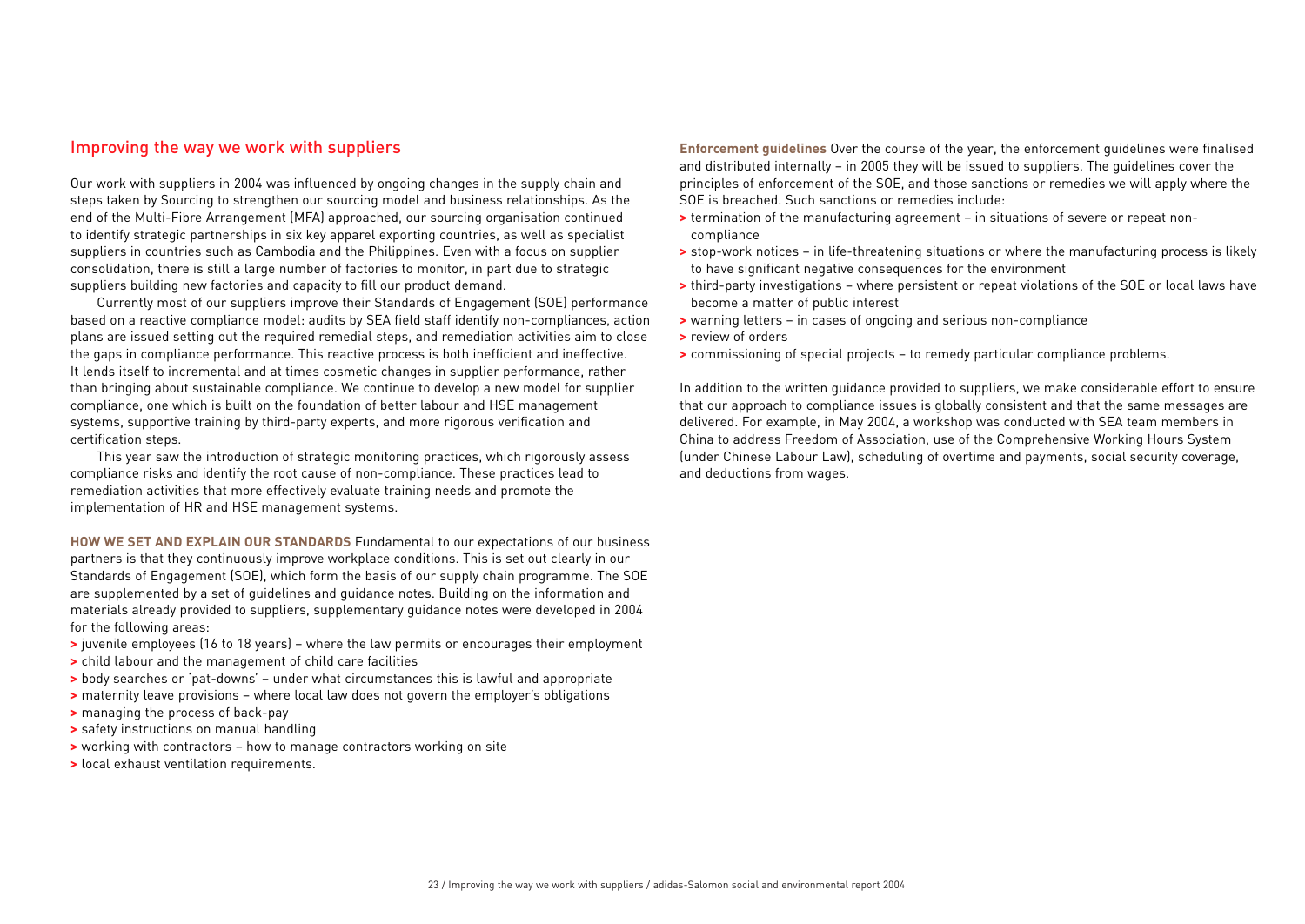## Improving the way we work with suppliers

Our work with suppliers in 2004 was influenced by ongoing changes in the supply chain and steps taken by Sourcing to strengthen our sourcing model and business relationships. As the end of the Multi-Fibre Arrangement (MFA) approached, our sourcing organisation continued to identify strategic partnerships in six key apparel exporting countries, as well as specialist suppliers in countries such as Cambodia and the Philippines. Even with a focus on supplier consolidation, there is still a large number of factories to monitor, in part due to strategic suppliers building new factories and capacity to fill our product demand.

Currently most of our suppliers improve their Standards of Engagement (SOE) performance based on a reactive compliance model: audits by SEA field staff identify non-compliances, action plans are issued setting out the required remedial steps, and remediation activities aim to close the gaps in compliance performance. This reactive process is both inefficient and ineffective. It lends itself to incremental and at times cosmetic changes in supplier performance, rather than bringing about sustainable compliance. We continue to develop a new model for supplier compliance, one which is built on the foundation of better labour and HSE management systems, supportive training by third-party experts, and more rigorous verification and certification steps.

This year saw the introduction of strategic monitoring practices, which rigorously assess compliance risks and identify the root cause of non-compliance. These practices lead to remediation activities that more effectively evaluate training needs and promote the implementation of HR and HSE management systems.

**HOW WE SET AND EXPLAIN OUR STANDARDS** Fundamental to our expectations of our business partners is that they continuously improve workplace conditions. This is set out clearly in our Standards of Engagement (SOE), which form the basis of our supply chain programme. The SOE are supplemented by a set of guidelines and guidance notes. Building on the information and materials already provided to suppliers, supplementary guidance notes were developed in 2004 for the following areas:

- juvenile employees (16 to 18 years) – where the law permits or encourages their employment
- child labour and the management of child care facilities
- body searches or 'pat-downs' – under what circumstances this is lawful and appropriate
- maternity leave provisions – where local law does not govern the employer's obligations
- managing the process of back-pay
- safety instructions on manual handling
- working with contractors – how to manage contractors working on site
- local exhaust ventilation requirements.

**Enforcement guidelines** Over the course of the year, the enforcement guidelines were finalised and distributed internally – in 2005 they will be issued to suppliers. The guidelines cover the principles of enforcement of the SOE, and those sanctions or remedies we will apply where the SOE is breached. Such sanctions or remedies include:

- termination of the manufacturing agreement – in situations of severe or repeat non-compliance
- stop-work notices – in life-threatening situations or where the manufacturing process is likely to have significant negative consequences for the environment
- third-party investigations – where persistent or repeat violations of the SOE or local laws have become a matter of public interest
- warning letters – in cases of ongoing and serious non-compliance
- review of orders
- commissioning of special projects – to remedy particular compliance problems.

In addition to the written guidance provided to suppliers, we make considerable effort to ensure that our approach to compliance issues is globally consistent and that the same messages are delivered. For example, in May 2004, a workshop was conducted with SEA team members in China to address Freedom of Association, use of the Comprehensive Working Hours System (under Chinese Labour Law), scheduling of overtime and payments, social security coverage, and deductions from wages.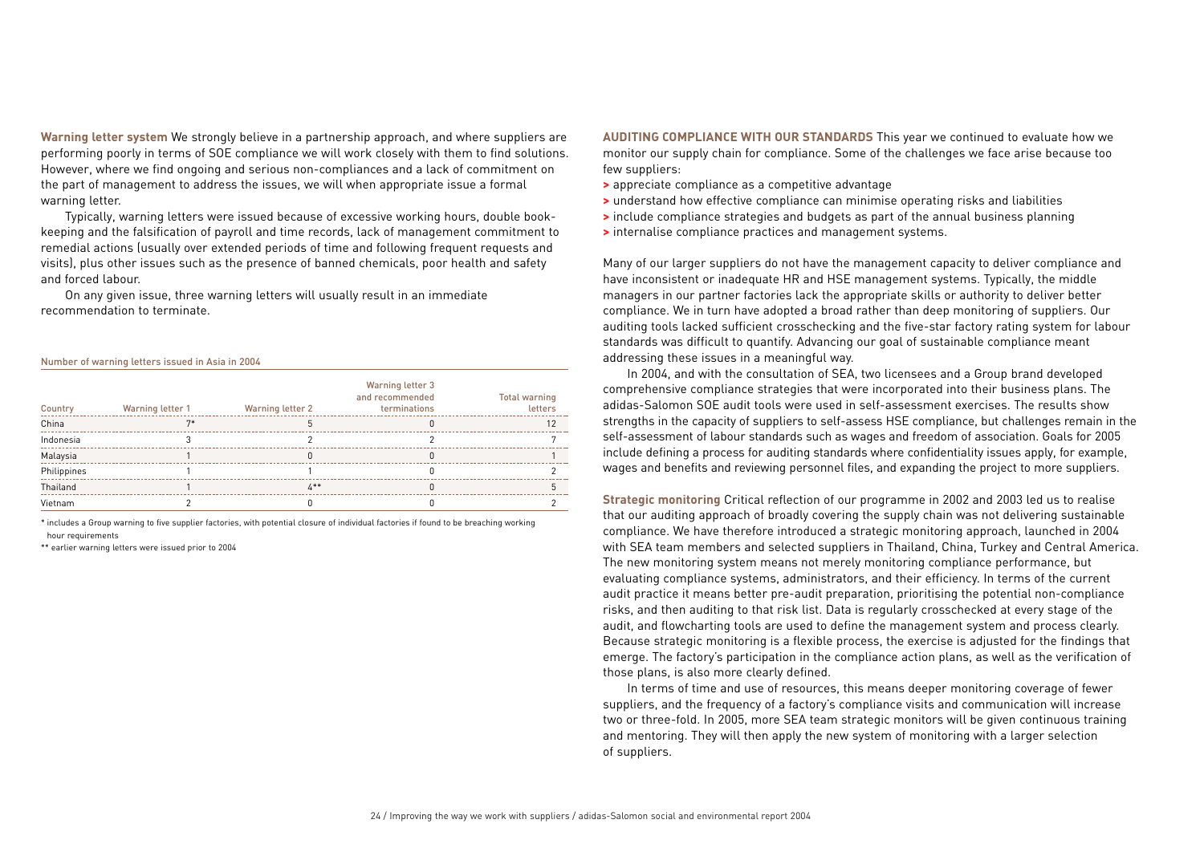**Warning letter system** We strongly believe in a partnership approach, and where suppliers are performing poorly in terms of SOE compliance we will work closely with them to find solutions. However, where we find ongoing and serious non-compliances and a lack of commitment on the part of management to address the issues, we will when appropriate issue a formal warning letter.

Typically, warning letters were issued because of excessive working hours, double book-keeping and the falsification of payroll and time records, lack of management commitment to remedial actions (usually over extended periods of time and following frequent requests and visits), plus other issues such as the presence of banned chemicals, poor health and safety and forced labour.

On any given issue, three warning letters will usually result in an immediate recommendation to terminate.

Number of warning letters issued in Asia in 2004

| Country | Warning letter 1 | Warning letter 2 | Warning letter 3 and recommended terminations | Total warning letters |
|---|---|---|---|---|
| China | 7* | 5 | 0 | 12 |
| Indonesia | 3 | 2 | 2 | 7 |
| Malaysia | 1 | 0 | 0 | 1 |
| Philippines | 1 | 1 | 0 | 2 |
| Thailand | 1 | 4** | 0 | 5 |
| Vietnam | 2 | 0 | 0 | 2 |

\* includes a Group warning to five supplier factories, with potential closure of individual factories if found to be breaching working hour requirements

\*\* earlier warning letters were issued prior to 2004

**AUDITING COMPLIANCE WITH OUR STANDARDS** This year we continued to evaluate how we monitor our supply chain for compliance. Some of the challenges we face arise because too few suppliers:

- appreciate compliance as a competitive advantage
- understand how effective compliance can minimise operating risks and liabilities
- include compliance strategies and budgets as part of the annual business planning
- internalise compliance practices and management systems.

Many of our larger suppliers do not have the management capacity to deliver compliance and have inconsistent or inadequate HR and HSE management systems. Typically, the middle managers in our partner factories lack the appropriate skills or authority to deliver better compliance. We in turn have adopted a broad rather than deep monitoring of suppliers. Our auditing tools lacked sufficient crosschecking and the five-star factory rating system for labour standards was difficult to quantify. Advancing our goal of sustainable compliance meant addressing these issues in a meaningful way.

In 2004, and with the consultation of SEA, two licensees and a Group brand developed comprehensive compliance strategies that were incorporated into their business plans. The adidas-Salomon SOE audit tools were used in self-assessment exercises. The results show strengths in the capacity of suppliers to self-assess HSE compliance, but challenges remain in the self-assessment of labour standards such as wages and freedom of association. Goals for 2005 include defining a process for auditing standards where confidentiality issues apply, for example, wages and benefits and reviewing personnel files, and expanding the project to more suppliers.

**Strategic monitoring** Critical reflection of our programme in 2002 and 2003 led us to realise that our auditing approach of broadly covering the supply chain was not delivering sustainable compliance. We have therefore introduced a strategic monitoring approach, launched in 2004 with SEA team members and selected suppliers in Thailand, China, Turkey and Central America. The new monitoring system means not merely monitoring compliance performance, but evaluating compliance systems, administrators, and their efficiency. In terms of the current audit practice it means better pre-audit preparation, prioritising the potential non-compliance risks, and then auditing to that risk list. Data is regularly crosschecked at every stage of the audit, and flowcharting tools are used to define the management system and process clearly. Because strategic monitoring is a flexible process, the exercise is adjusted for the findings that emerge. The factory's participation in the compliance action plans, as well as the verification of those plans, is also more clearly defined.

In terms of time and use of resources, this means deeper monitoring coverage of fewer suppliers, and the frequency of a factory's compliance visits and communication will increase two or three-fold. In 2005, more SEA team strategic monitors will be given continuous training and mentoring. They will then apply the new system of monitoring with a larger selection of suppliers.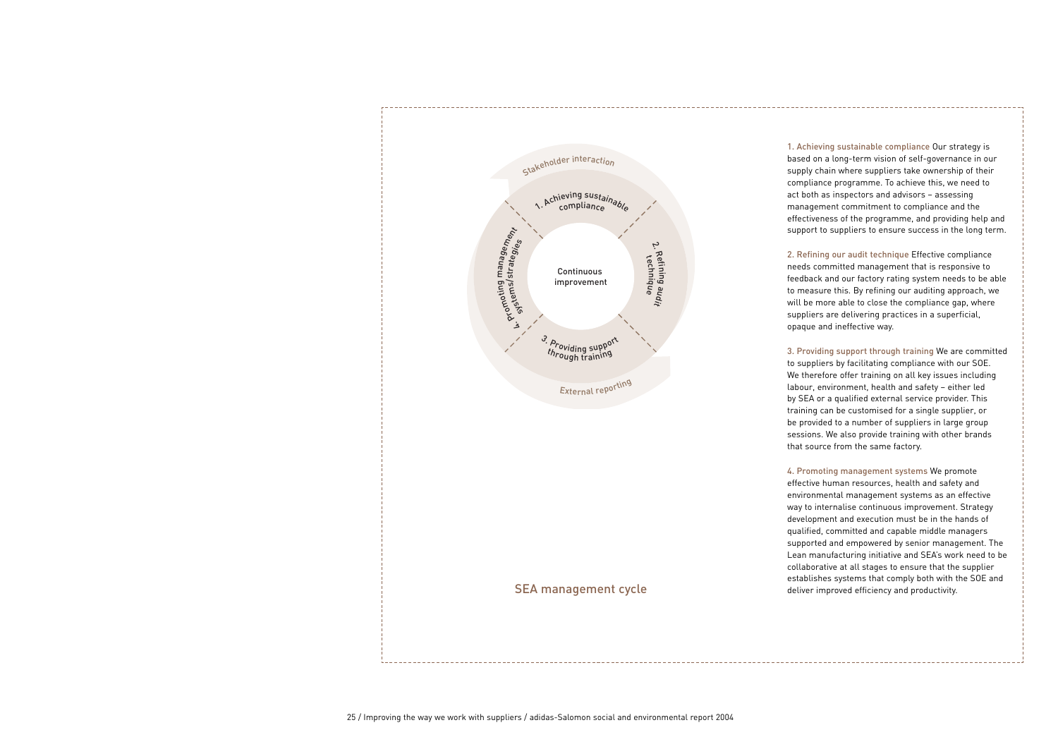Stakeholder interaction

1. Achieving sustainable compliance

2. Refining audit technique

3. Providing support through training

4. Promoting management systems/strategies

Continuous improvement

External reporting

SEA management cycle

1. Achieving sustainable compliance Our strategy is based on a long-term vision of self-governance in our supply chain where suppliers take ownership of their compliance programme. To achieve this, we need to act both as inspectors and advisors – assessing management commitment to compliance and the effectiveness of the programme, and providing help and support to suppliers to ensure success in the long term.

2. Refining our audit technique Effective compliance needs committed management that is responsive to feedback and our factory rating system needs to be able to measure this. By refining our auditing approach, we will be more able to close the compliance gap, where suppliers are delivering practices in a superficial, opaque and ineffective way.

3. Providing support through training We are committed to suppliers by facilitating compliance with our SOE. We therefore offer training on all key issues including labour, environment, health and safety – either led by SEA or a qualified external service provider. This training can be customised for a single supplier, or be provided to a number of suppliers in large group sessions. We also provide training with other brands that source from the same factory.

4. Promoting management systems We promote effective human resources, health and safety and environmental management systems as an effective way to internalise continuous improvement. Strategy development and execution must be in the hands of qualified, committed and capable middle managers supported and empowered by senior management. The Lean manufacturing initiative and SEA's work need to be collaborative at all stages to ensure that the supplier establishes systems that comply both with the SOE and deliver improved efficiency and productivity.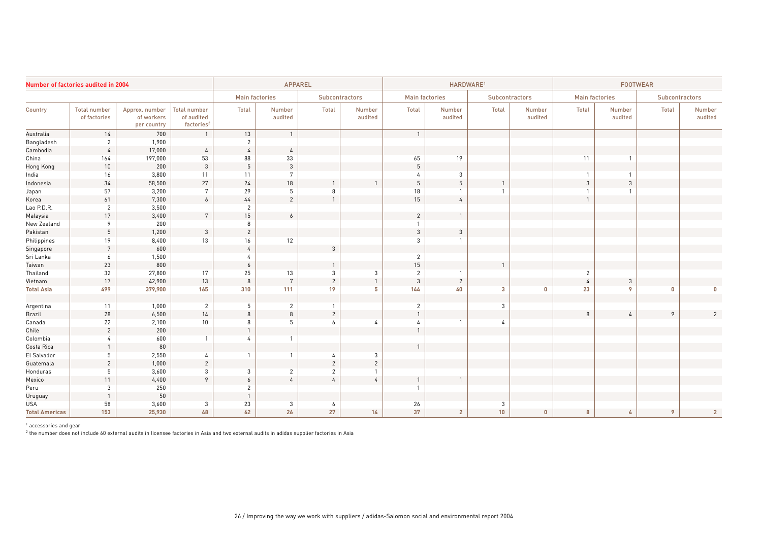| Number of factories audited in 2004 | | | | APPAREL | | | | HARDWARE[1] | | | | FOOTWEAR | | | |
|---|---|---|---|---|---|---|---|---|---|---|---|---|---|---|---|
| | | | | Main factories | | Subcontractors | | Main factories | | Subcontractors | | Main factories | | Subcontractors | |
| Country | Total number of factories | Approx. number of workers per country | Total number of audited factories[2] | Total | Number audited | Total | Number audited | Total | Number audited | Total | Number audited | Total | Number audited | Total | Number audited |
| Australia | 14 | 700 | 1 | 13 | 1 | | | 1 | | | | | | | |
| Bangladesh | 2 | 1,900 | | 2 | | | | | | | | | | | |
| Cambodia | 4 | 17,000 | 4 | 4 | 4 | | | | | | | | | | |
| China | 164 | 197,000 | 53 | 88 | 33 | | | 65 | 19 | | | 11 | 1 | | |
| Hong Kong | 10 | 200 | 3 | 5 | 3 | | | 5 | | | | | | | |
| India | 16 | 3,800 | 11 | 11 | 7 | | | 4 | 3 | | | 1 | 1 | | |
| Indonesia | 34 | 58,500 | 27 | 24 | 18 | 1 | 1 | 5 | 5 | 1 | | 3 | 3 | | |
| Japan | 57 | 3,200 | 7 | 29 | 5 | 8 | | 18 | 1 | 1 | | 1 | 1 | | |
| Korea | 61 | 7,300 | 6 | 44 | 2 | 1 | | 15 | 4 | | | 1 | | | |
| Lao P.D.R. | 2 | 3,500 | | 2 | | | | | | | | | | | |
| Malaysia | 17 | 3,400 | 7 | 15 | 6 | | | 2 | 1 | | | | | | |
| New Zealand | 9 | 200 | | 8 | | | | 1 | | | | | | | |
| Pakistan | 5 | 1,200 | 3 | 2 | | | | 3 | 3 | | | | | | |
| Philippines | 19 | 8,400 | 13 | 16 | 12 | | | 3 | 1 | | | | | | |
| Singapore | 7 | 600 | | 4 | | 3 | | | | | | | | | |
| Sri Lanka | 6 | 1,500 | | 4 | | | | 2 | | | | | | | |
| Taiwan | 23 | 800 | | 6 | | 1 | | 15 | | 1 | | | | | |
| Thailand | 32 | 27,800 | 17 | 25 | 13 | 3 | 3 | 2 | 1 | | | 2 | | | |
| Vietnam | 17 | 42,900 | 13 | 8 | 7 | 2 | 1 | 3 | 2 | | | 4 | 3 | | |
| **Total Asia** | **499** | **379,900** | **165** | **310** | **111** | **19** | **5** | **144** | **40** | **3** | **0** | **23** | **9** | **0** | **0** |
| | | | | | | | | | | | | | | | |
| Argentina | 11 | 1,000 | 2 | 5 | 2 | 1 | | 2 | | 3 | | | | | |
| Brazil | 28 | 6,500 | 14 | 8 | 8 | 2 | | 1 | | | | 8 | 4 | 9 | 2 |
| Canada | 22 | 2,100 | 10 | 8 | 5 | 6 | 4 | 4 | 1 | 4 | | | | | |
| Chile | 2 | 200 | | 1 | | | | 1 | | | | | | | |
| Colombia | 4 | 600 | 1 | 4 | 1 | | | | | | | | | | |
| Costa Rica | 1 | 80 | | | | | | 1 | | | | | | | |
| El Salvador | 5 | 2,550 | 4 | 1 | 1 | 4 | 3 | | | | | | | | |
| Guatemala | 2 | 1,000 | 2 | | | 2 | 2 | | | | | | | | |
| Honduras | 5 | 3,600 | 3 | 3 | 2 | 2 | 1 | | | | | | | | |
| Mexico | 11 | 4,400 | 9 | 6 | 4 | 4 | 4 | 1 | 1 | | | | | | |
| Peru | 3 | 250 | | 2 | | | | 1 | | | | | | | |
| Uruguay | 1 | 50 | | 1 | | | | | | | | | | | |
| USA | 58 | 3,600 | 3 | 23 | 3 | 6 | | 26 | | 3 | | | | | |
| **Total Americas** | **153** | **25,930** | **48** | **62** | **26** | **27** | **14** | **37** | **2** | **10** | **0** | **8** | **4** | **9** | **2** |

[1] accessories and gear

[2] the number does not include 60 external audits in licensee factories in Asia and two external audits in adidas supplier factories in Asia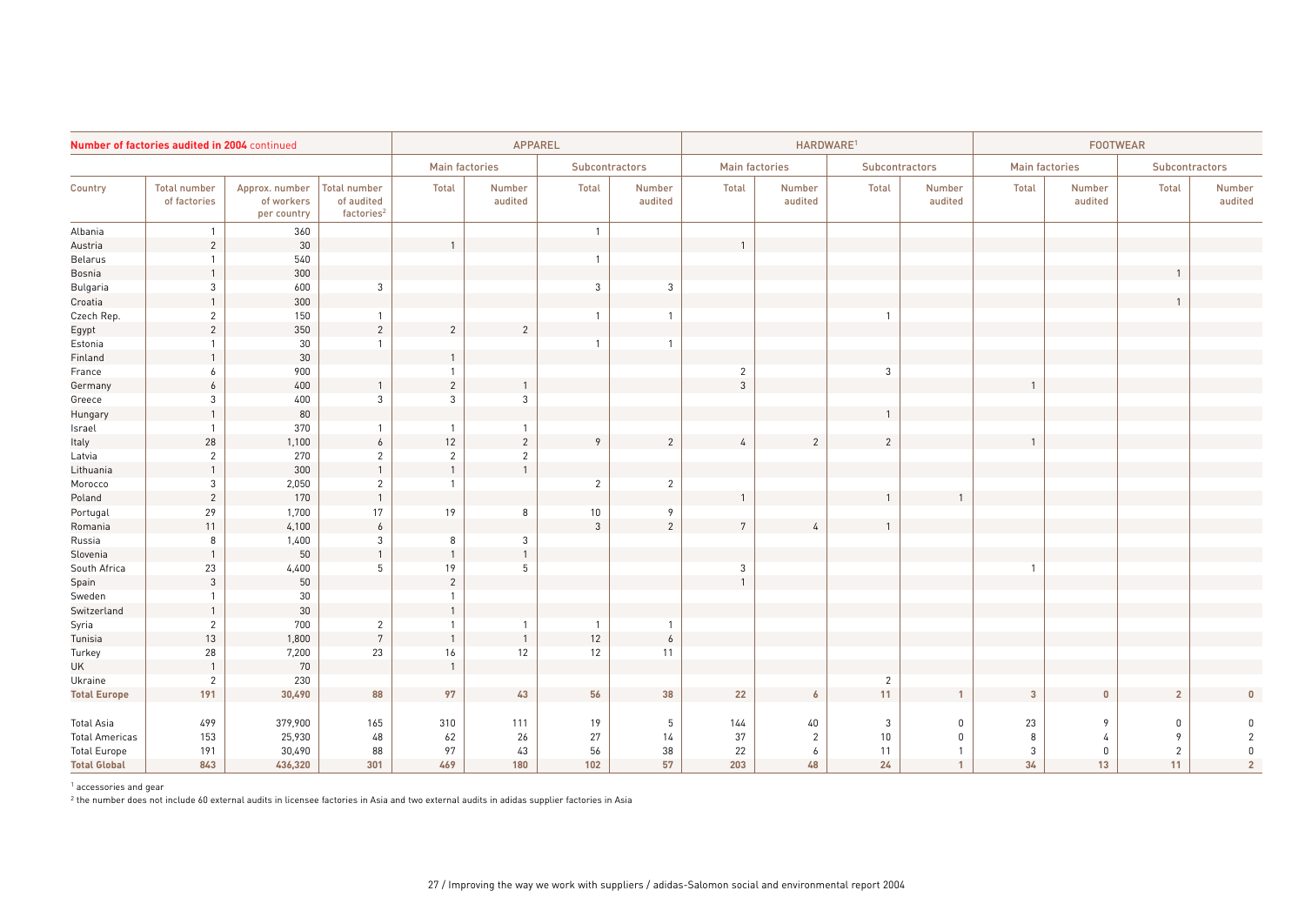| Number of factories audited in 2004 continued | | | | APPAREL | | | | HARDWARE[1] | | | | FOOTWEAR | | | |
|---|---|---|---|---|---|---|---|---|---|---|---|---|---|---|---|
| | | | | Main factories | | Subcontractors | | Main factories | | Subcontractors | | Main factories | | Subcontractors | |
| Country | Total number of factories | Approx. number of workers per country | Total number of audited factories[2] | Total | Number audited | Total | Number audited | Total | Number audited | Total | Number audited | Total | Number audited | Total | Number audited |
| Albania | 1 | 360 | | | | 1 | | | | | | | | | |
| Austria | 2 | 30 | | 1 | | | | 1 | | | | | | | |
| Belarus | 1 | 540 | | | | 1 | | | | | | | | | |
| Bosnia | 1 | 300 | | | | | | | | | | | | 1 | |
| Bulgaria | 3 | 600 | 3 | | | 3 | 3 | | | | | | | | |
| Croatia | 1 | 300 | | | | | | | | | | | | 1 | |
| Czech Rep. | 2 | 150 | 1 | | | 1 | 1 | | | 1 | | | | | |
| Egypt | 2 | 350 | 2 | 2 | 2 | | | | | | | | | | |
| Estonia | 1 | 30 | 1 | | | 1 | 1 | | | | | | | | |
| Finland | 1 | 30 | | 1 | | | | | | | | | | | |
| France | 6 | 900 | | 1 | | | | 2 | | 3 | | | | | |
| Germany | 6 | 400 | 1 | 2 | 1 | | | 3 | | | | 1 | | | |
| Greece | 3 | 400 | 3 | 3 | 3 | | | | | | | | | | |
| Hungary | 1 | 80 | | | | | | | | 1 | | | | | |
| Israel | 1 | 370 | 1 | 1 | 1 | | | | | | | | | | |
| Italy | 28 | 1,100 | 6 | 12 | 2 | 9 | 2 | 4 | 2 | 2 | | 1 | | | |
| Latvia | 2 | 270 | 2 | 2 | 2 | | | | | | | | | | |
| Lithuania | 1 | 300 | 1 | 1 | 1 | | | | | | | | | | |
| Morocco | 3 | 2,050 | 2 | 1 | | 2 | 2 | | | | | | | | |
| Poland | 2 | 170 | 1 | | | | | 1 | | 1 | 1 | | | | |
| Portugal | 29 | 1,700 | 17 | 19 | 8 | 10 | 9 | | | | | | | | |
| Romania | 11 | 4,100 | 6 | | | 3 | 2 | 7 | 4 | 1 | | | | | |
| Russia | 8 | 1,400 | 3 | 8 | 3 | | | | | | | | | | |
| Slovenia | 1 | 50 | 1 | 1 | 1 | | | | | | | | | | |
| South Africa | 23 | 4,400 | 5 | 19 | 5 | | | 3 | | | | 1 | | | |
| Spain | 3 | 50 | | 2 | | | | 1 | | | | | | | |
| Sweden | 1 | 30 | | 1 | | | | | | | | | | | |
| Switzerland | 1 | 30 | | 1 | | | | | | | | | | | |
| Syria | 2 | 700 | 2 | 1 | 1 | 1 | 1 | | | | | | | | |
| Tunisia | 13 | 1,800 | 7 | 1 | 1 | 12 | 6 | | | | | | | | |
| Turkey | 28 | 7,200 | 23 | 16 | 12 | 12 | 11 | | | | | | | | |
| UK | 1 | 70 | | 1 | | | | | | | | | | | |
| Ukraine | 2 | 230 | | | | | | | | 2 | | | | | |
| **Total Europe** | **191** | **30,490** | **88** | **97** | **43** | **56** | **38** | **22** | **6** | **11** | **1** | **3** | **0** | **2** | **0** |
| | | | | | | | | | | | | | | | |
| Total Asia | 499 | 379,900 | 165 | 310 | 111 | 19 | 5 | 144 | 40 | 3 | 0 | 23 | 9 | 0 | 0 |
| Total Americas | 153 | 25,930 | 48 | 62 | 26 | 27 | 14 | 37 | 2 | 10 | 0 | 8 | 4 | 9 | 2 |
| Total Europe | 191 | 30,490 | 88 | 97 | 43 | 56 | 38 | 22 | 6 | 11 | 1 | 3 | 0 | 2 | 0 |
| **Total Global** | **843** | **436,320** | **301** | **469** | **180** | **102** | **57** | **203** | **48** | **24** | **1** | **34** | **13** | **11** | **2** |

[1] accessories and gear

[2] the number does not include 60 external audits in licensee factories in Asia and two external audits in adidas supplier factories in Asia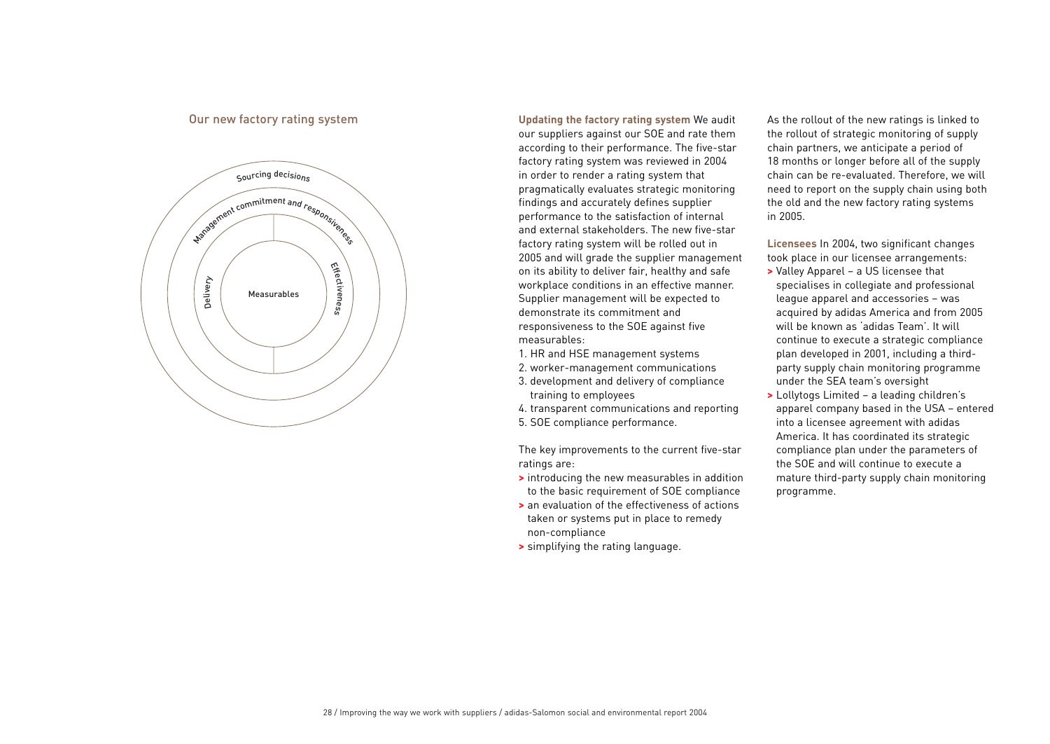## Our new factory rating system

Sourcing decisions

Management commitment and responsiveness

Delivery

Effectiveness

Measurables

**Updating the factory rating system** We audit our suppliers against our SOE and rate them according to their performance. The five-star factory rating system was reviewed in 2004 in order to render a rating system that pragmatically evaluates strategic monitoring findings and accurately defines supplier performance to the satisfaction of internal and external stakeholders. The new five-star factory rating system will be rolled out in 2005 and will grade the supplier management on its ability to deliver fair, healthy and safe workplace conditions in an effective manner. Supplier management will be expected to demonstrate its commitment and responsiveness to the SOE against five measurables:

1. HR and HSE management systems
2. worker-management communications
3. development and delivery of compliance training to employees
4. transparent communications and reporting
5. SOE compliance performance.

The key improvements to the current five-star ratings are:

- introducing the new measurables in addition to the basic requirement of SOE compliance
- an evaluation of the effectiveness of actions taken or systems put in place to remedy non-compliance
- simplifying the rating language.

As the rollout of the new ratings is linked to the rollout of strategic monitoring of supply chain partners, we anticipate a period of 18 months or longer before all of the supply chain can be re-evaluated. Therefore, we will need to report on the supply chain using both the old and the new factory rating systems in 2005.

**Licensees** In 2004, two significant changes took place in our licensee arrangements:

- Valley Apparel – a US licensee that specialises in collegiate and professional league apparel and accessories – was acquired by adidas America and from 2005 will be known as 'adidas Team'. It will continue to execute a strategic compliance plan developed in 2001, including a third-party supply chain monitoring programme under the SEA team's oversight
- Lollytogs Limited – a leading children's apparel company based in the USA – entered into a licensee agreement with adidas America. It has coordinated its strategic compliance plan under the parameters of the SOE and will continue to execute a mature third-party supply chain monitoring programme.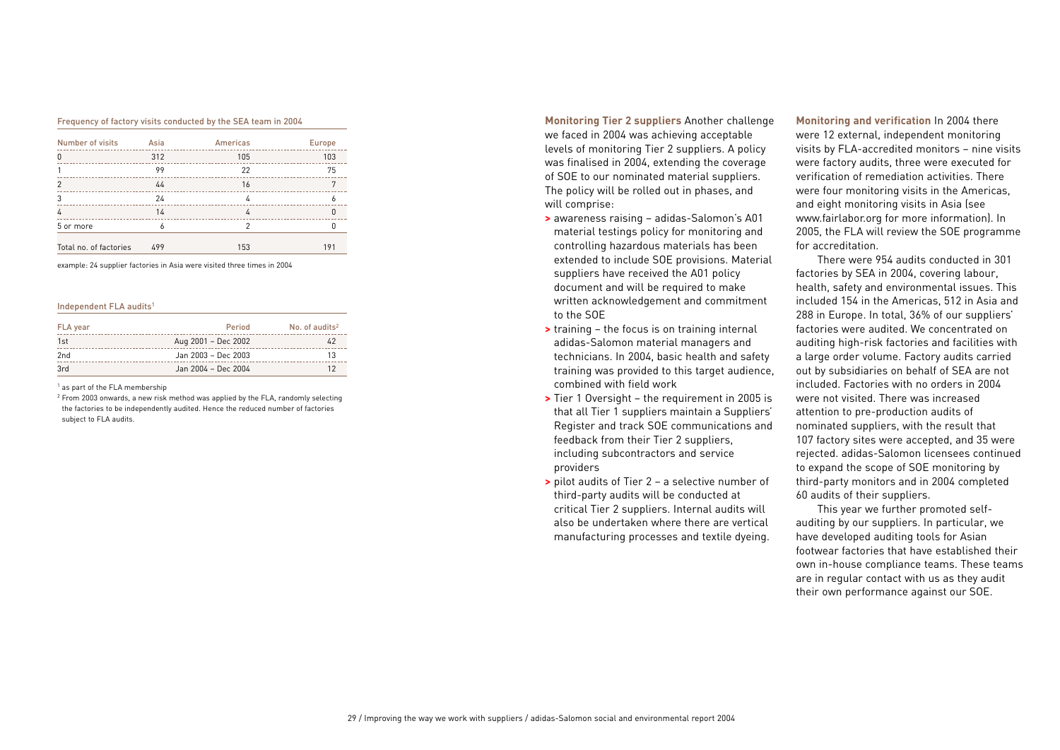Frequency of factory visits conducted by the SEA team in 2004

| Number of visits | Asia | Americas | Europe |
|---|---|---|---|
| 0 | 312 | 105 | 103 |
| 1 | 99 | 22 | 75 |
| 2 | 44 | 16 | 7 |
| 3 | 24 | 4 | 6 |
| 4 | 14 | 4 | 0 |
| 5 or more | 6 | 2 | 0 |
| Total no. of factories | 499 | 153 | 191 |

example: 24 supplier factories in Asia were visited three times in 2004

Independent FLA audits[1]

| FLA year | Period | No. of audits[2] |
|---|---|---|
| 1st | Aug 2001 – Dec 2002 | 42 |
| 2nd | Jan 2003 – Dec 2003 | 13 |
| 3rd | Jan 2004 – Dec 2004 | 12 |

[1] as part of the FLA membership

[2] From 2003 onwards, a new risk method was applied by the FLA, randomly selecting the factories to be independently audited. Hence the reduced number of factories subject to FLA audits.

**Monitoring Tier 2 suppliers** Another challenge we faced in 2004 was achieving acceptable levels of monitoring Tier 2 suppliers. A policy was finalised in 2004, extending the coverage of SOE to our nominated material suppliers. The policy will be rolled out in phases, and will comprise:

- awareness raising – adidas-Salomon's A01 material testings policy for monitoring and controlling hazardous materials has been extended to include SOE provisions. Material suppliers have received the A01 policy document and will be required to make written acknowledgement and commitment to the SOE
- training – the focus is on training internal adidas-Salomon material managers and technicians. In 2004, basic health and safety training was provided to this target audience, combined with field work
- Tier 1 Oversight – the requirement in 2005 is that all Tier 1 suppliers maintain a Suppliers' Register and track SOE communications and feedback from their Tier 2 suppliers, including subcontractors and service providers
- pilot audits of Tier 2 – a selective number of third-party audits will be conducted at critical Tier 2 suppliers. Internal audits will also be undertaken where there are vertical manufacturing processes and textile dyeing.

**Monitoring and verification** In 2004 there were 12 external, independent monitoring visits by FLA-accredited monitors – nine visits were factory audits, three were executed for verification of remediation activities. There were four monitoring visits in the Americas, and eight monitoring visits in Asia (see www.fairlabor.org for more information). In 2005, the FLA will review the SOE programme for accreditation.

There were 954 audits conducted in 301 factories by SEA in 2004, covering labour, health, safety and environmental issues. This included 154 in the Americas, 512 in Asia and 288 in Europe. In total, 36% of our suppliers' factories were audited. We concentrated on auditing high-risk factories and facilities with a large order volume. Factory audits carried out by subsidiaries on behalf of SEA are not included. Factories with no orders in 2004 were not visited. There was increased attention to pre-production audits of nominated suppliers, with the result that 107 factory sites were accepted, and 35 were rejected. adidas-Salomon licensees continued to expand the scope of SOE monitoring by third-party monitors and in 2004 completed 60 audits of their suppliers.

This year we further promoted self-auditing by our suppliers. In particular, we have developed auditing tools for Asian footwear factories that have established their own in-house compliance teams. These teams are in regular contact with us as they audit their own performance against our SOE.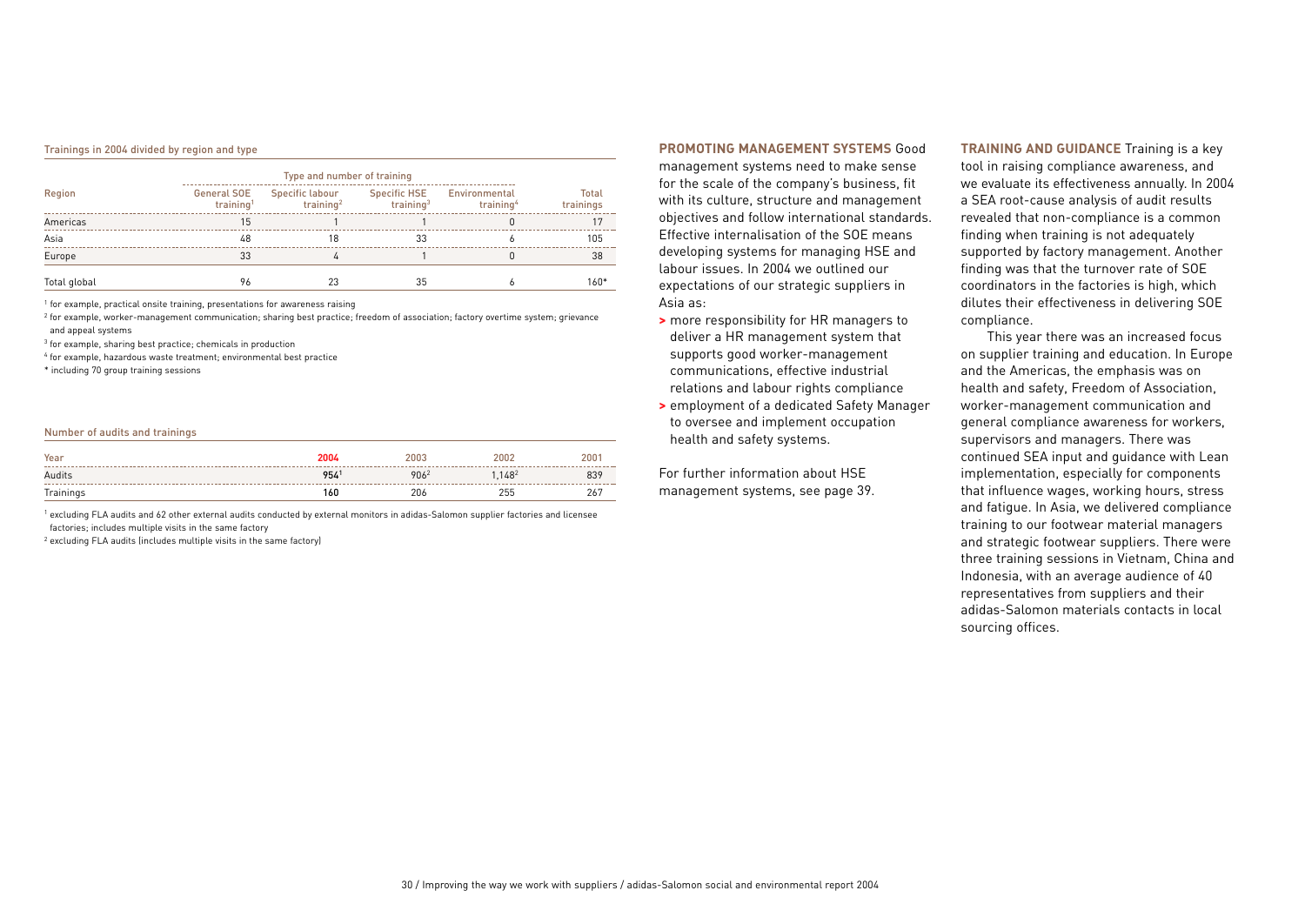#### Trainings in 2004 divided by region and type

| Region | Type and number of training | | | | |
|---|---|---|---|---|---|
| | General SOE training[1] | Specific labour training[2] | Specific HSE training[3] | Environmental training[4] | Total trainings |
| Americas | 15 | 1 | 1 | 0 | 17 |
| Asia | 48 | 18 | 33 | 6 | 105 |
| Europe | 33 | 4 | 1 | 0 | 38 |
| Total global | 96 | 23 | 35 | 6 | 160* |

[1] for example, practical onsite training, presentations for awareness raising

[2] for example, worker-management communication; sharing best practice; freedom of association; factory overtime system; grievance and appeal systems

[3] for example, sharing best practice; chemicals in production

[4] for example, hazardous waste treatment; environmental best practice

\* including 70 group training sessions

#### Number of audits and trainings

| Year | 2004 | 2003 | 2002 | 2001 |
|---|---|---|---|---|
| Audits | 954[1] | 906[2] | 1,148[2] | 839 |
| Trainings | 160 | 206 | 255 | 267 |

[1] excluding FLA audits and 62 other external audits conducted by external monitors in adidas-Salomon supplier factories and licensee factories; includes multiple visits in the same factory

[2] excluding FLA audits (includes multiple visits in the same factory)

**PROMOTING MANAGEMENT SYSTEMS** Good management systems need to make sense for the scale of the company's business, fit with its culture, structure and management objectives and follow international standards. Effective internalisation of the SOE means developing systems for managing HSE and labour issues. In 2004 we outlined our expectations of our strategic suppliers in Asia as:

- more responsibility for HR managers to deliver a HR management system that supports good worker-management communications, effective industrial relations and labour rights compliance
- employment of a dedicated Safety Manager to oversee and implement occupation health and safety systems.

For further information about HSE management systems, see page 39.

**TRAINING AND GUIDANCE** Training is a key tool in raising compliance awareness, and we evaluate its effectiveness annually. In 2004 a SEA root-cause analysis of audit results revealed that non-compliance is a common finding when training is not adequately supported by factory management. Another finding was that the turnover rate of SOE coordinators in the factories is high, which dilutes their effectiveness in delivering SOE compliance.

This year there was an increased focus on supplier training and education. In Europe and the Americas, the emphasis was on health and safety, Freedom of Association, worker-management communication and general compliance awareness for workers, supervisors and managers. There was continued SEA input and guidance with Lean implementation, especially for components that influence wages, working hours, stress and fatigue. In Asia, we delivered compliance training to our footwear material managers and strategic footwear suppliers. There were three training sessions in Vietnam, China and Indonesia, with an average audience of 40 representatives from suppliers and their adidas-Salomon materials contacts in local sourcing offices.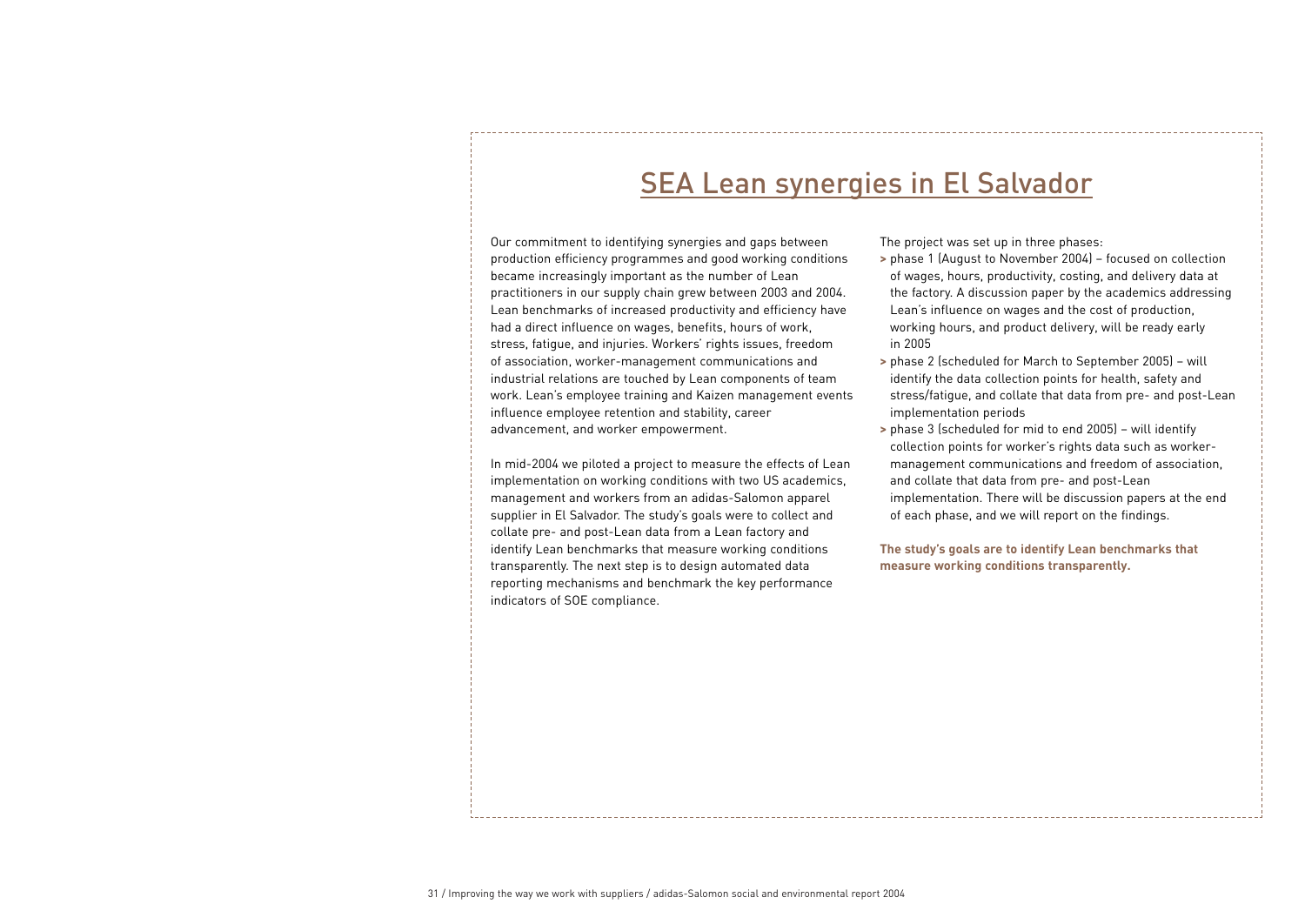## SEA Lean synergies in El Salvador

Our commitment to identifying synergies and gaps between production efficiency programmes and good working conditions became increasingly important as the number of Lean practitioners in our supply chain grew between 2003 and 2004. Lean benchmarks of increased productivity and efficiency have had a direct influence on wages, benefits, hours of work, stress, fatigue, and injuries. Workers' rights issues, freedom of association, worker-management communications and industrial relations are touched by Lean components of team work. Lean's employee training and Kaizen management events influence employee retention and stability, career advancement, and worker empowerment.

In mid-2004 we piloted a project to measure the effects of Lean implementation on working conditions with two US academics, management and workers from an adidas-Salomon apparel supplier in El Salvador. The study's goals were to collect and collate pre- and post-Lean data from a Lean factory and identify Lean benchmarks that measure working conditions transparently. The next step is to design automated data reporting mechanisms and benchmark the key performance indicators of SOE compliance.

The project was set up in three phases:

- phase 1 (August to November 2004) – focused on collection of wages, hours, productivity, costing, and delivery data at the factory. A discussion paper by the academics addressing Lean's influence on wages and the cost of production, working hours, and product delivery, will be ready early in 2005
- phase 2 (scheduled for March to September 2005) – will identify the data collection points for health, safety and stress/fatigue, and collate that data from pre- and post-Lean implementation periods
- phase 3 (scheduled for mid to end 2005) – will identify collection points for worker's rights data such as worker-management communications and freedom of association, and collate that data from pre- and post-Lean implementation. There will be discussion papers at the end of each phase, and we will report on the findings.

**The study's goals are to identify Lean benchmarks that measure working conditions transparently.**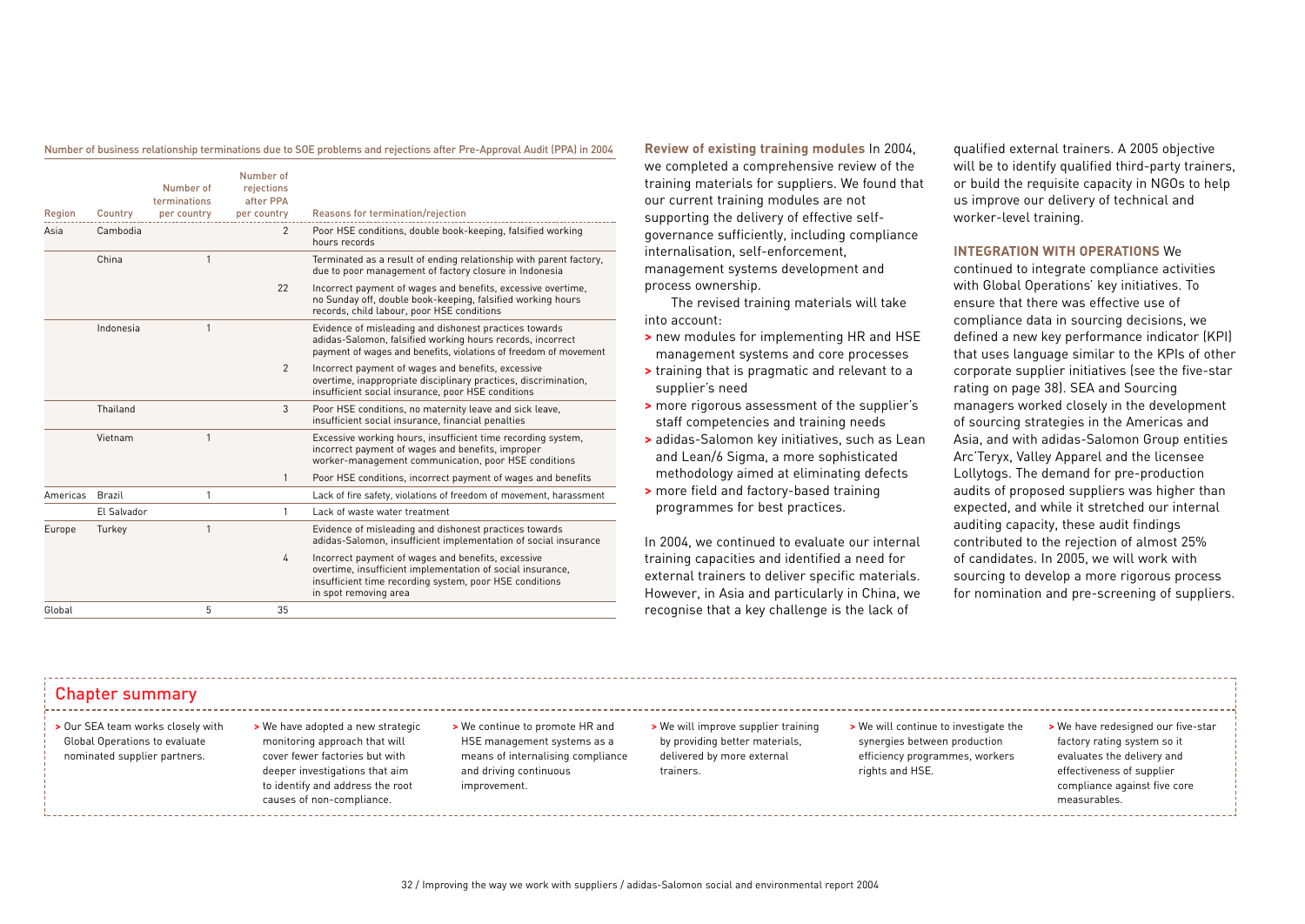Number of business relationship terminations due to SOE problems and rejections after Pre-Approval Audit (PPA) in 2004

| Region | Country | Number of terminations per country | Number of rejections after PPA per country | Reasons for termination/rejection |
|---|---|---|---|---|
| Asia | Cambodia | | 2 | Poor HSE conditions, double book-keeping, falsified working hours records |
| | China | 1 | | Terminated as a result of ending relationship with parent factory, due to poor management of factory closure in Indonesia |
| | | | 22 | Incorrect payment of wages and benefits, excessive overtime, no Sunday off, double book-keeping, falsified working hours records, child labour, poor HSE conditions |
| | Indonesia | 1 | | Evidence of misleading and dishonest practices towards adidas-Salomon, falsified working hours records, incorrect payment of wages and benefits, violations of freedom of movement |
| | | | 2 | Incorrect payment of wages and benefits, excessive overtime, inappropriate disciplinary practices, discrimination, insufficient social insurance, poor HSE conditions |
| | Thailand | | 3 | Poor HSE conditions, no maternity leave and sick leave, insufficient social insurance, financial penalties |
| | Vietnam | 1 | | Excessive working hours, insufficient time recording system, incorrect payment of wages and benefits, improper worker-management communication, poor HSE conditions |
| | | | 1 | Poor HSE conditions, incorrect payment of wages and benefits |
| Americas | Brazil | 1 | | Lack of fire safety, violations of freedom of movement, harassment |
| | El Salvador | | 1 | Lack of waste water treatment |
| Europe | Turkey | 1 | | Evidence of misleading and dishonest practices towards adidas-Salomon, insufficient implementation of social insurance |
| | | | 4 | Incorrect payment of wages and benefits, excessive overtime, insufficient implementation of social insurance, insufficient time recording system, poor HSE conditions in spot removing area |
| Global | | 5 | 35 | |

**Review of existing training modules** In 2004, we completed a comprehensive review of the training materials for suppliers. We found that our current training modules are not supporting the delivery of effective self-governance sufficiently, including compliance internalisation, self-enforcement, management systems development and process ownership.

The revised training materials will take into account:

- new modules for implementing HR and HSE management systems and core processes
- training that is pragmatic and relevant to a supplier's need
- more rigorous assessment of the supplier's staff competencies and training needs
- adidas-Salomon key initiatives, such as Lean and Lean/6 Sigma, a more sophisticated methodology aimed at eliminating defects
- more field and factory-based training programmes for best practices.

In 2004, we continued to evaluate our internal training capacities and identified a need for external trainers to deliver specific materials. However, in Asia and particularly in China, we recognise that a key challenge is the lack of qualified external trainers. A 2005 objective will be to identify qualified third-party trainers, or build the requisite capacity in NGOs to help us improve our delivery of technical and worker-level training.

**INTEGRATION WITH OPERATIONS** We continued to integrate compliance activities with Global Operations' key initiatives. To ensure that there was effective use of compliance data in sourcing decisions, we defined a new key performance indicator (KPI) that uses language similar to the KPIs of other corporate supplier initiatives (see the five-star rating on page 38). SEA and Sourcing managers worked closely in the development of sourcing strategies in the Americas and Asia, and with adidas-Salomon Group entities Arc'Teryx, Valley Apparel and the licensee Lollytogs. The demand for pre-production audits of proposed suppliers was higher than expected, and while it stretched our internal auditing capacity, these audit findings contributed to the rejection of almost 25% of candidates. In 2005, we will work with sourcing to develop a more rigorous process for nomination and pre-screening of suppliers.

## Chapter summary

- Our SEA team works closely with Global Operations to evaluate nominated supplier partners.
- We have adopted a new strategic monitoring approach that will cover fewer factories but with deeper investigations that aim to identify and address the root causes of non-compliance.
- We continue to promote HR and HSE management systems as a means of internalising compliance and driving continuous improvement.
- We will improve supplier training by providing better materials, delivered by more external trainers.
- We will continue to investigate the synergies between production efficiency programmes, workers rights and HSE.
- We have redesigned our five-star factory rating system so it evaluates the delivery and effectiveness of supplier compliance against five core measurables.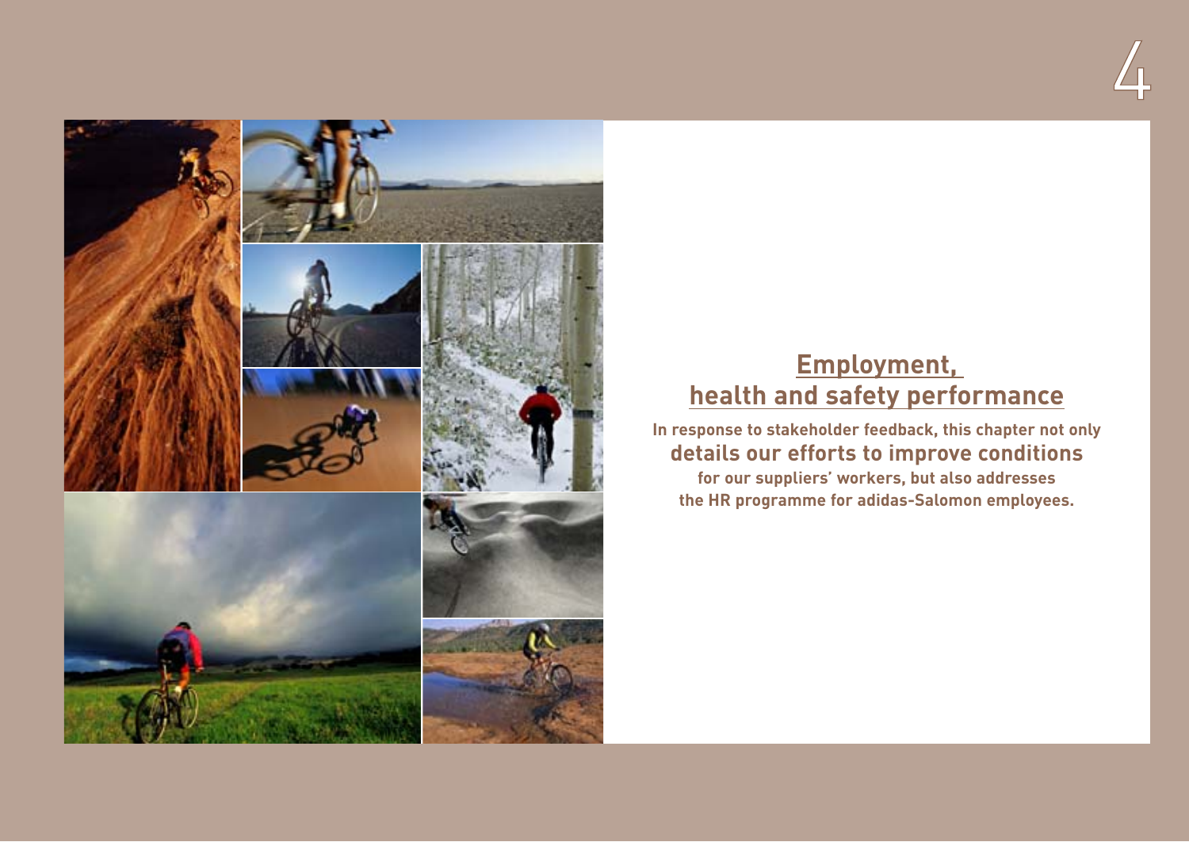# 4

## Employment, health and safety performance

**In response to stakeholder feedback, this chapter not only details our efforts to improve conditions for our suppliers' workers, but also addresses the HR programme for adidas-Salomon employees.**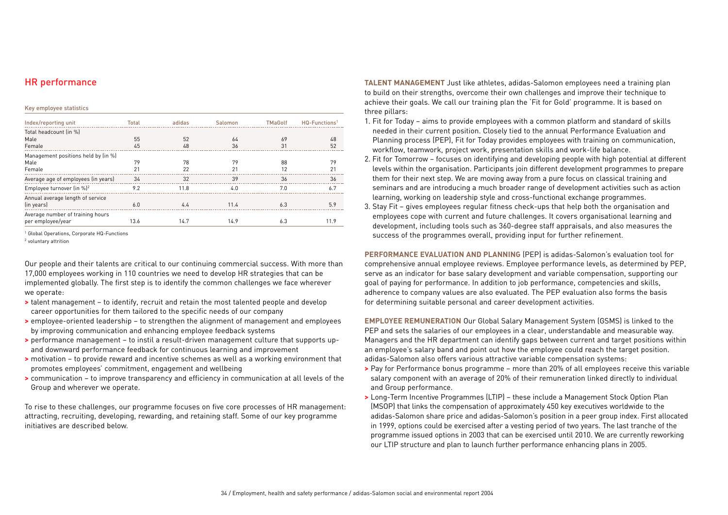## HR performance

Key employee statistics

| Index/reporting unit | Total | adidas | Salomon | TMaGolf | HQ-Functions[1] |
|---|---|---|---|---|---|
| Total headcount (in %) | | | | | |
| Male | 55 | 52 | 64 | 69 | 48 |
| Female | 45 | 48 | 36 | 31 | 52 |
| Management positions held by (in %) | | | | | |
| Male | 79 | 78 | 79 | 88 | 79 |
| Female | 21 | 22 | 21 | 12 | 21 |
| Average age of employees (in years) | 34 | 32 | 39 | 36 | 36 |
| Employee turnover (in %)[2] | 9.2 | 11.8 | 4.0 | 7.0 | 6.7 |
| Annual average length of service (in years) | 6.0 | 4.4 | 11.4 | 6.3 | 5.9 |
| Average number of training hours per employee/year | 13.6 | 14.7 | 14.9 | 6.3 | 11.9 |

[1] Global Operations, Corporate HQ-Functions

[2] voluntary attrition

Our people and their talents are critical to our continuing commercial success. With more than 17,000 employees working in 110 countries we need to develop HR strategies that can be implemented globally. The first step is to identify the common challenges we face wherever we operate:

- talent management – to identify, recruit and retain the most talented people and develop career opportunities for them tailored to the specific needs of our company
- employee-oriented leadership – to strengthen the alignment of management and employees by improving communication and enhancing employee feedback systems
- performance management – to instil a result-driven management culture that supports up- and downward performance feedback for continuous learning and improvement
- motivation – to provide reward and incentive schemes as well as a working environment that promotes employees' commitment, engagement and wellbeing
- communication – to improve transparency and efficiency in communication at all levels of the Group and wherever we operate.

To rise to these challenges, our programme focuses on five core processes of HR management: attracting, recruiting, developing, rewarding, and retaining staff. Some of our key programme initiatives are described below.

**TALENT MANAGEMENT** Just like athletes, adidas-Salomon employees need a training plan to build on their strengths, overcome their own challenges and improve their technique to achieve their goals. We call our training plan the 'Fit for Gold' programme. It is based on three pillars:

1. Fit for Today – aims to provide employees with a common platform and standard of skills needed in their current position. Closely tied to the annual Performance Evaluation and Planning process (PEP), Fit for Today provides employees with training on communication, workflow, teamwork, project work, presentation skills and work-life balance.
2. Fit for Tomorrow – focuses on identifying and developing people with high potential at different levels within the organisation. Participants join different development programmes to prepare them for their next step. We are moving away from a pure focus on classical training and seminars and are introducing a much broader range of development activities such as action learning, working on leadership style and cross-functional exchange programmes.
3. Stay Fit – gives employees regular fitness check-ups that help both the organisation and employees cope with current and future challenges. It covers organisational learning and development, including tools such as 360-degree staff appraisals, and also measures the success of the programmes overall, providing input for further refinement.

**PERFORMANCE EVALUATION AND PLANNING** (PEP) is adidas-Salomon's evaluation tool for comprehensive annual employee reviews. Employee performance levels, as determined by PEP, serve as an indicator for base salary development and variable compensation, supporting our goal of paying for performance. In addition to job performance, competencies and skills, adherence to company values are also evaluated. The PEP evaluation also forms the basis for determining suitable personal and career development activities.

**EMPLOYEE REMUNERATION** Our Global Salary Management System (GSMS) is linked to the PEP and sets the salaries of our employees in a clear, understandable and measurable way. Managers and the HR department can identify gaps between current and target positions within an employee's salary band and point out how the employee could reach the target position. adidas-Salomon also offers various attractive variable compensation systems:

- Pay for Performance bonus programme – more than 20% of all employees receive this variable salary component with an average of 20% of their remuneration linked directly to individual and Group performance.
- Long-Term Incentive Programmes (LTIP) – these include a Management Stock Option Plan (MSOP) that links the compensation of approximately 450 key executives worldwide to the adidas-Salomon share price and adidas-Salomon's position in a peer group index. First allocated in 1999, options could be exercised after a vesting period of two years. The last tranche of the programme issued options in 2003 that can be exercised until 2010. We are currently reworking our LTIP structure and plan to launch further performance enhancing plans in 2005.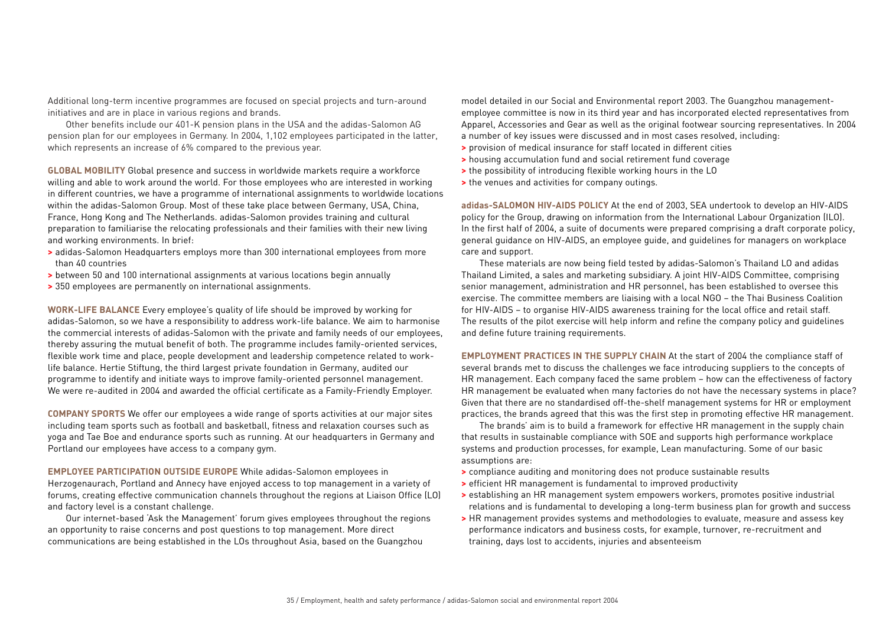Additional long-term incentive programmes are focused on special projects and turn-around initiatives and are in place in various regions and brands.

Other benefits include our 401-K pension plans in the USA and the adidas-Salomon AG pension plan for our employees in Germany. In 2004, 1,102 employees participated in the latter, which represents an increase of 6% compared to the previous year.

**GLOBAL MOBILITY** Global presence and success in worldwide markets require a workforce willing and able to work around the world. For those employees who are interested in working in different countries, we have a programme of international assignments to worldwide locations within the adidas-Salomon Group. Most of these take place between Germany, USA, China, France, Hong Kong and The Netherlands. adidas-Salomon provides training and cultural preparation to familiarise the relocating professionals and their families with their new living and working environments. In brief:

- adidas-Salomon Headquarters employs more than 300 international employees from more than 40 countries
- between 50 and 100 international assignments at various locations begin annually
- 350 employees are permanently on international assignments.

**WORK-LIFE BALANCE** Every employee's quality of life should be improved by working for adidas-Salomon, so we have a responsibility to address work-life balance. We aim to harmonise the commercial interests of adidas-Salomon with the private and family needs of our employees, thereby assuring the mutual benefit of both. The programme includes family-oriented services, flexible work time and place, people development and leadership competence related to work-life balance. Hertie Stiftung, the third largest private foundation in Germany, audited our programme to identify and initiate ways to improve family-oriented personnel management. We were re-audited in 2004 and awarded the official certificate as a Family-Friendly Employer.

**COMPANY SPORTS** We offer our employees a wide range of sports activities at our major sites including team sports such as football and basketball, fitness and relaxation courses such as yoga and Tae Boe and endurance sports such as running. At our headquarters in Germany and Portland our employees have access to a company gym.

**EMPLOYEE PARTICIPATION OUTSIDE EUROPE** While adidas-Salomon employees in Herzogenaurach, Portland and Annecy have enjoyed access to top management in a variety of forums, creating effective communication channels throughout the regions at Liaison Office (LO) and factory level is a constant challenge.

Our internet-based 'Ask the Management' forum gives employees throughout the regions an opportunity to raise concerns and post questions to top management. More direct communications are being established in the LOs throughout Asia, based on the Guangzhou model detailed in our Social and Environmental report 2003. The Guangzhou management-employee committee is now in its third year and has incorporated elected representatives from Apparel, Accessories and Gear as well as the original footwear sourcing representatives. In 2004 a number of key issues were discussed and in most cases resolved, including:

- provision of medical insurance for staff located in different cities
- housing accumulation fund and social retirement fund coverage
- the possibility of introducing flexible working hours in the LO
- the venues and activities for company outings.

**adidas-SALOMON HIV-AIDS POLICY** At the end of 2003, SEA undertook to develop an HIV-AIDS policy for the Group, drawing on information from the International Labour Organization (ILO). In the first half of 2004, a suite of documents were prepared comprising a draft corporate policy, general guidance on HIV-AIDS, an employee guide, and guidelines for managers on workplace care and support.

These materials are now being field tested by adidas-Salomon's Thailand LO and adidas Thailand Limited, a sales and marketing subsidiary. A joint HIV-AIDS Committee, comprising senior management, administration and HR personnel, has been established to oversee this exercise. The committee members are liaising with a local NGO – the Thai Business Coalition for HIV-AIDS – to organise HIV-AIDS awareness training for the local office and retail staff. The results of the pilot exercise will help inform and refine the company policy and guidelines and define future training requirements.

**EMPLOYMENT PRACTICES IN THE SUPPLY CHAIN** At the start of 2004 the compliance staff of several brands met to discuss the challenges we face introducing suppliers to the concepts of HR management. Each company faced the same problem – how can the effectiveness of factory HR management be evaluated when many factories do not have the necessary systems in place? Given that there are no standardised off-the-shelf management systems for HR or employment practices, the brands agreed that this was the first step in promoting effective HR management.

The brands' aim is to build a framework for effective HR management in the supply chain that results in sustainable compliance with SOE and supports high performance workplace systems and production processes, for example, Lean manufacturing. Some of our basic assumptions are:

- compliance auditing and monitoring does not produce sustainable results
- efficient HR management is fundamental to improved productivity
- establishing an HR management system empowers workers, promotes positive industrial relations and is fundamental to developing a long-term business plan for growth and success
- HR management provides systems and methodologies to evaluate, measure and assess key performance indicators and business costs, for example, turnover, re-recruitment and training, days lost to accidents, injuries and absenteeism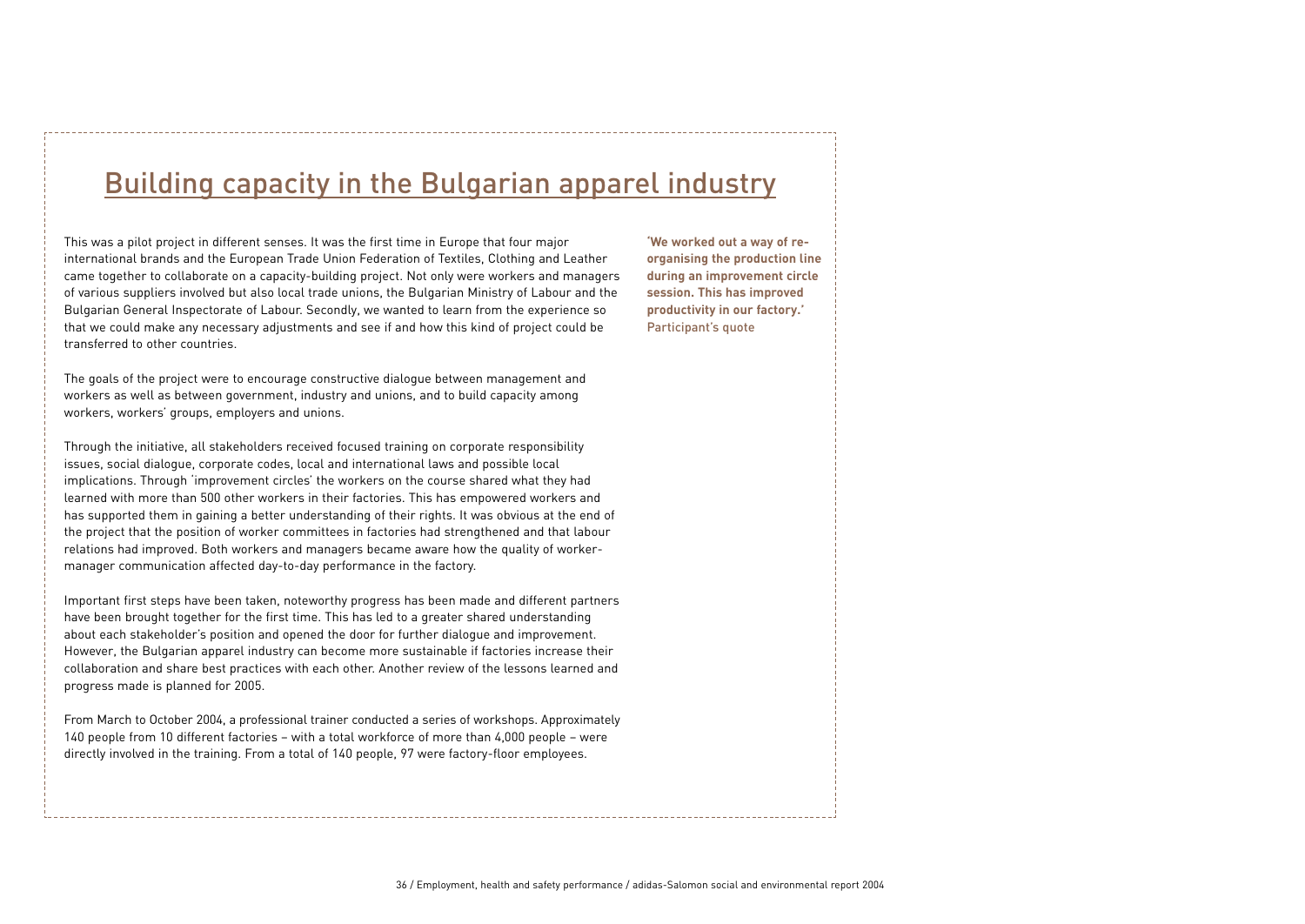# Building capacity in the Bulgarian apparel industry

This was a pilot project in different senses. It was the first time in Europe that four major international brands and the European Trade Union Federation of Textiles, Clothing and Leather came together to collaborate on a capacity-building project. Not only were workers and managers of various suppliers involved but also local trade unions, the Bulgarian Ministry of Labour and the Bulgarian General Inspectorate of Labour. Secondly, we wanted to learn from the experience so that we could make any necessary adjustments and see if and how this kind of project could be transferred to other countries.

The goals of the project were to encourage constructive dialogue between management and workers as well as between government, industry and unions, and to build capacity among workers, workers' groups, employers and unions.

Through the initiative, all stakeholders received focused training on corporate responsibility issues, social dialogue, corporate codes, local and international laws and possible local implications. Through 'improvement circles' the workers on the course shared what they had learned with more than 500 other workers in their factories. This has empowered workers and has supported them in gaining a better understanding of their rights. It was obvious at the end of the project that the position of worker committees in factories had strengthened and that labour relations had improved. Both workers and managers became aware how the quality of worker-manager communication affected day-to-day performance in the factory.

Important first steps have been taken, noteworthy progress has been made and different partners have been brought together for the first time. This has led to a greater shared understanding about each stakeholder's position and opened the door for further dialogue and improvement. However, the Bulgarian apparel industry can become more sustainable if factories increase their collaboration and share best practices with each other. Another review of the lessons learned and progress made is planned for 2005.

From March to October 2004, a professional trainer conducted a series of workshops. Approximately 140 people from 10 different factories – with a total workforce of more than 4,000 people – were directly involved in the training. From a total of 140 people, 97 were factory-floor employees.

**'We worked out a way of re-organising the production line during an improvement circle session. This has improved productivity in our factory.'**
Participant's quote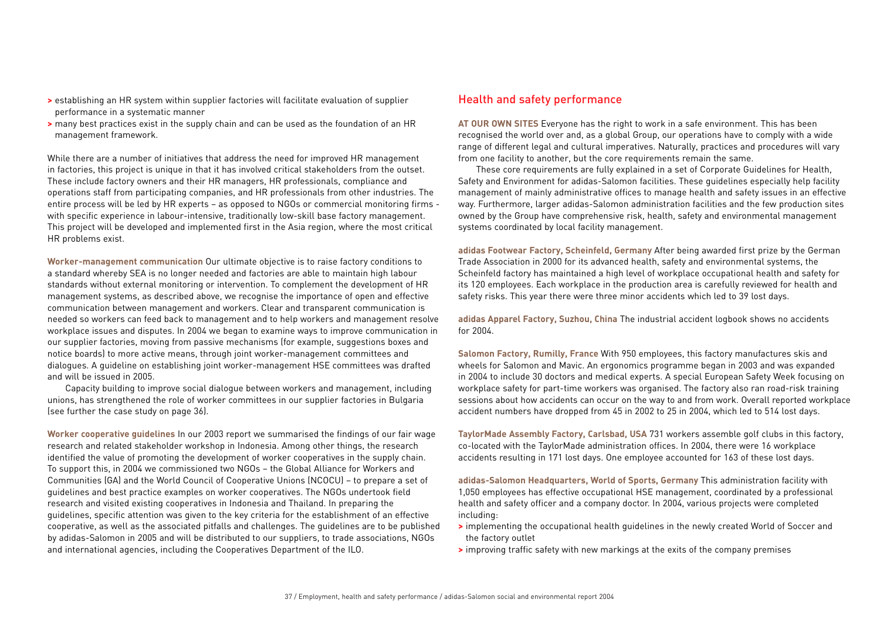- > establishing an HR system within supplier factories will facilitate evaluation of supplier performance in a systematic manner
- > many best practices exist in the supply chain and can be used as the foundation of an HR management framework.

While there are a number of initiatives that address the need for improved HR management in factories, this project is unique in that it has involved critical stakeholders from the outset. These include factory owners and their HR managers, HR professionals, compliance and operations staff from participating companies, and HR professionals from other industries. The entire process will be led by HR experts – as opposed to NGOs or commercial monitoring firms - with specific experience in labour-intensive, traditionally low-skill base factory management. This project will be developed and implemented first in the Asia region, where the most critical HR problems exist.

**Worker-management communication** Our ultimate objective is to raise factory conditions to a standard whereby SEA is no longer needed and factories are able to maintain high labour standards without external monitoring or intervention. To complement the development of HR management systems, as described above, we recognise the importance of open and effective communication between management and workers. Clear and transparent communication is needed so workers can feed back to management and to help workers and management resolve workplace issues and disputes. In 2004 we began to examine ways to improve communication in our supplier factories, moving from passive mechanisms (for example, suggestions boxes and notice boards) to more active means, through joint worker-management committees and dialogues. A guideline on establishing joint worker-management HSE committees was drafted and will be issued in 2005.

Capacity building to improve social dialogue between workers and management, including unions, has strengthened the role of worker committees in our supplier factories in Bulgaria (see further the case study on page 36).

**Worker cooperative guidelines** In our 2003 report we summarised the findings of our fair wage research and related stakeholder workshop in Indonesia. Among other things, the research identified the value of promoting the development of worker cooperatives in the supply chain. To support this, in 2004 we commissioned two NGOs – the Global Alliance for Workers and Communities (GA) and the World Council of Cooperative Unions (NCOCU) – to prepare a set of guidelines and best practice examples on worker cooperatives. The NGOs undertook field research and visited existing cooperatives in Indonesia and Thailand. In preparing the guidelines, specific attention was given to the key criteria for the establishment of an effective cooperative, as well as the associated pitfalls and challenges. The guidelines are to be published by adidas-Salomon in 2005 and will be distributed to our suppliers, to trade associations, NGOs and international agencies, including the Cooperatives Department of the ILO.

## Health and safety performance

**AT OUR OWN SITES** Everyone has the right to work in a safe environment. This has been recognised the world over and, as a global Group, our operations have to comply with a wide range of different legal and cultural imperatives. Naturally, practices and procedures will vary from one facility to another, but the core requirements remain the same.

These core requirements are fully explained in a set of Corporate Guidelines for Health, Safety and Environment for adidas-Salomon facilities. These guidelines especially help facility management of mainly administrative offices to manage health and safety issues in an effective way. Furthermore, larger adidas-Salomon administration facilities and the few production sites owned by the Group have comprehensive risk, health, safety and environmental management systems coordinated by local facility management.

**adidas Footwear Factory, Scheinfeld, Germany** After being awarded first prize by the German Trade Association in 2000 for its advanced health, safety and environmental systems, the Scheinfeld factory has maintained a high level of workplace occupational health and safety for its 120 employees. Each workplace in the production area is carefully reviewed for health and safety risks. This year there were three minor accidents which led to 39 lost days.

**adidas Apparel Factory, Suzhou, China** The industrial accident logbook shows no accidents for 2004.

**Salomon Factory, Rumilly, France** With 950 employees, this factory manufactures skis and wheels for Salomon and Mavic. An ergonomics programme began in 2003 and was expanded in 2004 to include 30 doctors and medical experts. A special European Safety Week focusing on workplace safety for part-time workers was organised. The factory also ran road-risk training sessions about how accidents can occur on the way to and from work. Overall reported workplace accident numbers have dropped from 45 in 2002 to 25 in 2004, which led to 514 lost days.

**TaylorMade Assembly Factory, Carlsbad, USA** 731 workers assemble golf clubs in this factory, co-located with the TaylorMade administration offices. In 2004, there were 16 workplace accidents resulting in 171 lost days. One employee accounted for 163 of these lost days.

**adidas-Salomon Headquarters, World of Sports, Germany** This administration facility with 1,050 employees has effective occupational HSE management, coordinated by a professional health and safety officer and a company doctor. In 2004, various projects were completed including:

- > implementing the occupational health guidelines in the newly created World of Soccer and the factory outlet
- > improving traffic safety with new markings at the exits of the company premises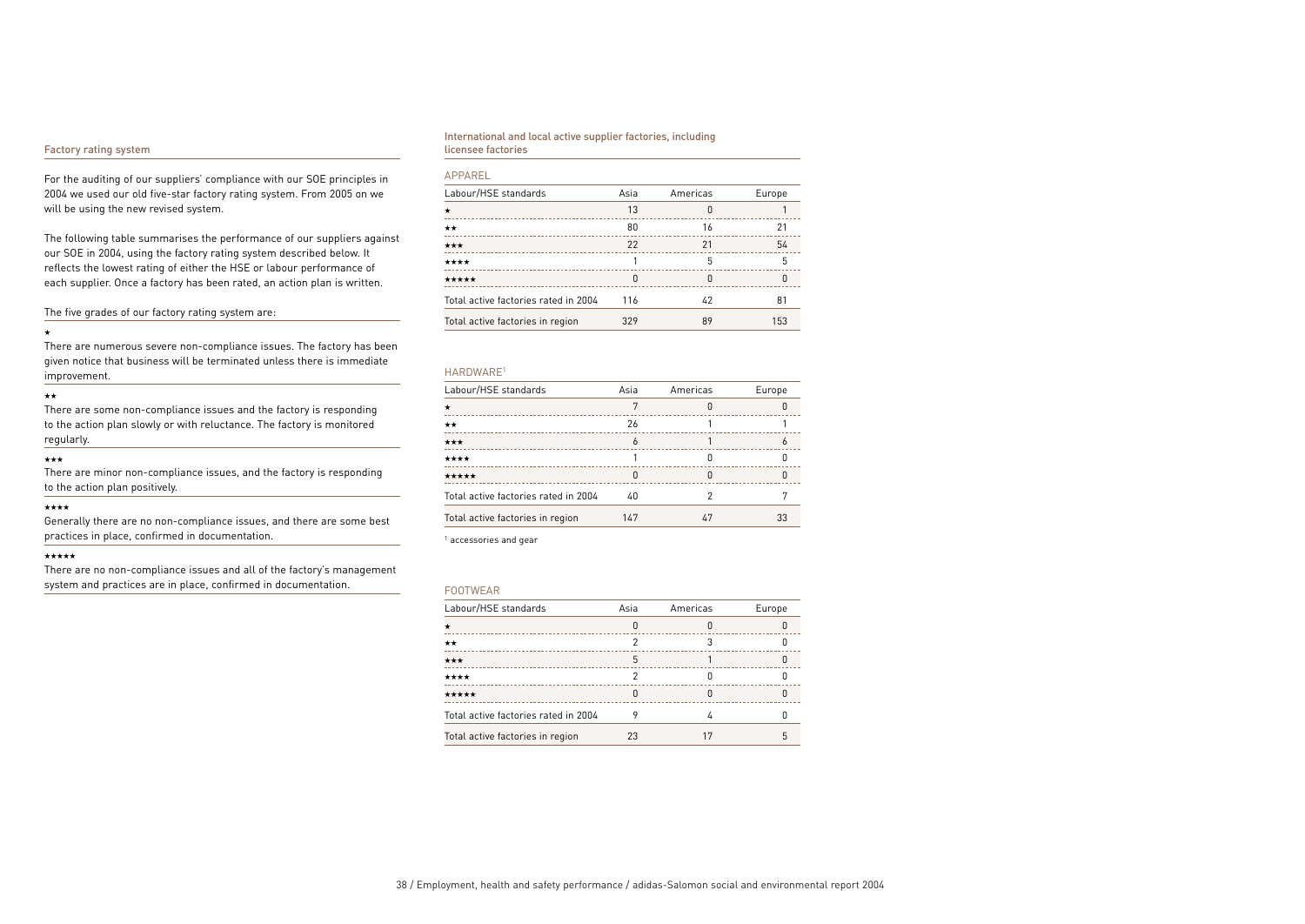## Factory rating system

For the auditing of our suppliers' compliance with our SOE principles in 2004 we used our old five-star factory rating system. From 2005 on we will be using the new revised system.

The following table summarises the performance of our suppliers against our SOE in 2004, using the factory rating system described below. It reflects the lowest rating of either the HSE or labour performance of each supplier. Once a factory has been rated, an action plan is written.

The five grades of our factory rating system are:

★
There are numerous severe non-compliance issues. The factory has been given notice that business will be terminated unless there is immediate improvement.

★★
There are some non-compliance issues and the factory is responding to the action plan slowly or with reluctance. The factory is monitored regularly.

★★★
There are minor non-compliance issues, and the factory is responding to the action plan positively.

★★★★
Generally there are no non-compliance issues, and there are some best practices in place, confirmed in documentation.

★★★★★
There are no non-compliance issues and all of the factory's management system and practices are in place, confirmed in documentation.

## International and local active supplier factories, including licensee factories

### APPAREL

| Labour/HSE standards | Asia | Americas | Europe |
|---|---|---|---|
| ★ | 13 | 0 | 1 |
| ★★ | 80 | 16 | 21 |
| ★★★ | 22 | 21 | 54 |
| ★★★★ | 1 | 5 | 5 |
| ★★★★★ | 0 | 0 | 0 |
| Total active factories rated in 2004 | 116 | 42 | 81 |
| Total active factories in region | 329 | 89 | 153 |

### HARDWARE[1]

| Labour/HSE standards | Asia | Americas | Europe |
|---|---|---|---|
| ★ | 7 | 0 | 0 |
| ★★ | 26 | 1 | 1 |
| ★★★ | 6 | 1 | 6 |
| ★★★★ | 1 | 0 | 0 |
| ★★★★★ | 0 | 0 | 0 |
| Total active factories rated in 2004 | 40 | 2 | 7 |
| Total active factories in region | 147 | 47 | 33 |

[1] accessories and gear

### FOOTWEAR

| Labour/HSE standards | Asia | Americas | Europe |
|---|---|---|---|
| ★ | 0 | 0 | 0 |
| ★★ | 2 | 3 | 0 |
| ★★★ | 5 | 1 | 0 |
| ★★★★ | 2 | 0 | 0 |
| ★★★★★ | 0 | 0 | 0 |
| Total active factories rated in 2004 | 9 | 4 | 0 |
| Total active factories in region | 23 | 17 | 5 |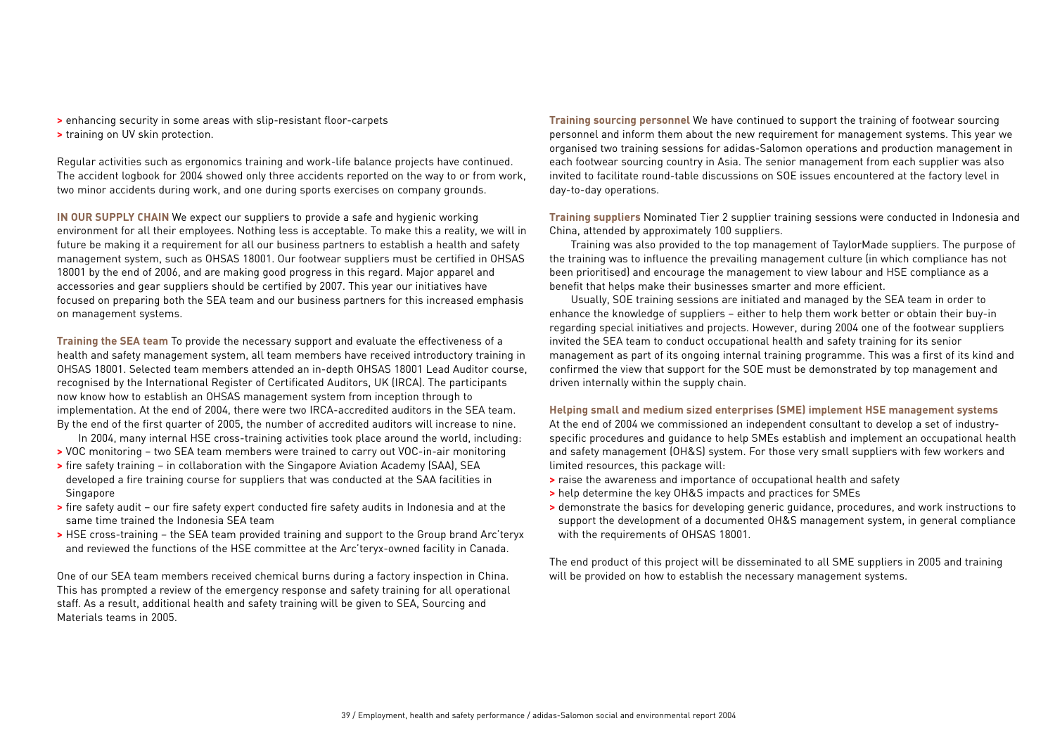- enhancing security in some areas with slip-resistant floor-carpets
- training on UV skin protection.

Regular activities such as ergonomics training and work-life balance projects have continued. The accident logbook for 2004 showed only three accidents reported on the way to or from work, two minor accidents during work, and one during sports exercises on company grounds.

**IN OUR SUPPLY CHAIN** We expect our suppliers to provide a safe and hygienic working environment for all their employees. Nothing less is acceptable. To make this a reality, we will in future be making it a requirement for all our business partners to establish a health and safety management system, such as OHSAS 18001. Our footwear suppliers must be certified in OHSAS 18001 by the end of 2006, and are making good progress in this regard. Major apparel and accessories and gear suppliers should be certified by 2007. This year our initiatives have focused on preparing both the SEA team and our business partners for this increased emphasis on management systems.

**Training the SEA team** To provide the necessary support and evaluate the effectiveness of a health and safety management system, all team members have received introductory training in OHSAS 18001. Selected team members attended an in-depth OHSAS 18001 Lead Auditor course, recognised by the International Register of Certificated Auditors, UK (IRCA). The participants now know how to establish an OHSAS management system from inception through to implementation. At the end of 2004, there were two IRCA-accredited auditors in the SEA team. By the end of the first quarter of 2005, the number of accredited auditors will increase to nine.

In 2004, many internal HSE cross-training activities took place around the world, including:

- VOC monitoring – two SEA team members were trained to carry out VOC-in-air monitoring
- fire safety training – in collaboration with the Singapore Aviation Academy (SAA), SEA developed a fire training course for suppliers that was conducted at the SAA facilities in Singapore
- fire safety audit – our fire safety expert conducted fire safety audits in Indonesia and at the same time trained the Indonesia SEA team
- HSE cross-training – the SEA team provided training and support to the Group brand Arc'teryx and reviewed the functions of the HSE committee at the Arc'teryx-owned facility in Canada.

One of our SEA team members received chemical burns during a factory inspection in China. This has prompted a review of the emergency response and safety training for all operational staff. As a result, additional health and safety training will be given to SEA, Sourcing and Materials teams in 2005.

**Training sourcing personnel** We have continued to support the training of footwear sourcing personnel and inform them about the new requirement for management systems. This year we organised two training sessions for adidas-Salomon operations and production management in each footwear sourcing country in Asia. The senior management from each supplier was also invited to facilitate round-table discussions on SOE issues encountered at the factory level in day-to-day operations.

**Training suppliers** Nominated Tier 2 supplier training sessions were conducted in Indonesia and China, attended by approximately 100 suppliers.

Training was also provided to the top management of TaylorMade suppliers. The purpose of the training was to influence the prevailing management culture (in which compliance has not been prioritised) and encourage the management to view labour and HSE compliance as a benefit that helps make their businesses smarter and more efficient.

Usually, SOE training sessions are initiated and managed by the SEA team in order to enhance the knowledge of suppliers – either to help them work better or obtain their buy-in regarding special initiatives and projects. However, during 2004 one of the footwear suppliers invited the SEA team to conduct occupational health and safety training for its senior management as part of its ongoing internal training programme. This was a first of its kind and confirmed the view that support for the SOE must be demonstrated by top management and driven internally within the supply chain.

**Helping small and medium sized enterprises (SME) implement HSE management systems**

At the end of 2004 we commissioned an independent consultant to develop a set of industry-specific procedures and guidance to help SMEs establish and implement an occupational health and safety management (OH&S) system. For those very small suppliers with few workers and limited resources, this package will:

- raise the awareness and importance of occupational health and safety
- help determine the key OH&S impacts and practices for SMEs
- demonstrate the basics for developing generic guidance, procedures, and work instructions to support the development of a documented OH&S management system, in general compliance with the requirements of OHSAS 18001.

The end product of this project will be disseminated to all SME suppliers in 2005 and training will be provided on how to establish the necessary management systems.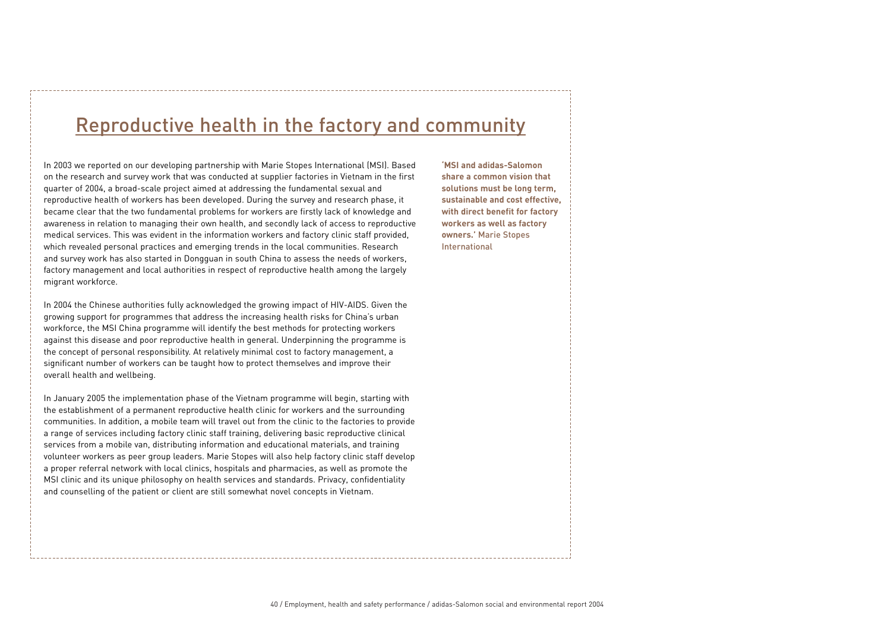## Reproductive health in the factory and community

In 2003 we reported on our developing partnership with Marie Stopes International (MSI). Based on the research and survey work that was conducted at supplier factories in Vietnam in the first quarter of 2004, a broad-scale project aimed at addressing the fundamental sexual and reproductive health of workers has been developed. During the survey and research phase, it became clear that the two fundamental problems for workers are firstly lack of knowledge and awareness in relation to managing their own health, and secondly lack of access to reproductive medical services. This was evident in the information workers and factory clinic staff provided, which revealed personal practices and emerging trends in the local communities. Research and survey work has also started in Dongguan in south China to assess the needs of workers, factory management and local authorities in respect of reproductive health among the largely migrant workforce.

In 2004 the Chinese authorities fully acknowledged the growing impact of HIV-AIDS. Given the growing support for programmes that address the increasing health risks for China's urban workforce, the MSI China programme will identify the best methods for protecting workers against this disease and poor reproductive health in general. Underpinning the programme is the concept of personal responsibility. At relatively minimal cost to factory management, a significant number of workers can be taught how to protect themselves and improve their overall health and wellbeing.

In January 2005 the implementation phase of the Vietnam programme will begin, starting with the establishment of a permanent reproductive health clinic for workers and the surrounding communities. In addition, a mobile team will travel out from the clinic to the factories to provide a range of services including factory clinic staff training, delivering basic reproductive clinical services from a mobile van, distributing information and educational materials, and training volunteer workers as peer group leaders. Marie Stopes will also help factory clinic staff develop a proper referral network with local clinics, hospitals and pharmacies, as well as promote the MSI clinic and its unique philosophy on health services and standards. Privacy, confidentiality and counselling of the patient or client are still somewhat novel concepts in Vietnam.

**'MSI and adidas-Salomon share a common vision that solutions must be long term, sustainable and cost effective, with direct benefit for factory workers as well as factory owners.'** Marie Stopes International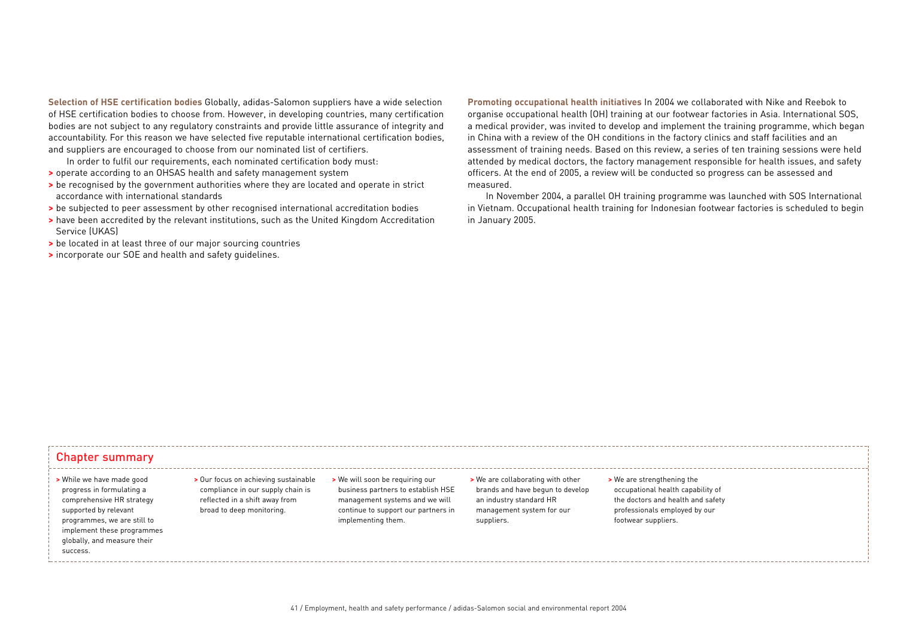**Selection of HSE certification bodies** Globally, adidas-Salomon suppliers have a wide selection of HSE certification bodies to choose from. However, in developing countries, many certification bodies are not subject to any regulatory constraints and provide little assurance of integrity and accountability. For this reason we have selected five reputable international certification bodies, and suppliers are encouraged to choose from our nominated list of certifiers.

In order to fulfil our requirements, each nominated certification body must:

- operate according to an OHSAS health and safety management system
- be recognised by the government authorities where they are located and operate in strict accordance with international standards
- be subjected to peer assessment by other recognised international accreditation bodies
- have been accredited by the relevant institutions, such as the United Kingdom Accreditation Service (UKAS)
- be located in at least three of our major sourcing countries
- incorporate our SOE and health and safety guidelines.

**Promoting occupational health initiatives** In 2004 we collaborated with Nike and Reebok to organise occupational health (OH) training at our footwear factories in Asia. International SOS, a medical provider, was invited to develop and implement the training programme, which began in China with a review of the OH conditions in the factory clinics and staff facilities and an assessment of training needs. Based on this review, a series of ten training sessions were held attended by medical doctors, the factory management responsible for health issues, and safety officers. At the end of 2005, a review will be conducted so progress can be assessed and measured.

In November 2004, a parallel OH training programme was launched with SOS International in Vietnam. Occupational health training for Indonesian footwear factories is scheduled to begin in January 2005.

## Chapter summary

- While we have made good progress in formulating a comprehensive HR strategy supported by relevant programmes, we are still to implement these programmes globally, and measure their success.
- Our focus on achieving sustainable compliance in our supply chain is reflected in a shift away from broad to deep monitoring.
- We will soon be requiring our business partners to establish HSE management systems and we will continue to support our partners in implementing them.
- We are collaborating with other brands and have begun to develop an industry standard HR management system for our suppliers.
- We are strengthening the occupational health capability of the doctors and health and safety professionals employed by our footwear suppliers.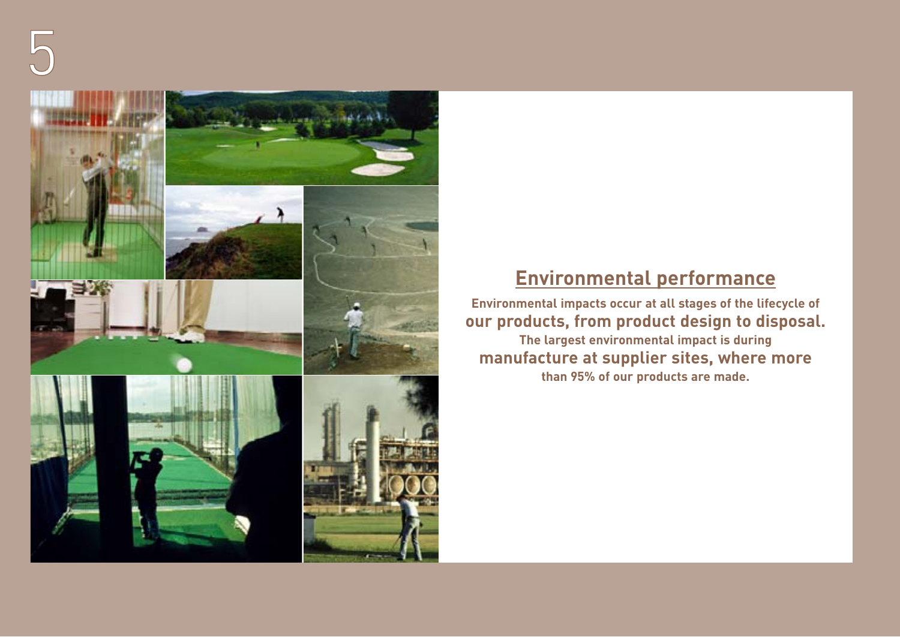# 5

## Environmental performance

**Environmental impacts occur at all stages of the lifecycle of our products, from product design to disposal. The largest environmental impact is during manufacture at supplier sites, where more than 95% of our products are made.**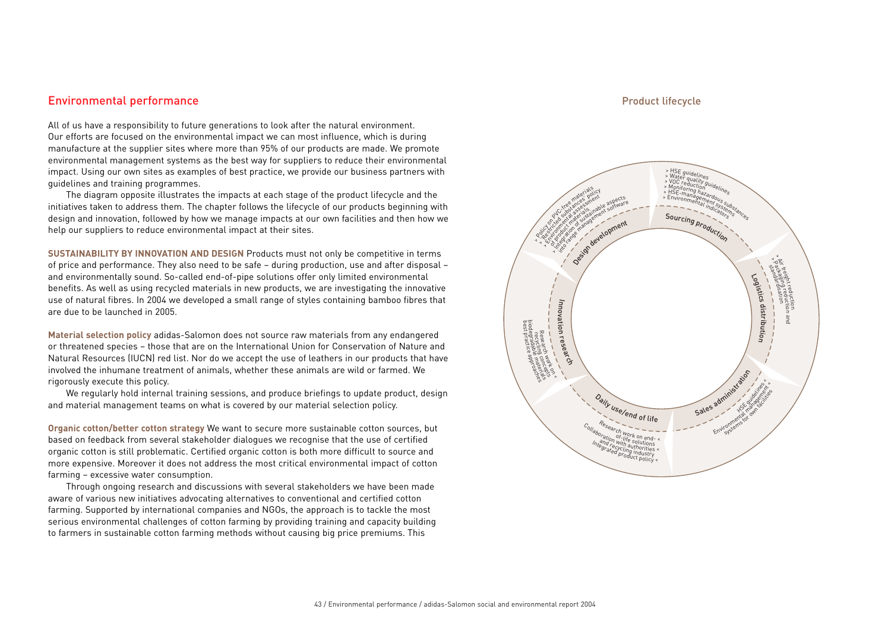## Environmental performance

All of us have a responsibility to future generations to look after the natural environment. Our efforts are focused on the environmental impact we can most influence, which is during manufacture at the supplier sites where more than 95% of our products are made. We promote environmental management systems as the best way for suppliers to reduce their environmental impact. Using our own sites as examples of best practice, we provide our business partners with guidelines and training programmes.

The diagram opposite illustrates the impacts at each stage of the product lifecycle and the initiatives taken to address them. The chapter follows the lifecycle of our products beginning with design and innovation, followed by how we manage impacts at our own facilities and then how we help our suppliers to reduce environmental impact at their sites.

**SUSTAINABILITY BY INNOVATION AND DESIGN** Products must not only be competitive in terms of price and performance. They also need to be safe – during production, use and after disposal – and environmentally sound. So-called end-of-pipe solutions offer only limited environmental benefits. As well as using recycled materials in new products, we are investigating the innovative use of natural fibres. In 2004 we developed a small range of styles containing bamboo fibres that are due to be launched in 2005.

**Material selection policy** adidas-Salomon does not source raw materials from any endangered or threatened species – those that are on the International Union for Conservation of Nature and Natural Resources (IUCN) red list. Nor do we accept the use of leathers in our products that have involved the inhumane treatment of animals, whether these animals are wild or farmed. We rigorously execute this policy.

We regularly hold internal training sessions, and produce briefings to update product, design and material management teams on what is covered by our material selection policy.

**Organic cotton/better cotton strategy** We want to secure more sustainable cotton sources, but based on feedback from several stakeholder dialogues we recognise that the use of certified organic cotton is still problematic. Certified organic cotton is both more difficult to source and more expensive. Moreover it does not address the most critical environmental impact of cotton farming – excessive water consumption.

Through ongoing research and discussions with several stakeholders we have been made aware of various new initiatives advocating alternatives to conventional and certified cotton farming. Supported by international companies and NGOs, the approach is to tackle the most serious environmental challenges of cotton farming by providing training and capacity building to farmers in sustainable cotton farming methods without causing big price premiums. This

### Product lifecycle

**Design development**
- Policy on PVC-free materials
- Restricted substances policy
- Environmental assessment of product materials
- Integration of sustainable aspects into range management software

**Sourcing production**
- HSE guidelines
- Water quality guidelines
- VOC reduction
- Monitoring hazardous substances
- HSE-management systems
- Environmental indicators

**Logistics distribution**
- Air freight reduction
- Packaging reduction and standardisation

**Sales administration**
- HSE guidelines
- Environmental management systems for own facilities

**Daily use/end of life**
- Research work on end-of-life solutions
- Collaboration with authorities and recycling industry
- Integrated product policy

**Innovation research**
- Research work on recycling concepts, biodegradable materials, best practice approaches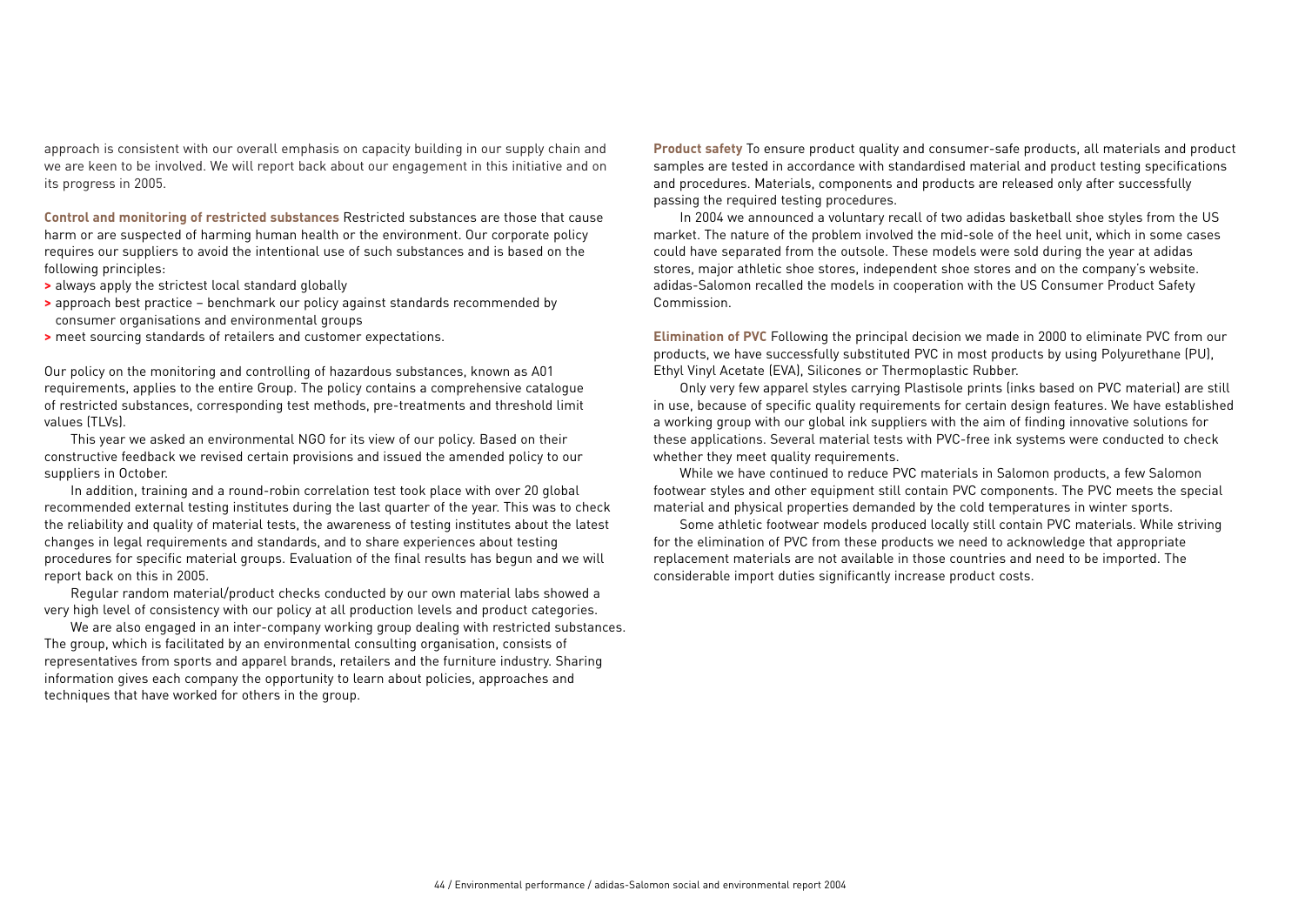approach is consistent with our overall emphasis on capacity building in our supply chain and we are keen to be involved. We will report back about our engagement in this initiative and on its progress in 2005.

**Control and monitoring of restricted substances** Restricted substances are those that cause harm or are suspected of harming human health or the environment. Our corporate policy requires our suppliers to avoid the intentional use of such substances and is based on the following principles:

> always apply the strictest local standard globally
> approach best practice – benchmark our policy against standards recommended by consumer organisations and environmental groups
> meet sourcing standards of retailers and customer expectations.

Our policy on the monitoring and controlling of hazardous substances, known as A01 requirements, applies to the entire Group. The policy contains a comprehensive catalogue of restricted substances, corresponding test methods, pre-treatments and threshold limit values (TLVs).

This year we asked an environmental NGO for its view of our policy. Based on their constructive feedback we revised certain provisions and issued the amended policy to our suppliers in October.

In addition, training and a round-robin correlation test took place with over 20 global recommended external testing institutes during the last quarter of the year. This was to check the reliability and quality of material tests, the awareness of testing institutes about the latest changes in legal requirements and standards, and to share experiences about testing procedures for specific material groups. Evaluation of the final results has begun and we will report back on this in 2005.

Regular random material/product checks conducted by our own material labs showed a very high level of consistency with our policy at all production levels and product categories.

We are also engaged in an inter-company working group dealing with restricted substances. The group, which is facilitated by an environmental consulting organisation, consists of representatives from sports and apparel brands, retailers and the furniture industry. Sharing information gives each company the opportunity to learn about policies, approaches and techniques that have worked for others in the group.

**Product safety** To ensure product quality and consumer-safe products, all materials and product samples are tested in accordance with standardised material and product testing specifications and procedures. Materials, components and products are released only after successfully passing the required testing procedures.

In 2004 we announced a voluntary recall of two adidas basketball shoe styles from the US market. The nature of the problem involved the mid-sole of the heel unit, which in some cases could have separated from the outsole. These models were sold during the year at adidas stores, major athletic shoe stores, independent shoe stores and on the company's website. adidas-Salomon recalled the models in cooperation with the US Consumer Product Safety Commission.

**Elimination of PVC** Following the principal decision we made in 2000 to eliminate PVC from our products, we have successfully substituted PVC in most products by using Polyurethane (PU), Ethyl Vinyl Acetate (EVA), Silicones or Thermoplastic Rubber.

Only very few apparel styles carrying Plastisole prints (inks based on PVC material) are still in use, because of specific quality requirements for certain design features. We have established a working group with our global ink suppliers with the aim of finding innovative solutions for these applications. Several material tests with PVC-free ink systems were conducted to check whether they meet quality requirements.

While we have continued to reduce PVC materials in Salomon products, a few Salomon footwear styles and other equipment still contain PVC components. The PVC meets the special material and physical properties demanded by the cold temperatures in winter sports.

Some athletic footwear models produced locally still contain PVC materials. While striving for the elimination of PVC from these products we need to acknowledge that appropriate replacement materials are not available in those countries and need to be imported. The considerable import duties significantly increase product costs.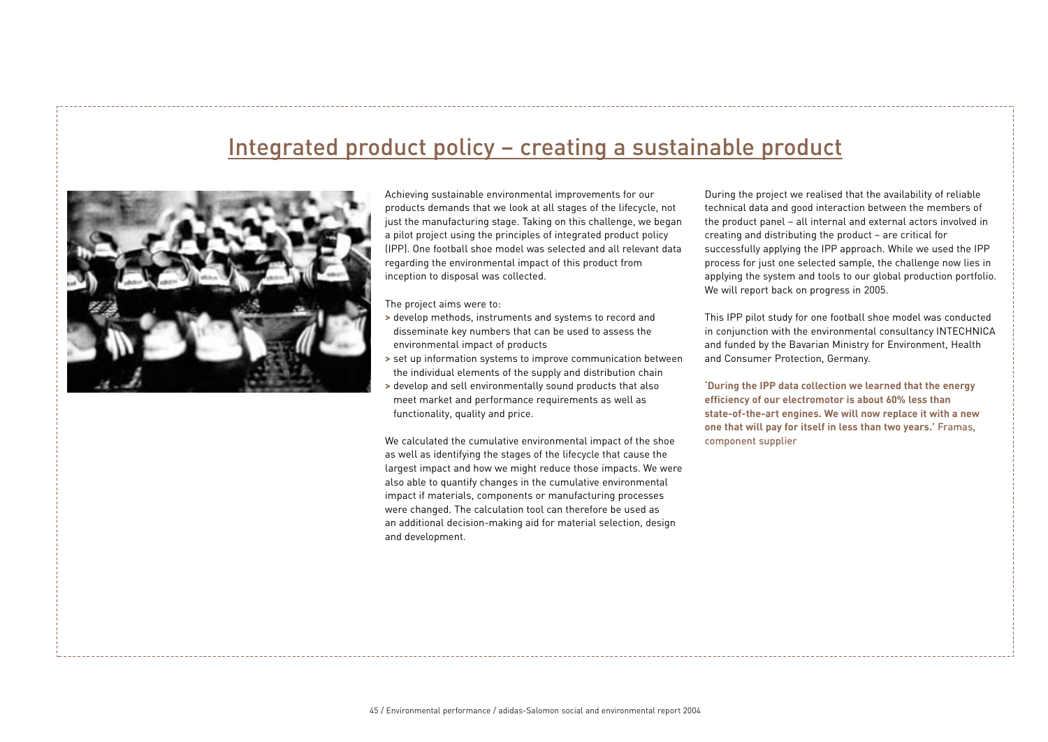# Integrated product policy – creating a sustainable product

Achieving sustainable environmental improvements for our products demands that we look at all stages of the lifecycle, not just the manufacturing stage. Taking on this challenge, we began a pilot project using the principles of integrated product policy (IPP). One football shoe model was selected and all relevant data regarding the environmental impact of this product from inception to disposal was collected.

The project aims were to:

- develop methods, instruments and systems to record and disseminate key numbers that can be used to assess the environmental impact of products
- set up information systems to improve communication between the individual elements of the supply and distribution chain
- develop and sell environmentally sound products that also meet market and performance requirements as well as functionality, quality and price.

We calculated the cumulative environmental impact of the shoe as well as identifying the stages of the lifecycle that cause the largest impact and how we might reduce those impacts. We were also able to quantify changes in the cumulative environmental impact if materials, components or manufacturing processes were changed. The calculation tool can therefore be used as an additional decision-making aid for material selection, design and development.

During the project we realised that the availability of reliable technical data and good interaction between the members of the product panel – all internal and external actors involved in creating and distributing the product – are critical for successfully applying the IPP approach. While we used the IPP process for just one selected sample, the challenge now lies in applying the system and tools to our global production portfolio. We will report back on progress in 2005.

This IPP pilot study for one football shoe model was conducted in conjunction with the environmental consultancy INTECHNICA and funded by the Bavarian Ministry for Environment, Health and Consumer Protection, Germany.

**'During the IPP data collection we learned that the energy efficiency of our electromotor is about 60% less than state-of-the-art engines. We will now replace it with a new one that will pay for itself in less than two years.'** Framas, component supplier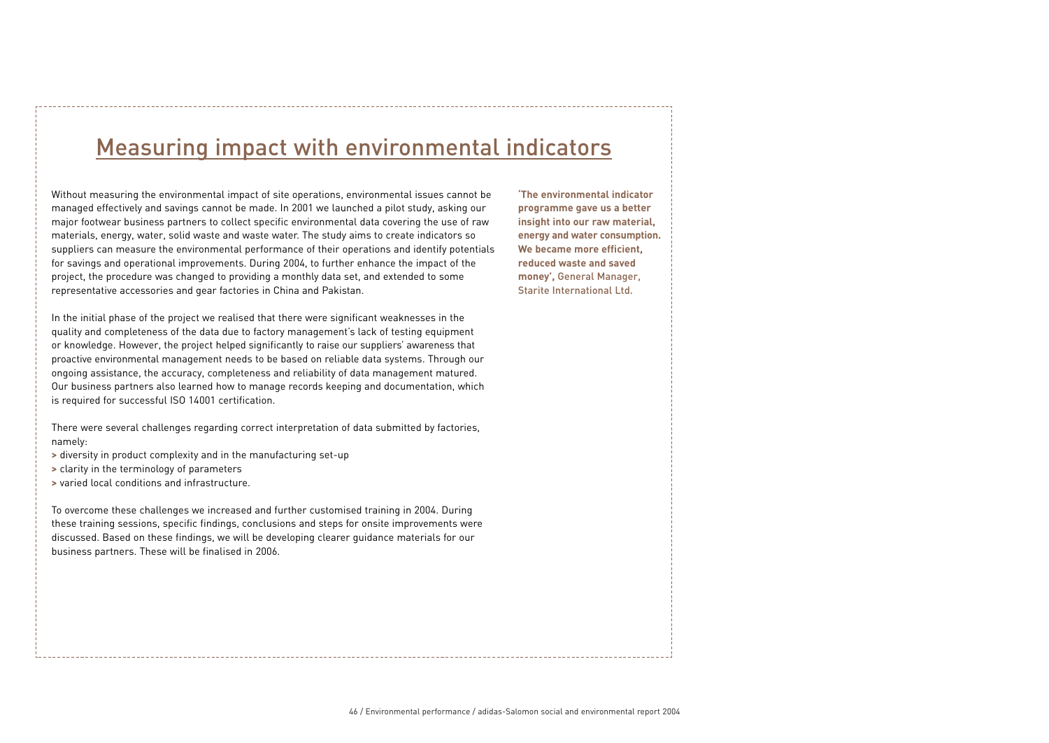## Measuring impact with environmental indicators

Without measuring the environmental impact of site operations, environmental issues cannot be managed effectively and savings cannot be made. In 2001 we launched a pilot study, asking our major footwear business partners to collect specific environmental data covering the use of raw materials, energy, water, solid waste and waste water. The study aims to create indicators so suppliers can measure the environmental performance of their operations and identify potentials for savings and operational improvements. During 2004, to further enhance the impact of the project, the procedure was changed to providing a monthly data set, and extended to some representative accessories and gear factories in China and Pakistan.

In the initial phase of the project we realised that there were significant weaknesses in the quality and completeness of the data due to factory management's lack of testing equipment or knowledge. However, the project helped significantly to raise our suppliers' awareness that proactive environmental management needs to be based on reliable data systems. Through our ongoing assistance, the accuracy, completeness and reliability of data management matured. Our business partners also learned how to manage records keeping and documentation, which is required for successful ISO 14001 certification.

There were several challenges regarding correct interpretation of data submitted by factories, namely:

- diversity in product complexity and in the manufacturing set-up
- clarity in the terminology of parameters
- varied local conditions and infrastructure.

To overcome these challenges we increased and further customised training in 2004. During these training sessions, specific findings, conclusions and steps for onsite improvements were discussed. Based on these findings, we will be developing clearer guidance materials for our business partners. These will be finalised in 2006.

**'The environmental indicator programme gave us a better insight into our raw material, energy and water consumption. We became more efficient, reduced waste and saved money',** General Manager, Starite International Ltd.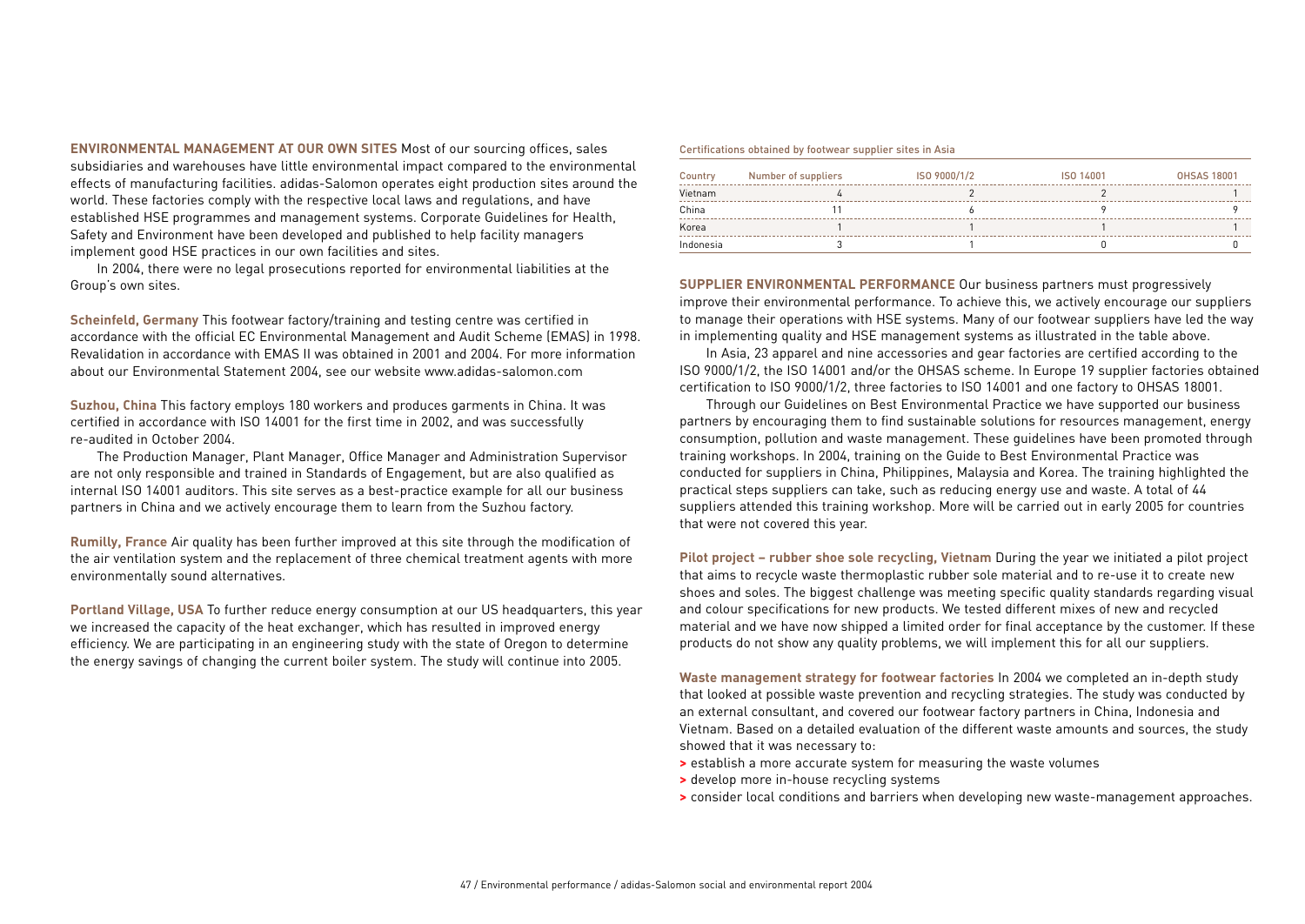**ENVIRONMENTAL MANAGEMENT AT OUR OWN SITES** Most of our sourcing offices, sales subsidiaries and warehouses have little environmental impact compared to the environmental effects of manufacturing facilities. adidas-Salomon operates eight production sites around the world. These factories comply with the respective local laws and regulations, and have established HSE programmes and management systems. Corporate Guidelines for Health, Safety and Environment have been developed and published to help facility managers implement good HSE practices in our own facilities and sites.

In 2004, there were no legal prosecutions reported for environmental liabilities at the Group's own sites.

**Scheinfeld, Germany** This footwear factory/training and testing centre was certified in accordance with the official EC Environmental Management and Audit Scheme (EMAS) in 1998. Revalidation in accordance with EMAS II was obtained in 2001 and 2004. For more information about our Environmental Statement 2004, see our website www.adidas-salomon.com

**Suzhou, China** This factory employs 180 workers and produces garments in China. It was certified in accordance with ISO 14001 for the first time in 2002, and was successfully re-audited in October 2004.

The Production Manager, Plant Manager, Office Manager and Administration Supervisor are not only responsible and trained in Standards of Engagement, but are also qualified as internal ISO 14001 auditors. This site serves as a best-practice example for all our business partners in China and we actively encourage them to learn from the Suzhou factory.

**Rumilly, France** Air quality has been further improved at this site through the modification of the air ventilation system and the replacement of three chemical treatment agents with more environmentally sound alternatives.

**Portland Village, USA** To further reduce energy consumption at our US headquarters, this year we increased the capacity of the heat exchanger, which has resulted in improved energy efficiency. We are participating in an engineering study with the state of Oregon to determine the energy savings of changing the current boiler system. The study will continue into 2005.

Certifications obtained by footwear supplier sites in Asia

| Country | Number of suppliers | ISO 9000/1/2 | ISO 14001 | OHSAS 18001 |
|---|---|---|---|---|
| Vietnam | 4 | 2 | 2 | 1 |
| China | 11 | 6 | 9 | 9 |
| Korea | 1 | 1 | 1 | 1 |
| Indonesia | 3 | 1 | 0 | 0 |

**SUPPLIER ENVIRONMENTAL PERFORMANCE** Our business partners must progressively improve their environmental performance. To achieve this, we actively encourage our suppliers to manage their operations with HSE systems. Many of our footwear suppliers have led the way in implementing quality and HSE management systems as illustrated in the table above.

In Asia, 23 apparel and nine accessories and gear factories are certified according to the ISO 9000/1/2, the ISO 14001 and/or the OHSAS scheme. In Europe 19 supplier factories obtained certification to ISO 9000/1/2, three factories to ISO 14001 and one factory to OHSAS 18001.

Through our Guidelines on Best Environmental Practice we have supported our business partners by encouraging them to find sustainable solutions for resources management, energy consumption, pollution and waste management. These guidelines have been promoted through training workshops. In 2004, training on the Guide to Best Environmental Practice was conducted for suppliers in China, Philippines, Malaysia and Korea. The training highlighted the practical steps suppliers can take, such as reducing energy use and waste. A total of 44 suppliers attended this training workshop. More will be carried out in early 2005 for countries that were not covered this year.

**Pilot project – rubber shoe sole recycling, Vietnam** During the year we initiated a pilot project that aims to recycle waste thermoplastic rubber sole material and to re-use it to create new shoes and soles. The biggest challenge was meeting specific quality standards regarding visual and colour specifications for new products. We tested different mixes of new and recycled material and we have now shipped a limited order for final acceptance by the customer. If these products do not show any quality problems, we will implement this for all our suppliers.

**Waste management strategy for footwear factories** In 2004 we completed an in-depth study that looked at possible waste prevention and recycling strategies. The study was conducted by an external consultant, and covered our footwear factory partners in China, Indonesia and Vietnam. Based on a detailed evaluation of the different waste amounts and sources, the study showed that it was necessary to:

- establish a more accurate system for measuring the waste volumes
- develop more in-house recycling systems
- consider local conditions and barriers when developing new waste-management approaches.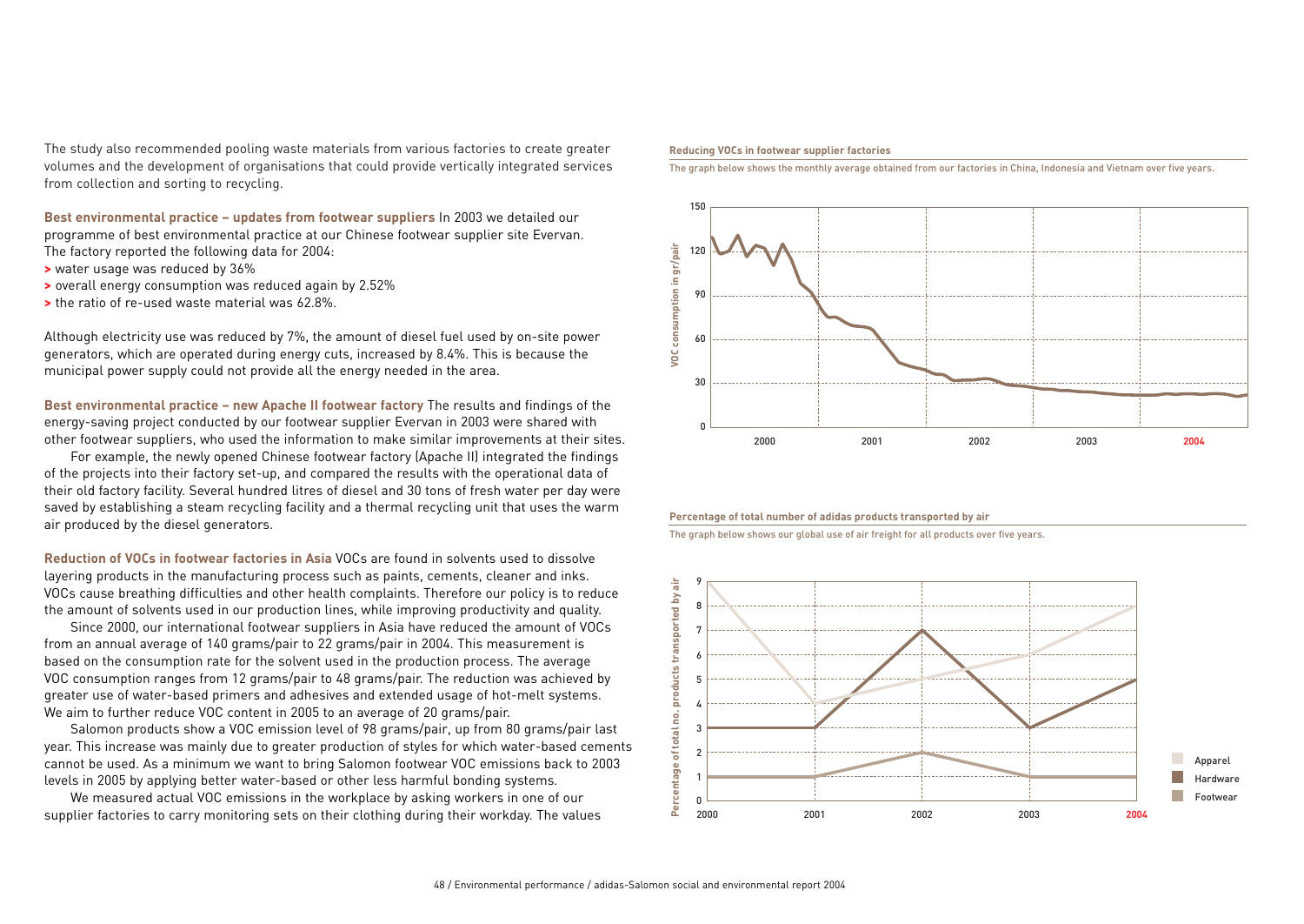The study also recommended pooling waste materials from various factories to create greater volumes and the development of organisations that could provide vertically integrated services from collection and sorting to recycling.

**Best environmental practice – updates from footwear suppliers** In 2003 we detailed our programme of best environmental practice at our Chinese footwear supplier site Evervan. The factory reported the following data for 2004:

- water usage was reduced by 36%
- overall energy consumption was reduced again by 2.52%
- the ratio of re-used waste material was 62.8%.

Although electricity use was reduced by 7%, the amount of diesel fuel used by on-site power generators, which are operated during energy cuts, increased by 8.4%. This is because the municipal power supply could not provide all the energy needed in the area.

**Best environmental practice – new Apache II footwear factory** The results and findings of the energy-saving project conducted by our footwear supplier Evervan in 2003 were shared with other footwear suppliers, who used the information to make similar improvements at their sites.

For example, the newly opened Chinese footwear factory (Apache II) integrated the findings of the projects into their factory set-up, and compared the results with the operational data of their old factory facility. Several hundred litres of diesel and 30 tons of fresh water per day were saved by establishing a steam recycling facility and a thermal recycling unit that uses the warm air produced by the diesel generators.

**Reduction of VOCs in footwear factories in Asia** VOCs are found in solvents used to dissolve layering products in the manufacturing process such as paints, cements, cleaner and inks. VOCs cause breathing difficulties and other health complaints. Therefore our policy is to reduce the amount of solvents used in our production lines, while improving productivity and quality.

Since 2000, our international footwear suppliers in Asia have reduced the amount of VOCs from an annual average of 140 grams/pair to 22 grams/pair in 2004. This measurement is based on the consumption rate for the solvent used in the production process. The average VOC consumption ranges from 12 grams/pair to 48 grams/pair. The reduction was achieved by greater use of water-based primers and adhesives and extended usage of hot-melt systems. We aim to further reduce VOC content in 2005 to an average of 20 grams/pair.

Salomon products show a VOC emission level of 98 grams/pair, up from 80 grams/pair last year. This increase was mainly due to greater production of styles for which water-based cements cannot be used. As a minimum we want to bring Salomon footwear VOC emissions back to 2003 levels in 2005 by applying better water-based or other less harmful bonding systems.

We measured actual VOC emissions in the workplace by asking workers in one of our supplier factories to carry monitoring sets on their clothing during their workday. The values

**Reducing VOCs in footwear supplier factories**

The graph below shows the monthly average obtained from our factories in China, Indonesia and Vietnam over five years.

**Percentage of total number of adidas products transported by air**

The graph below shows our global use of air freight for all products over five years.

| Year | Apparel | Hardware | Footwear |
|---|---|---|---|
| 2000 | 9 | 3 | 1 |
| 2001 | 4 | 3 | 1 |
| 2002 | 5 | 7 | 2 |
| 2003 | 6 | 3 | 1 |
| 2004 | 8 | 5 | 1 |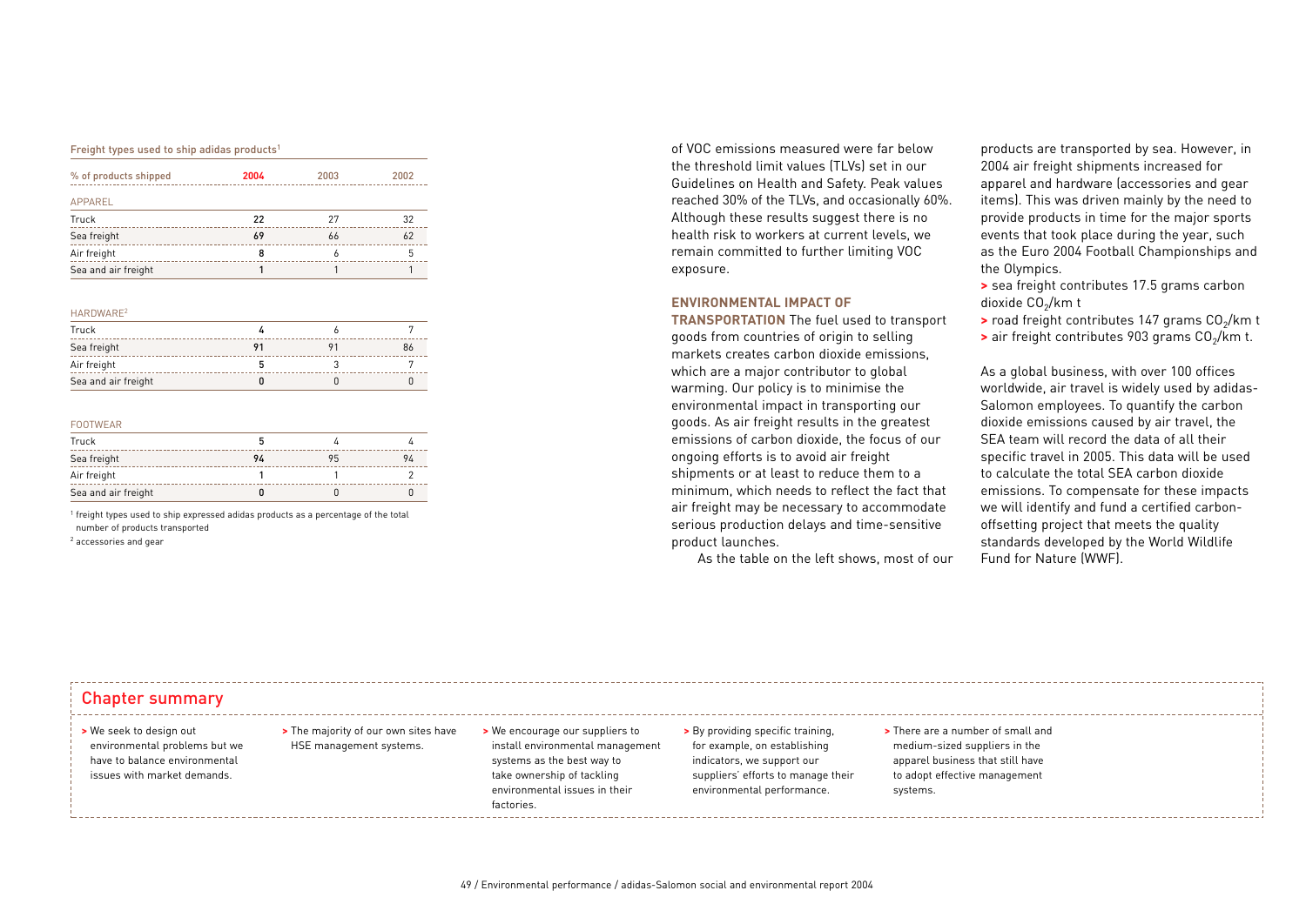**Freight types used to ship adidas products[1]**

| % of products shipped | 2004 | 2003 | 2002 |
|---|---|---|---|
| APPAREL | | | |
| Truck | 22 | 27 | 32 |
| Sea freight | 69 | 66 | 62 |
| Air freight | 8 | 6 | 5 |
| Sea and air freight | 1 | 1 | 1 |
| HARDWARE[2] | | | |
| Truck | 4 | 6 | 7 |
| Sea freight | 91 | 91 | 86 |
| Air freight | 5 | 3 | 7 |
| Sea and air freight | 0 | 0 | 0 |
| FOOTWEAR | | | |
| Truck | 5 | 4 | 4 |
| Sea freight | 94 | 95 | 94 |
| Air freight | 1 | 1 | 2 |
| Sea and air freight | 0 | 0 | 0 |

[1] freight types used to ship expressed adidas products as a percentage of the total number of products transported

[2] accessories and gear

of VOC emissions measured were far below the threshold limit values (TLVs) set in our Guidelines on Health and Safety. Peak values reached 30% of the TLVs, and occasionally 60%. Although these results suggest there is no health risk to workers at current levels, we remain committed to further limiting VOC exposure.

**ENVIRONMENTAL IMPACT OF TRANSPORTATION** The fuel used to transport goods from countries of origin to selling markets creates carbon dioxide emissions, which are a major contributor to global warming. Our policy is to minimise the environmental impact in transporting our goods. As air freight results in the greatest emissions of carbon dioxide, the focus of our ongoing efforts is to avoid air freight shipments or at least to reduce them to a minimum, which needs to reflect the fact that air freight may be necessary to accommodate serious production delays and time-sensitive product launches.

As the table on the left shows, most of our products are transported by sea. However, in 2004 air freight shipments increased for apparel and hardware (accessories and gear items). This was driven mainly by the need to provide products in time for the major sports events that took place during the year, such as the Euro 2004 Football Championships and the Olympics.

- sea freight contributes 17.5 grams carbon dioxide $CO_2$/km t
- road freight contributes 147 grams $CO_2$/km t
- air freight contributes 903 grams $CO_2$/km t.

As a global business, with over 100 offices worldwide, air travel is widely used by adidas-Salomon employees. To quantify the carbon dioxide emissions caused by air travel, the SEA team will record the data of all their specific travel in 2005. This data will be used to calculate the total SEA carbon dioxide emissions. To compensate for these impacts we will identify and fund a certified carbon-offsetting project that meets the quality standards developed by the World Wildlife Fund for Nature (WWF).

## Chapter summary

- We seek to design out environmental problems but we have to balance environmental issues with market demands.
- The majority of our own sites have HSE management systems.
- We encourage our suppliers to install environmental management systems as the best way to take ownership of tackling environmental issues in their factories.
- By providing specific training, for example, on establishing indicators, we support our suppliers' efforts to manage their environmental performance.
- There are a number of small and medium-sized suppliers in the apparel business that still have to adopt effective management systems.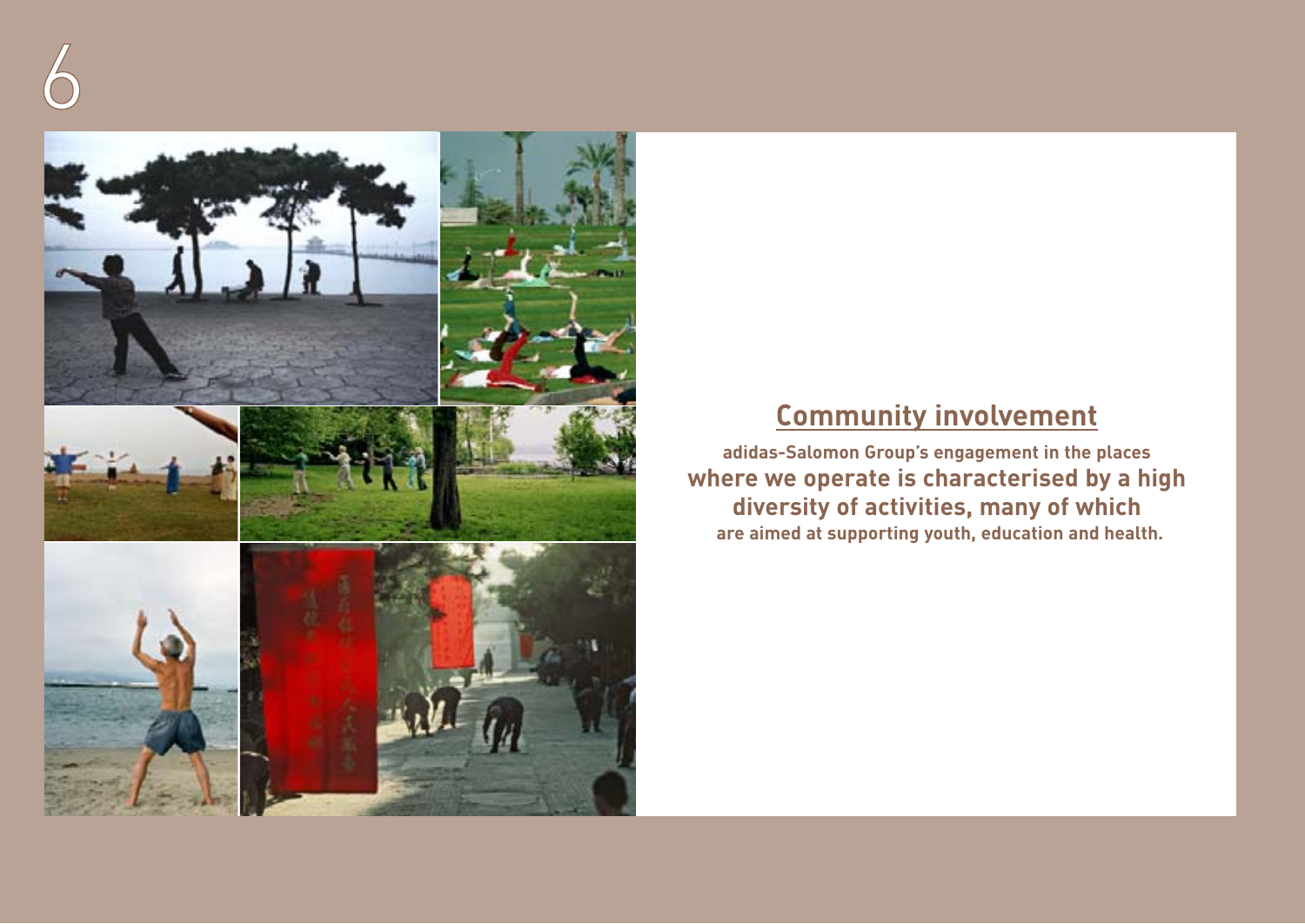# 6

## Community involvement

**adidas-Salomon Group's engagement in the places where we operate is characterised by a high diversity of activities, many of which are aimed at supporting youth, education and health.**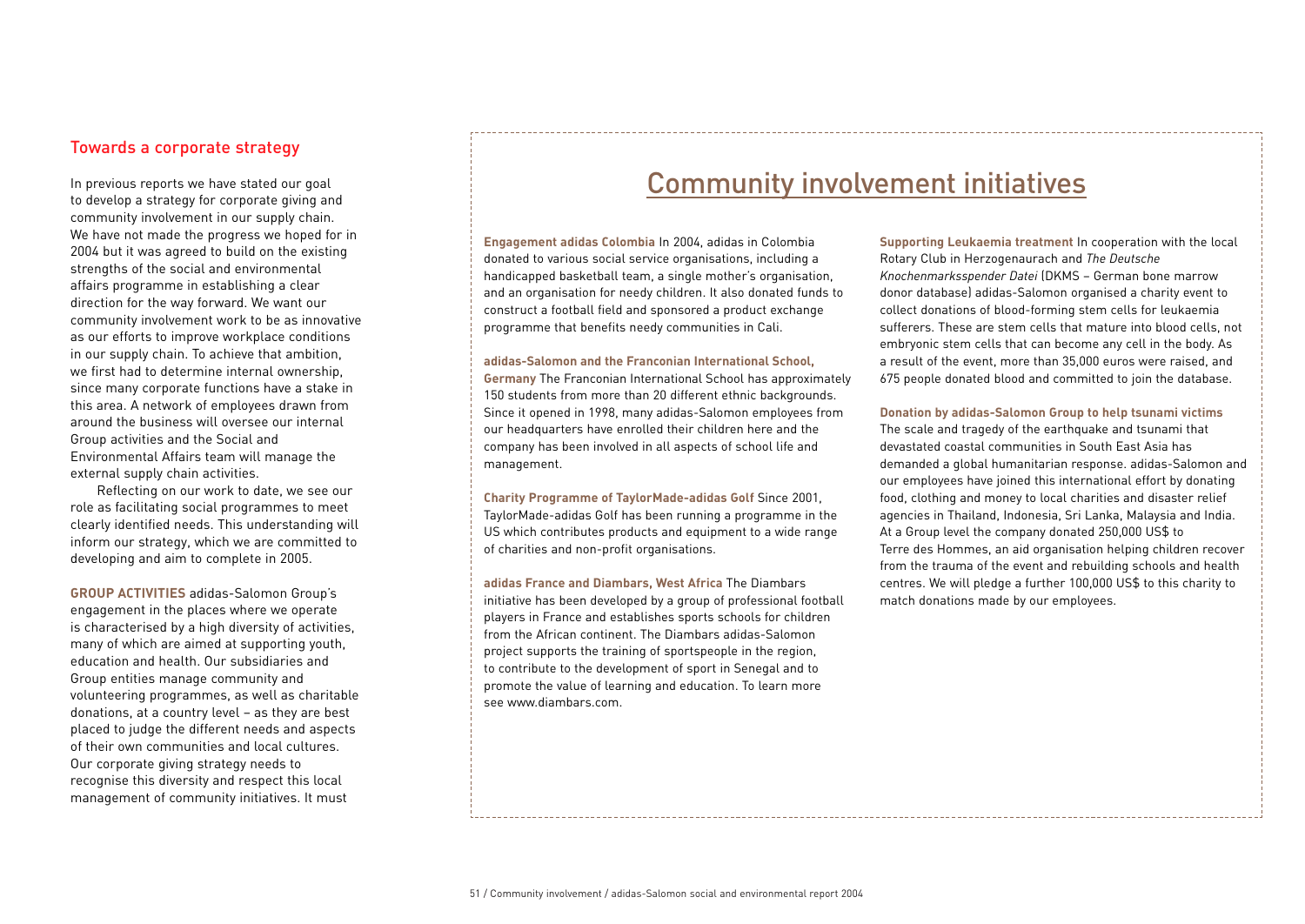## Towards a corporate strategy

In previous reports we have stated our goal to develop a strategy for corporate giving and community involvement in our supply chain. We have not made the progress we hoped for in 2004 but it was agreed to build on the existing strengths of the social and environmental affairs programme in establishing a clear direction for the way forward. We want our community involvement work to be as innovative as our efforts to improve workplace conditions in our supply chain. To achieve that ambition, we first had to determine internal ownership, since many corporate functions have a stake in this area. A network of employees drawn from around the business will oversee our internal Group activities and the Social and Environmental Affairs team will manage the external supply chain activities.

Reflecting on our work to date, we see our role as facilitating social programmes to meet clearly identified needs. This understanding will inform our strategy, which we are committed to developing and aim to complete in 2005.

**GROUP ACTIVITIES** adidas-Salomon Group's engagement in the places where we operate is characterised by a high diversity of activities, many of which are aimed at supporting youth, education and health. Our subsidiaries and Group entities manage community and volunteering programmes, as well as charitable donations, at a country level – as they are best placed to judge the different needs and aspects of their own communities and local cultures. Our corporate giving strategy needs to recognise this diversity and respect this local management of community initiatives. It must

## Community involvement initiatives

**Engagement adidas Colombia** In 2004, adidas in Colombia donated to various social service organisations, including a handicapped basketball team, a single mother's organisation, and an organisation for needy children. It also donated funds to construct a football field and sponsored a product exchange programme that benefits needy communities in Cali.

**adidas-Salomon and the Franconian International School, Germany** The Franconian International School has approximately 150 students from more than 20 different ethnic backgrounds. Since it opened in 1998, many adidas-Salomon employees from our headquarters have enrolled their children here and the company has been involved in all aspects of school life and management.

**Charity Programme of TaylorMade-adidas Golf** Since 2001, TaylorMade-adidas Golf has been running a programme in the US which contributes products and equipment to a wide range of charities and non-profit organisations.

**adidas France and Diambars, West Africa** The Diambars initiative has been developed by a group of professional football players in France and establishes sports schools for children from the African continent. The Diambars adidas-Salomon project supports the training of sportspeople in the region, to contribute to the development of sport in Senegal and to promote the value of learning and education. To learn more see www.diambars.com.

**Supporting Leukaemia treatment** In cooperation with the local Rotary Club in Herzogenaurach and *The Deutsche Knochenmarksspender Datei* (DKMS – German bone marrow donor database) adidas-Salomon organised a charity event to collect donations of blood-forming stem cells for leukaemia sufferers. These are stem cells that mature into blood cells, not embryonic stem cells that can become any cell in the body. As a result of the event, more than 35,000 euros were raised, and 675 people donated blood and committed to join the database.

**Donation by adidas-Salomon Group to help tsunami victims** The scale and tragedy of the earthquake and tsunami that devastated coastal communities in South East Asia has demanded a global humanitarian response. adidas-Salomon and our employees have joined this international effort by donating food, clothing and money to local charities and disaster relief agencies in Thailand, Indonesia, Sri Lanka, Malaysia and India. At a Group level the company donated 250,000 US$ to Terre des Hommes, an aid organisation helping children recover from the trauma of the event and rebuilding schools and health centres. We will pledge a further 100,000 US$ to this charity to match donations made by our employees.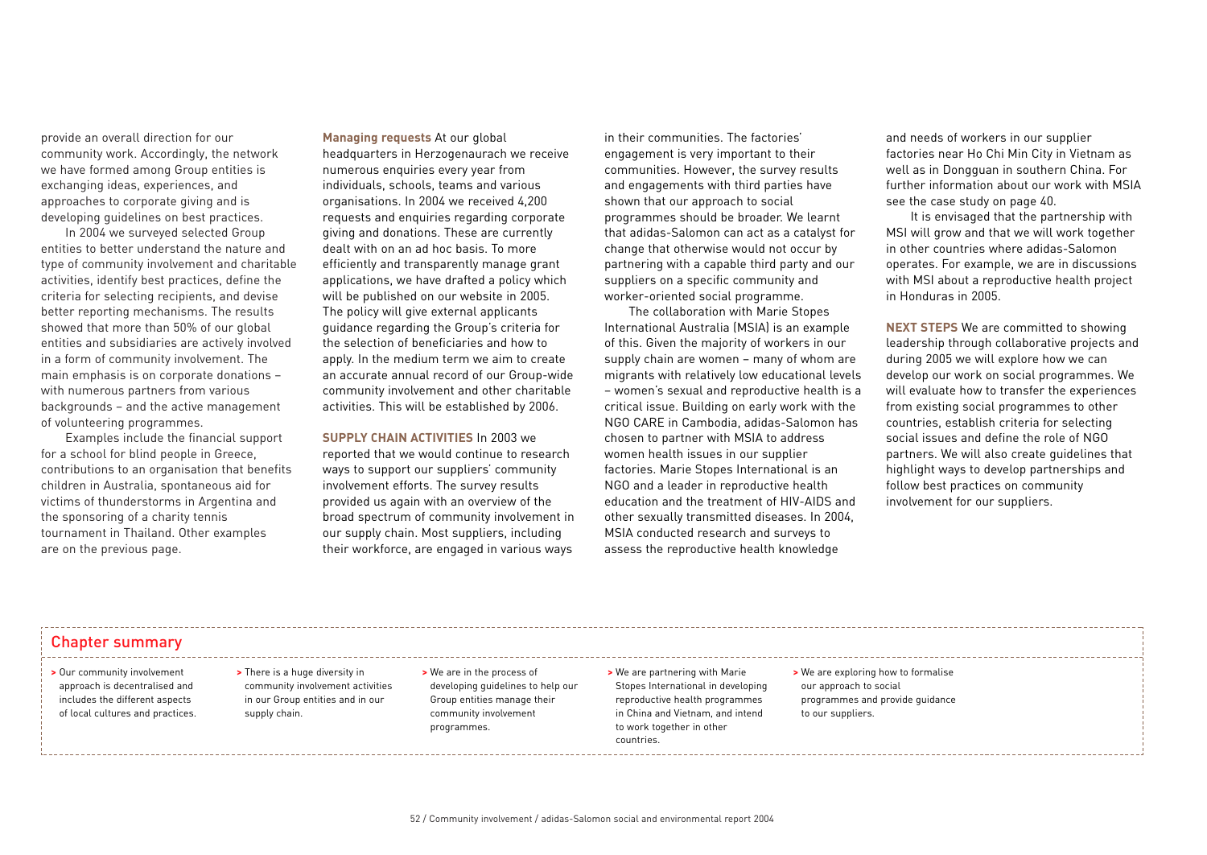provide an overall direction for our community work. Accordingly, the network we have formed among Group entities is exchanging ideas, experiences, and approaches to corporate giving and is developing guidelines on best practices.

In 2004 we surveyed selected Group entities to better understand the nature and type of community involvement and charitable activities, identify best practices, define the criteria for selecting recipients, and devise better reporting mechanisms. The results showed that more than 50% of our global entities and subsidiaries are actively involved in a form of community involvement. The main emphasis is on corporate donations – with numerous partners from various backgrounds – and the active management of volunteering programmes.

Examples include the financial support for a school for blind people in Greece, contributions to an organisation that benefits children in Australia, spontaneous aid for victims of thunderstorms in Argentina and the sponsoring of a charity tennis tournament in Thailand. Other examples are on the previous page.

**Managing requests** At our global headquarters in Herzogenaurach we receive numerous enquiries every year from individuals, schools, teams and various organisations. In 2004 we received 4,200 requests and enquiries regarding corporate giving and donations. These are currently dealt with on an ad hoc basis. To more efficiently and transparently manage grant applications, we have drafted a policy which will be published on our website in 2005. The policy will give external applicants guidance regarding the Group's criteria for the selection of beneficiaries and how to apply. In the medium term we aim to create an accurate annual record of our Group-wide community involvement and other charitable activities. This will be established by 2006.

**SUPPLY CHAIN ACTIVITIES** In 2003 we reported that we would continue to research ways to support our suppliers' community involvement efforts. The survey results provided us again with an overview of the broad spectrum of community involvement in our supply chain. Most suppliers, including their workforce, are engaged in various ways in their communities. The factories' engagement is very important to their communities. However, the survey results and engagements with third parties have shown that our approach to social programmes should be broader. We learnt that adidas-Salomon can act as a catalyst for change that otherwise would not occur by partnering with a capable third party and our suppliers on a specific community and worker-oriented social programme.

The collaboration with Marie Stopes International Australia (MSIA) is an example of this. Given the majority of workers in our supply chain are women – many of whom are migrants with relatively low educational levels – women's sexual and reproductive health is a critical issue. Building on early work with the NGO CARE in Cambodia, adidas-Salomon has chosen to partner with MSIA to address women health issues in our supplier factories. Marie Stopes International is an NGO and a leader in reproductive health education and the treatment of HIV-AIDS and other sexually transmitted diseases. In 2004, MSIA conducted research and surveys to assess the reproductive health knowledge and needs of workers in our supplier factories near Ho Chi Minh City in Vietnam as well as in Dongguan in southern China. For further information about our work with MSIA see the case study on page 40.

It is envisaged that the partnership with MSI will grow and that we will work together in other countries where adidas-Salomon operates. For example, we are in discussions with MSI about a reproductive health project in Honduras in 2005.

**NEXT STEPS** We are committed to showing leadership through collaborative projects and during 2005 we will explore how we can develop our work on social programmes. We will evaluate how to transfer the experiences from existing social programmes to other countries, establish criteria for selecting social issues and define the role of NGO partners. We will also create guidelines that highlight ways to develop partnerships and follow best practices on community involvement for our suppliers.

## Chapter summary

- Our community involvement approach is decentralised and includes the different aspects of local cultures and practices.
- There is a huge diversity in community involvement activities in our Group entities and in our supply chain.
- We are in the process of developing guidelines to help our Group entities manage their community involvement programmes.
- We are partnering with Marie Stopes International in developing reproductive health programmes in China and Vietnam, and intend to work together in other countries.
- We are exploring how to formalise our approach to social programmes and provide guidance to our suppliers.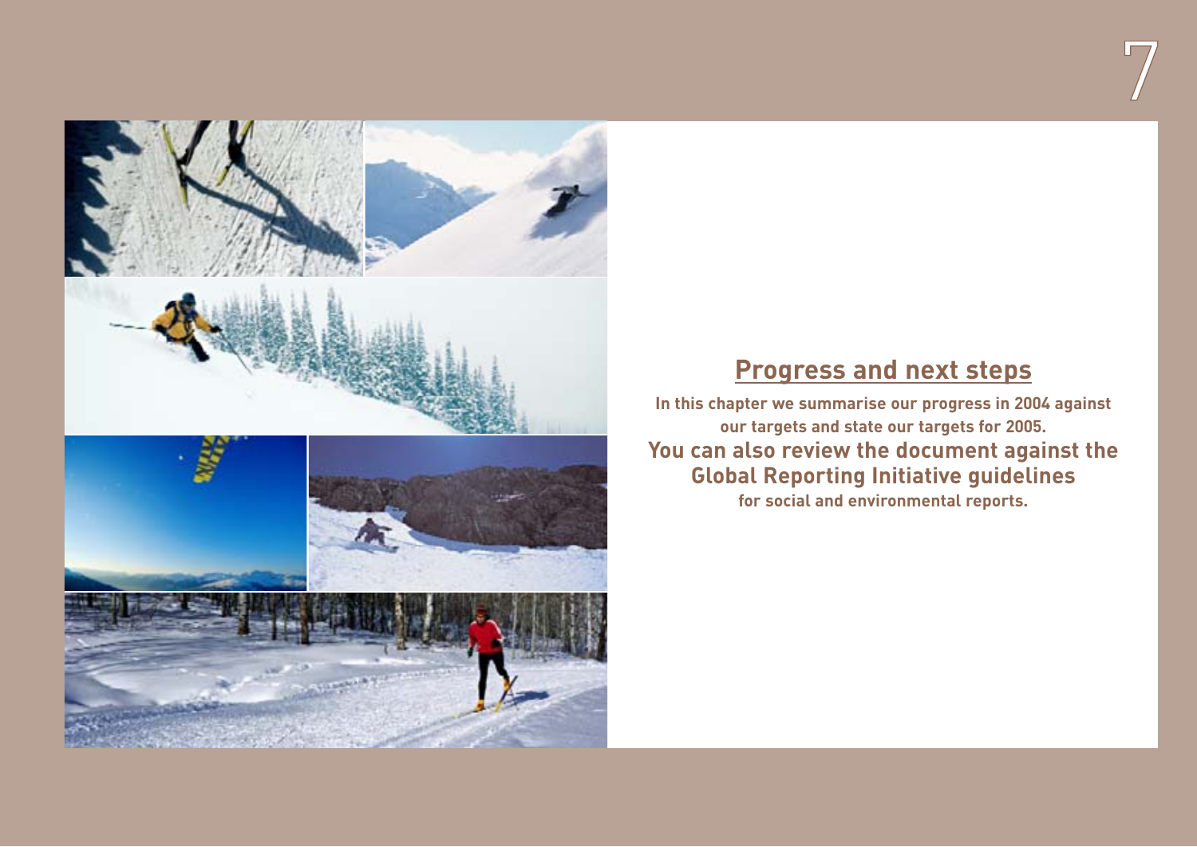# 7

## Progress and next steps

**In this chapter we summarise our progress in 2004 against our targets and state our targets for 2005.**

**You can also review the document against the Global Reporting Initiative guidelines for social and environmental reports.**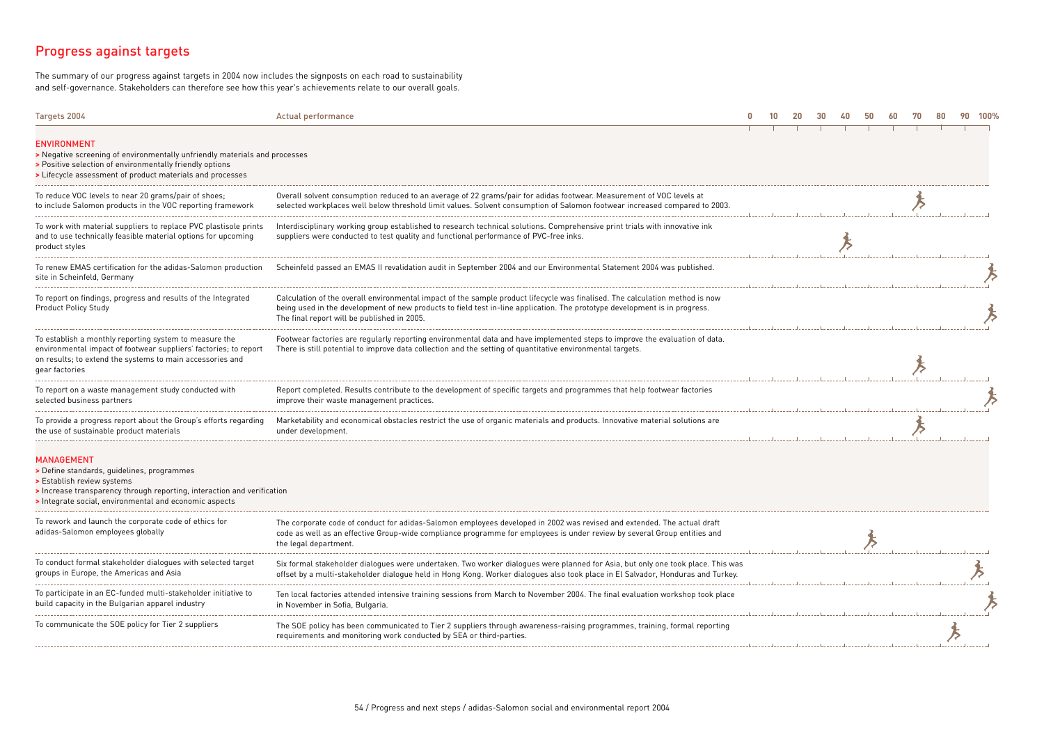## Progress against targets

The summary of our progress against targets in 2004 now includes the signposts on each road to sustainability and self-governance. Stakeholders can therefore see how this year's achievements relate to our overall goals.

| Targets 2004 | Actual performance | Progress (0–100%) |
|---|---|---|
| **ENVIRONMENT**<br>> Negative screening of environmentally unfriendly materials and processes<br>> Positive selection of environmentally friendly options<br>> Lifecycle assessment of product materials and processes | | |
| To reduce VOC levels to near 20 grams/pair of shoes; to include Salomon products in the VOC reporting framework | Overall solvent consumption reduced to an average of 22 grams/pair for adidas footwear. Measurement of VOC levels at selected workplaces well below threshold limit values. Solvent consumption of Salomon footwear increased compared to 2003. | 70% |
| To work with material suppliers to replace PVC plastisole prints and to use technically feasible material options for upcoming product styles | Interdisciplinary working group established to research technical solutions. Comprehensive print trials with innovative ink suppliers were conducted to test quality and functional performance of PVC-free inks. | 40% |
| To renew EMAS certification for the adidas-Salomon production site in Scheinfeld, Germany | Scheinfeld passed an EMAS II revalidation audit in September 2004 and our Environmental Statement 2004 was published. | 100% |
| To report on findings, progress and results of the Integrated Product Policy Study | Calculation of the overall environmental impact of the sample product lifecycle was finalised. The calculation method is now being used in the development of new products to field test in-line application. The prototype development is in progress. The final report will be published in 2005. | 100% |
| To establish a monthly reporting system to measure the environmental impact of footwear suppliers' factories; to report on results; to extend the systems to main accessories and gear factories | Footwear factories are regularly reporting environmental data and have implemented steps to improve the evaluation of data. There is still potential to improve data collection and the setting of quantitative environmental targets. | 70% |
| To report on a waste management study conducted with selected business partners | Report completed. Results contribute to the development of specific targets and programmes that help footwear factories improve their waste management practices. | 100% |
| To provide a progress report about the Group's efforts regarding the use of sustainable product materials | Marketability and economical obstacles restrict the use of organic materials and products. Innovative material solutions are under development. | 70% |
| **MANAGEMENT**<br>> Define standards, guidelines, programmes<br>> Establish review systems<br>> Increase transparency through reporting, interaction and verification<br>> Integrate social, environmental and economic aspects | | |
| To rework and launch the corporate code of ethics for adidas-Salomon employees globally | The corporate code of conduct for adidas-Salomon employees developed in 2002 was revised and extended. The actual draft code as well as an effective Group-wide compliance programme for employees is under review by several Group entities and the legal department. | 50% |
| To conduct formal stakeholder dialogues with selected target groups in Europe, the Americas and Asia | Six formal stakeholder dialogues were undertaken. Two worker dialogues were planned for Asia, but only one took place. This was offset by a multi-stakeholder dialogue held in Hong Kong. Worker dialogues also took place in El Salvador, Honduras and Turkey. | 95% |
| To participate in an EC-funded multi-stakeholder initiative to build capacity in the Bulgarian apparel industry | Ten local factories attended intensive training sessions from March to November 2004. The final evaluation workshop took place in November in Sofia, Bulgaria. | 100% |
| To communicate the SOE policy for Tier 2 suppliers | The SOE policy has been communicated to Tier 2 suppliers through awareness-raising programmes, training, formal reporting requirements and monitoring work conducted by SEA or third-parties. | 85% |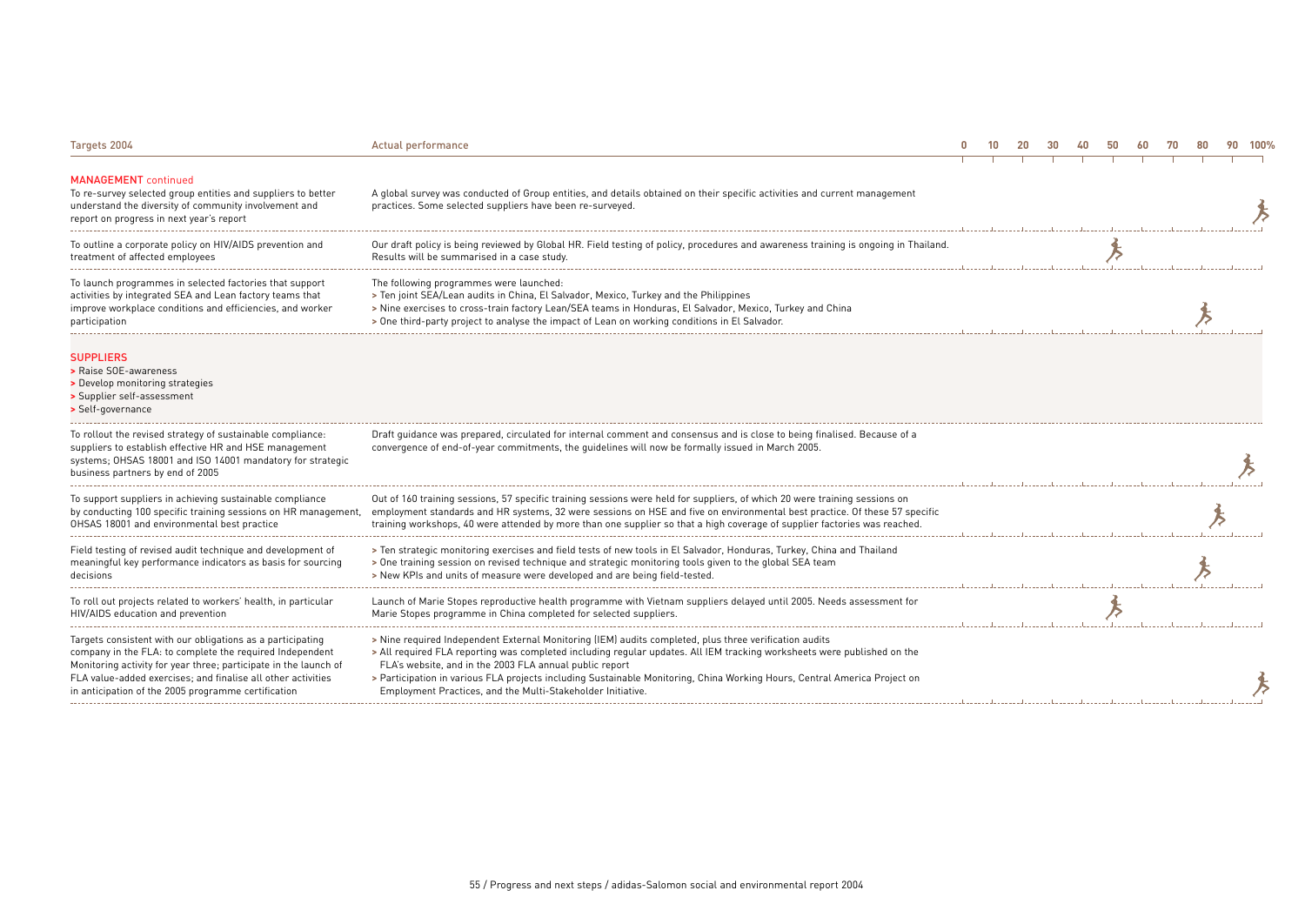| Targets 2004 | Actual performance | Progress (0–100%) |
|---|---|---|
| **MANAGEMENT** continued | | |
| To re-survey selected group entities and suppliers to better understand the diversity of community involvement and report on progress in next year's report | A global survey was conducted of Group entities, and details obtained on their specific activities and current management practices. Some selected suppliers have been re-surveyed. | 100% |
| To outline a corporate policy on HIV/AIDS prevention and treatment of affected employees | Our draft policy is being reviewed by Global HR. Field testing of policy, procedures and awareness training is ongoing in Thailand. Results will be summarised in a case study. | 50% |
| To launch programmes in selected factories that support activities by integrated SEA and Lean factory teams that improve workplace conditions and efficiencies, and worker participation | The following programmes were launched:<br>> Ten joint SEA/Lean audits in China, El Salvador, Mexico, Turkey and the Philippines<br>> Nine exercises to cross-train factory Lean/SEA teams in Honduras, El Salvador, Mexico, Turkey and China<br>> One third-party project to analyse the impact of Lean on working conditions in El Salvador. | 80% |
| **SUPPLIERS**<br>> Raise SOE-awareness<br>> Develop monitoring strategies<br>> Supplier self-assessment<br>> Self-governance | | |
| To rollout the revised strategy of sustainable compliance: suppliers to establish effective HR and HSE management systems; OHSAS 18001 and ISO 14001 mandatory for strategic business partners by end of 2005 | Draft guidance was prepared, circulated for internal comment and consensus and is close to being finalised. Because of a convergence of end-of-year commitments, the guidelines will now be formally issued in March 2005. | 100% |
| To support suppliers in achieving sustainable compliance by conducting 100 specific training sessions on HR management, OHSAS 18001 and environmental best practice | Out of 160 training sessions, 57 specific training sessions were held for suppliers, of which 20 were training sessions on employment standards and HR systems, 32 were sessions on HSE and five on environmental best practice. Of these 57 specific training workshops, 40 were attended by more than one supplier so that a high coverage of supplier factories was reached. | 90% |
| Field testing of revised audit technique and development of meaningful key performance indicators as basis for sourcing decisions | > Ten strategic monitoring exercises and field tests of new tools in El Salvador, Honduras, Turkey, China and Thailand<br>> One training session on revised technique and strategic monitoring tools given to the global SEA team<br>> New KPIs and units of measure were developed and are being field-tested. | 80% |
| To roll out projects related to workers' health, in particular HIV/AIDS education and prevention | Launch of Marie Stopes reproductive health programme with Vietnam suppliers delayed until 2005. Needs assessment for Marie Stopes programme in China completed for selected suppliers. | 50% |
| Targets consistent with our obligations as a participating company in the FLA: to complete the required Independent Monitoring activity for year three; participate in the launch of FLA value-added exercises; and finalise all other activities in anticipation of the 2005 programme certification | > Nine required Independent External Monitoring (IEM) audits completed, plus three verification audits<br>> All required FLA reporting was completed including regular updates. All IEM tracking worksheets were published on the FLA's website, and in the 2003 FLA annual public report<br>> Participation in various FLA projects including Sustainable Monitoring, China Working Hours, Central America Project on Employment Practices, and the Multi-Stakeholder Initiative. | 100% |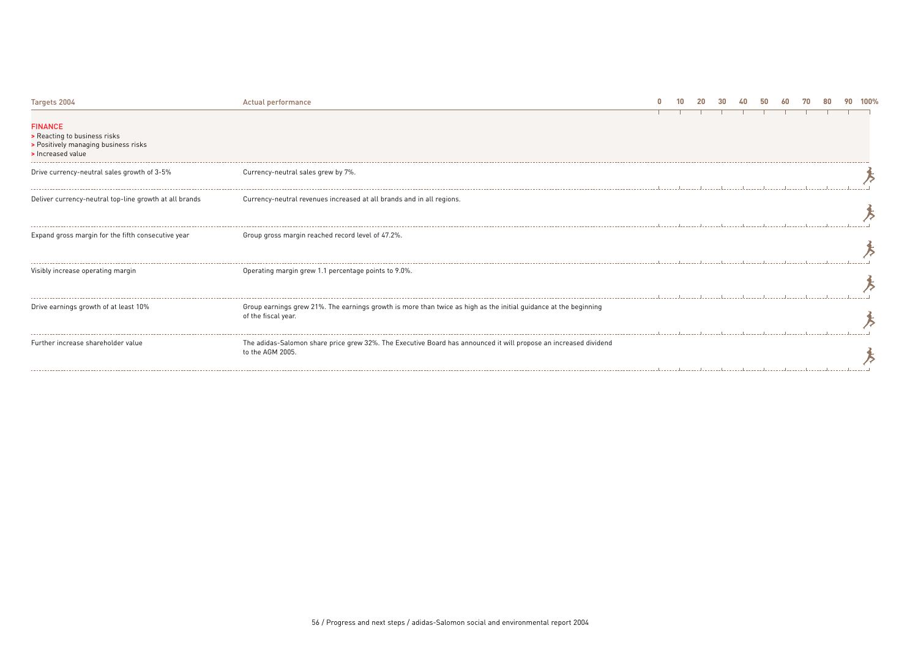| Targets 2004 | Actual performance | 0 10 20 30 40 50 60 70 80 90 100% |
|---|---|---|
| **FINANCE**<br>> Reacting to business risks<br>> Positively managing business risks<br>> Increased value | | |
| Drive currency-neutral sales growth of 3-5% | Currency-neutral sales grew by 7%. | 100% |
| Deliver currency-neutral top-line growth at all brands | Currency-neutral revenues increased at all brands and in all regions. | 100% |
| Expand gross margin for the fifth consecutive year | Group gross margin reached record level of 47.2%. | 100% |
| Visibly increase operating margin | Operating margin grew 1.1 percentage points to 9.0%. | 100% |
| Drive earnings growth of at least 10% | Group earnings grew 21%. The earnings growth is more than twice as high as the initial guidance at the beginning of the fiscal year. | 100% |
| Further increase shareholder value | The adidas-Salomon share price grew 32%. The Executive Board has announced it will propose an increased dividend to the AGM 2005. | 100% |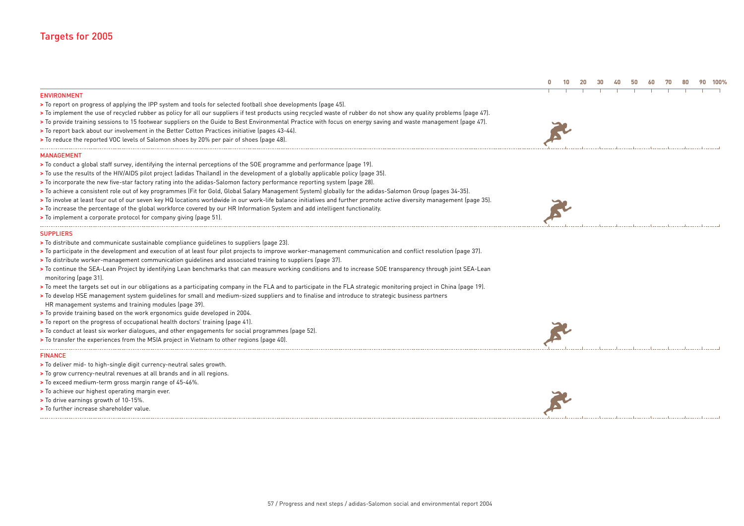# Targets for 2005

0 10 20 30 40 50 60 70 80 90 100%

## ENVIRONMENT

- > To report on progress of applying the IPP system and tools for selected football shoe developments (page 45).
- > To implement the use of recycled rubber as policy for all our suppliers if test products using recycled waste of rubber do not show any quality problems (page 47).
- > To provide training sessions to 15 footwear suppliers on the Guide to Best Environmental Practice with focus on energy saving and waste management (page 47).
- > To report back about our involvement in the Better Cotton Practices initiative (pages 43-44).
- > To reduce the reported VOC levels of Salomon shoes by 20% per pair of shoes (page 48).

## MANAGEMENT

- > To conduct a global staff survey, identifying the internal perceptions of the SOE programme and performance (page 19).
- > To use the results of the HIV/AIDS pilot project (adidas Thailand) in the development of a globally applicable policy (page 35).
- > To incorporate the new five-star factory rating into the adidas-Salomon factory performance reporting system (page 28).
- > To achieve a consistent role out of key programmes (Fit for Gold, Global Salary Management System) globally for the adidas-Salomon Group (pages 34-35).
- > To involve at least four out of our seven key HQ locations worldwide in our work-life balance initiatives and further promote active diversity management (page 35).
- > To increase the percentage of the global workforce covered by our HR Information System and add intelligent functionality.
- > To implement a corporate protocol for company giving (page 51).

## SUPPLIERS

- > To distribute and communicate sustainable compliance guidelines to suppliers (page 23).
- > To participate in the development and execution of at least four pilot projects to improve worker-management communication and conflict resolution (page 37).
- > To distribute worker-management communication guidelines and associated training to suppliers (page 37).
- > To continue the SEA-Lean Project by identifying Lean benchmarks that can measure working conditions and to increase SOE transparency through joint SEA-Lean monitoring (page 31).
- > To meet the targets set out in our obligations as a participating company in the FLA and to participate in the FLA strategic monitoring project in China (page 19).
- > To develop HSE management system guidelines for small and medium-sized suppliers and to finalise and introduce to strategic business partners HR management systems and training modules (page 39).
- > To provide training based on the work ergonomics guide developed in 2004.
- > To report on the progress of occupational health doctors' training (page 41).
- > To conduct at least six worker dialogues, and other engagements for social programmes (page 52).
- > To transfer the experiences from the MSIA project in Vietnam to other regions (page 40).

## FINANCE

- > To deliver mid- to high-single digit currency-neutral sales growth.
- > To grow currency-neutral revenues at all brands and in all regions.
- > To exceed medium-term gross margin range of 45-46%.
- > To achieve our highest operating margin ever.
- > To drive earnings growth of 10-15%.
- > To further increase shareholder value.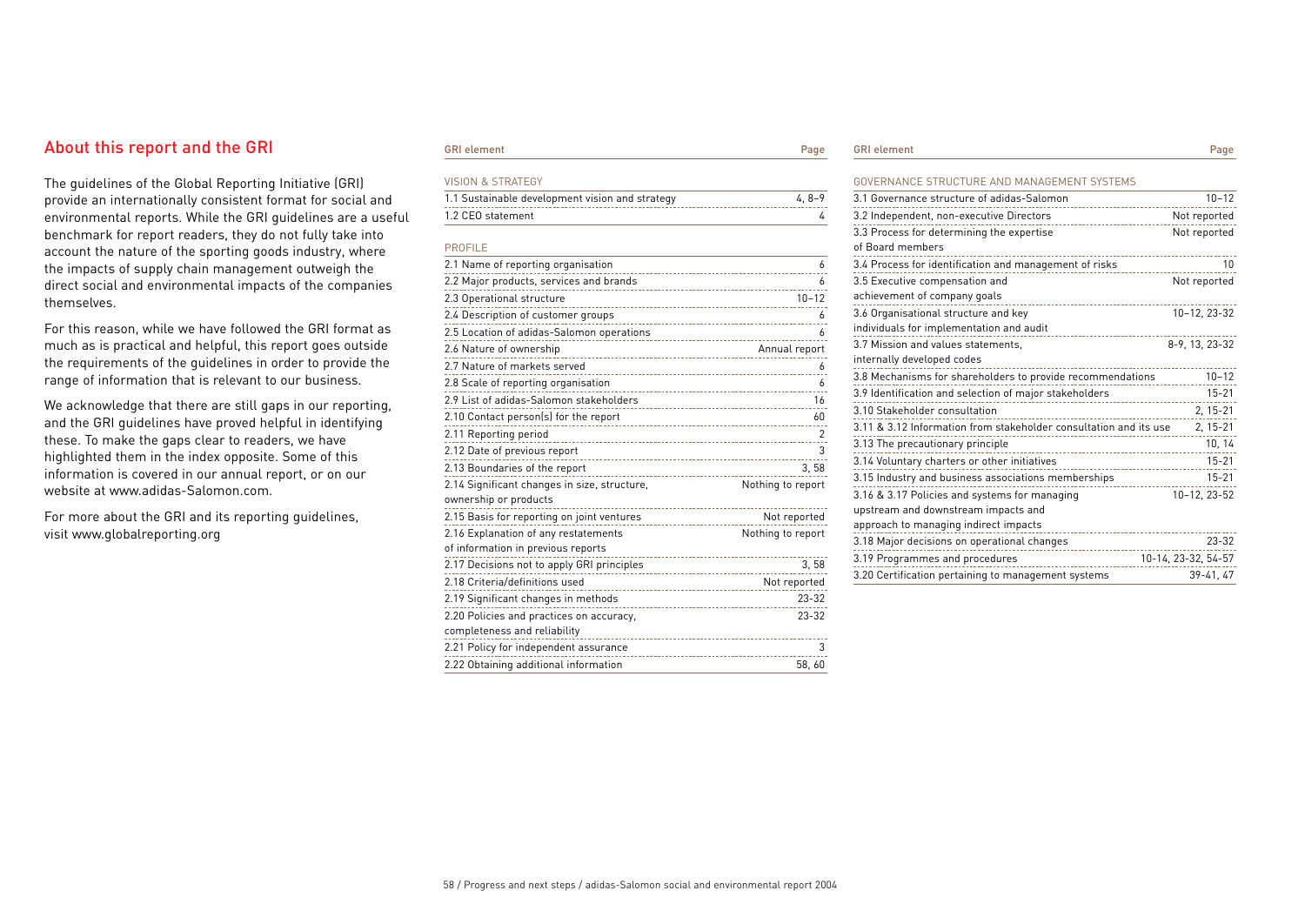## About this report and the GRI

The guidelines of the Global Reporting Initiative (GRI) provide an internationally consistent format for social and environmental reports. While the GRI guidelines are a useful benchmark for report readers, they do not fully take into account the nature of the sporting goods industry, where the impacts of supply chain management outweigh the direct social and environmental impacts of the companies themselves.

For this reason, while we have followed the GRI format as much as is practical and helpful, this report goes outside the requirements of the guidelines in order to provide the range of information that is relevant to our business.

We acknowledge that there are still gaps in our reporting, and the GRI guidelines have proved helpful in identifying these. To make the gaps clear to readers, we have highlighted them in the index opposite. Some of this information is covered in our annual report, or on our website at www.adidas-Salomon.com.

For more about the GRI and its reporting guidelines, visit www.globalreporting.org

| GRI element | Page |
|---|---|
| **VISION & STRATEGY** | |
| 1.1 Sustainable development vision and strategy | 4, 8–9 |
| 1.2 CEO statement | 4 |
| **PROFILE** | |
| 2.1 Name of reporting organisation | 6 |
| 2.2 Major products, services and brands | 6 |
| 2.3 Operational structure | 10–12 |
| 2.4 Description of customer groups | 6 |
| 2.5 Location of adidas-Salomon operations | 6 |
| 2.6 Nature of ownership | Annual report |
| 2.7 Nature of markets served | 6 |
| 2.8 Scale of reporting organisation | 6 |
| 2.9 List of adidas-Salomon stakeholders | 16 |
| 2.10 Contact person(s) for the report | 60 |
| 2.11 Reporting period | 2 |
| 2.12 Date of previous report | 3 |
| 2.13 Boundaries of the report | 3, 58 |
| 2.14 Significant changes in size, structure, ownership or products | Nothing to report |
| 2.15 Basis for reporting on joint ventures | Not reported |
| 2.16 Explanation of any restatements of information in previous reports | Nothing to report |
| 2.17 Decisions not to apply GRI principles | 3, 58 |
| 2.18 Criteria/definitions used | Not reported |
| 2.19 Significant changes in methods | 23-32 |
| 2.20 Policies and practices on accuracy, completeness and reliability | 23-32 |
| 2.21 Policy for independent assurance | 3 |
| 2.22 Obtaining additional information | 58, 60 |

| GRI element | Page |
|---|---|
| **GOVERNANCE STRUCTURE AND MANAGEMENT SYSTEMS** | |
| 3.1 Governance structure of adidas-Salomon | 10–12 |
| 3.2 Independent, non-executive Directors | Not reported |
| 3.3 Process for determining the expertise of Board members | Not reported |
| 3.4 Process for identification and management of risks | 10 |
| 3.5 Executive compensation and achievement of company goals | Not reported |
| 3.6 Organisational structure and key individuals for implementation and audit | 10–12, 23-32 |
| 3.7 Mission and values statements, internally developed codes | 8-9, 13, 23-32 |
| 3.8 Mechanisms for shareholders to provide recommendations | 10–12 |
| 3.9 Identification and selection of major stakeholders | 15-21 |
| 3.10 Stakeholder consultation | 2, 15-21 |
| 3.11 & 3.12 Information from stakeholder consultation and its use | 2, 15-21 |
| 3.13 The precautionary principle | 10, 14 |
| 3.14 Voluntary charters or other initiatives | 15-21 |
| 3.15 Industry and business associations memberships | 15-21 |
| 3.16 & 3.17 Policies and systems for managing upstream and downstream impacts and approach to managing indirect impacts | 10–12, 23-52 |
| 3.18 Major decisions on operational changes | 23-32 |
| 3.19 Programmes and procedures | 10-14, 23-32, 54-57 |
| 3.20 Certification pertaining to management systems | 39-41, 47 |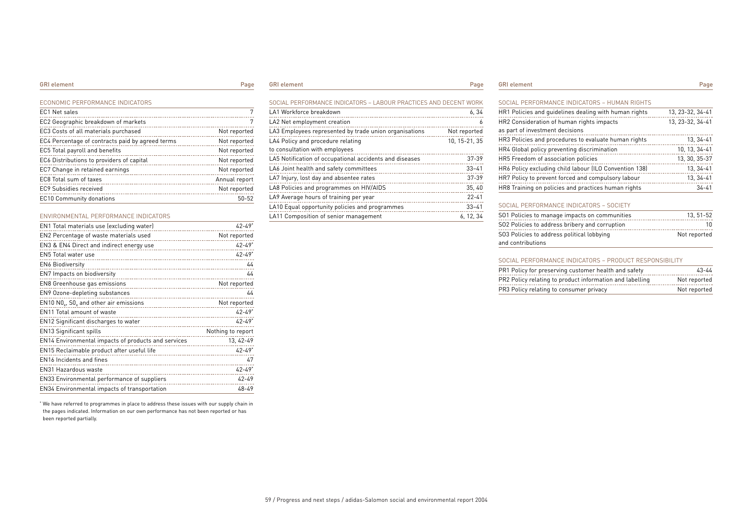| GRI element | Page |
| --- | --- |
| **ECONOMIC PERFORMANCE INDICATORS** | |
| EC1 Net sales | 7 |
| EC2 Geographic breakdown of markets | 7 |
| EC3 Costs of all materials purchased | Not reported |
| EC4 Percentage of contracts paid by agreed terms | Not reported |
| EC5 Total payroll and benefits | Not reported |
| EC6 Distributions to providers of capital | Not reported |
| EC7 Change in retained earnings | Not reported |
| EC8 Total sum of taxes | Annual report |
| EC9 Subsidies received | Not reported |
| EC10 Community donations | 50-52 |
| **ENVIRONMENTAL PERFORMANCE INDICATORS** | |
| EN1 Total materials use (excluding water) | 42-49* |
| EN2 Percentage of waste materials used | Not reported |
| EN3 & EN4 Direct and indirect energy use | 42-49* |
| EN5 Total water use | 42-49* |
| EN6 Biodiversity | 44 |
| EN7 Impacts on biodiversity | 44 |
| EN8 Greenhouse gas emissions | Not reported |
| EN9 Ozone-depleting substances | 44 |
| EN10 $NO_x$, $SO_x$ and other air emissions | Not reported |
| EN11 Total amount of waste | 42-49* |
| EN12 Significant discharges to water | 42-49* |
| EN13 Significant spills | Nothing to report |
| EN14 Environmental impacts of products and services | 13, 42-49 |
| EN15 Reclaimable product after useful life | 42-49* |
| EN16 Incidents and fines | 47 |
| EN31 Hazardous waste | 42-49* |
| EN33 Environmental performance of suppliers | 42-49 |
| EN34 Environmental impacts of transportation | 48-49 |

* We have referred to programmes in place to address these issues with our supply chain in the pages indicated. Information on our own performance has not been reported or has been reported partially.

| GRI element | Page |
| --- | --- |
| **SOCIAL PERFORMANCE INDICATORS – LABOUR PRACTICES AND DECENT WORK** | |
| LA1 Workforce breakdown | 6, 34 |
| LA2 Net employment creation | 6 |
| LA3 Employees represented by trade union organisations | Not reported |
| LA4 Policy and procedure relating to consultation with employees | 10, 15-21, 35 |
| LA5 Notification of occupational accidents and diseases | 37-39 |
| LA6 Joint health and safety committees | 33–41 |
| LA7 Injury, lost day and absentee rates | 37-39 |
| LA8 Policies and programmes on HIV/AIDS | 35, 40 |
| LA9 Average hours of training per year | 22-41 |
| LA10 Equal opportunity policies and programmes | 33–41 |
| LA11 Composition of senior management | 6, 12, 34 |

| GRI element | Page |
| --- | --- |
| **SOCIAL PERFORMANCE INDICATORS – HUMAN RIGHTS** | |
| HR1 Policies and guidelines dealing with human rights | 13, 23-32, 34-41 |
| HR2 Consideration of human rights impacts as part of investment decisions | 13, 23-32, 34-41 |
| HR3 Policies and procedures to evaluate human rights | 13, 34-41 |
| HR4 Global policy preventing discrimination | 10, 13, 34-41 |
| HR5 Freedom of association policies | 13, 30, 35-37 |
| HR6 Policy excluding child labour (ILO Convention 138) | 13, 34-41 |
| HR7 Policy to prevent forced and compulsory labour | 13, 34-41 |
| HR8 Training on policies and practices human rights | 34-41 |
| **SOCIAL PERFORMANCE INDICATORS – SOCIETY** | |
| SO1 Policies to manage impacts on communities | 13, 51-52 |
| SO2 Policies to address bribery and corruption | 10 |
| SO3 Policies to address political lobbying and contributions | Not reported |
| **SOCIAL PERFORMANCE INDICATORS – PRODUCT RESPONSIBILITY** | |
| PR1 Policy for preserving customer health and safety | 43-44 |
| PR2 Policy relating to product information and labelling | Not reported |
| PR3 Policy relating to consumer privacy | Not reported |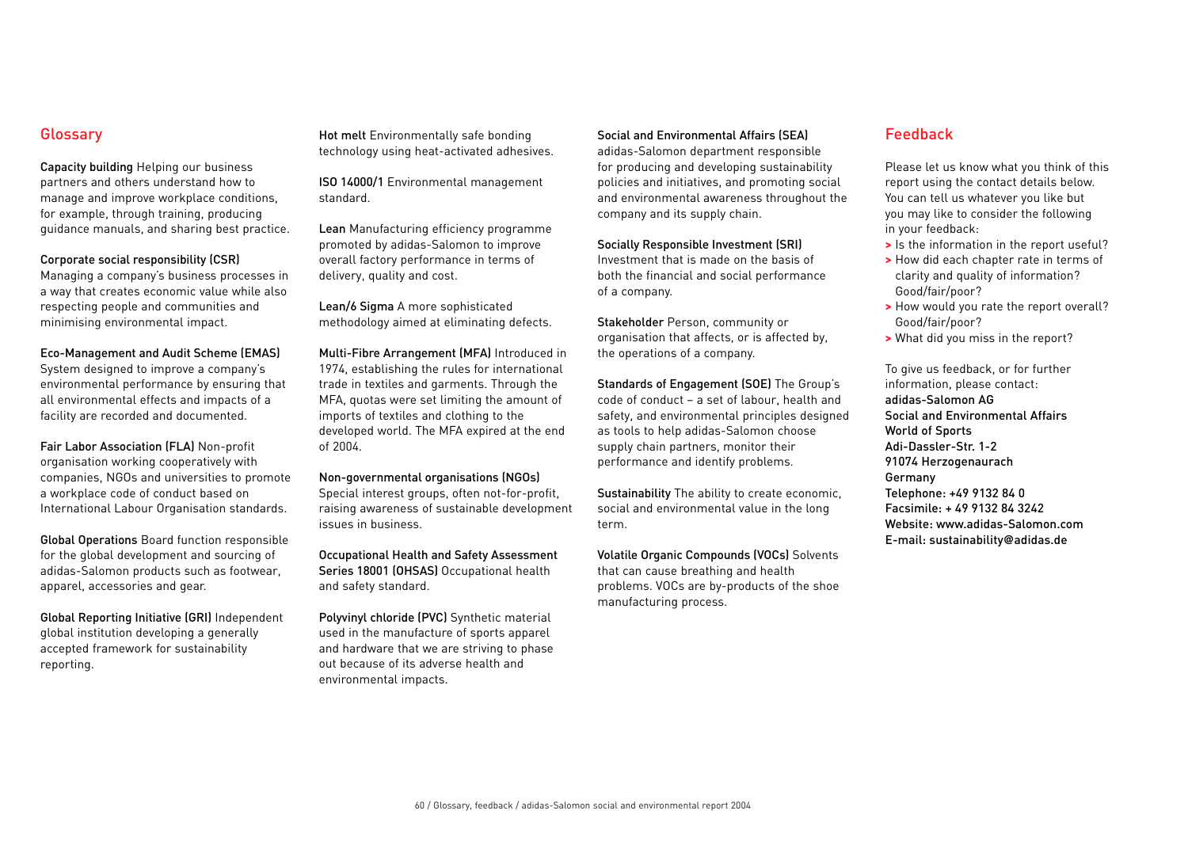## Glossary

**Capacity building** Helping our business partners and others understand how to manage and improve workplace conditions, for example, through training, producing guidance manuals, and sharing best practice.

**Corporate social responsibility (CSR)** Managing a company's business processes in a way that creates economic value while also respecting people and communities and minimising environmental impact.

**Eco-Management and Audit Scheme (EMAS)** System designed to improve a company's environmental performance by ensuring that all environmental effects and impacts of a facility are recorded and documented.

**Fair Labor Association (FLA)** Non-profit organisation working cooperatively with companies, NGOs and universities to promote a workplace code of conduct based on International Labour Organisation standards.

**Global Operations** Board function responsible for the global development and sourcing of adidas-Salomon products such as footwear, apparel, accessories and gear.

**Global Reporting Initiative (GRI)** Independent global institution developing a generally accepted framework for sustainability reporting.

**Hot melt** Environmentally safe bonding technology using heat-activated adhesives.

**ISO 14000/1** Environmental management standard.

**Lean** Manufacturing efficiency programme promoted by adidas-Salomon to improve overall factory performance in terms of delivery, quality and cost.

**Lean/6 Sigma** A more sophisticated methodology aimed at eliminating defects.

**Multi-Fibre Arrangement (MFA)** Introduced in 1974, establishing the rules for international trade in textiles and garments. Through the MFA, quotas were set limiting the amount of imports of textiles and clothing to the developed world. The MFA expired at the end of 2004.

**Non-governmental organisations (NGOs)** Special interest groups, often not-for-profit, raising awareness of sustainable development issues in business.

**Occupational Health and Safety Assessment Series 18001 (OHSAS)** Occupational health and safety standard.

**Polyvinyl chloride (PVC)** Synthetic material used in the manufacture of sports apparel and hardware that we are striving to phase out because of its adverse health and environmental impacts.

**Social and Environmental Affairs (SEA)** adidas-Salomon department responsible for producing and developing sustainability policies and initiatives, and promoting social and environmental awareness throughout the company and its supply chain.

**Socially Responsible Investment (SRI)** Investment that is made on the basis of both the financial and social performance of a company.

**Stakeholder** Person, community or organisation that affects, or is affected by, the operations of a company.

**Standards of Engagement (SOE)** The Group's code of conduct – a set of labour, health and safety, and environmental principles designed as tools to help adidas-Salomon choose supply chain partners, monitor their performance and identify problems.

**Sustainability** The ability to create economic, social and environmental value in the long term.

**Volatile Organic Compounds (VOCs)** Solvents that can cause breathing and health problems. VOCs are by-products of the shoe manufacturing process.

## Feedback

Please let us know what you think of this report using the contact details below. You can tell us whatever you like but you may like to consider the following in your feedback:

- Is the information in the report useful?
- How did each chapter rate in terms of clarity and quality of information? Good/fair/poor?
- How would you rate the report overall? Good/fair/poor?
- What did you miss in the report?

To give us feedback, or for further information, please contact:
adidas-Salomon AG
Social and Environmental Affairs
World of Sports
Adi-Dassler-Str. 1-2
91074 Herzogenaurach
Germany
Telephone: +49 9132 84 0
Facsimile: + 49 9132 84 3242
Website: www.adidas-Salomon.com
E-mail: sustainability@adidas.de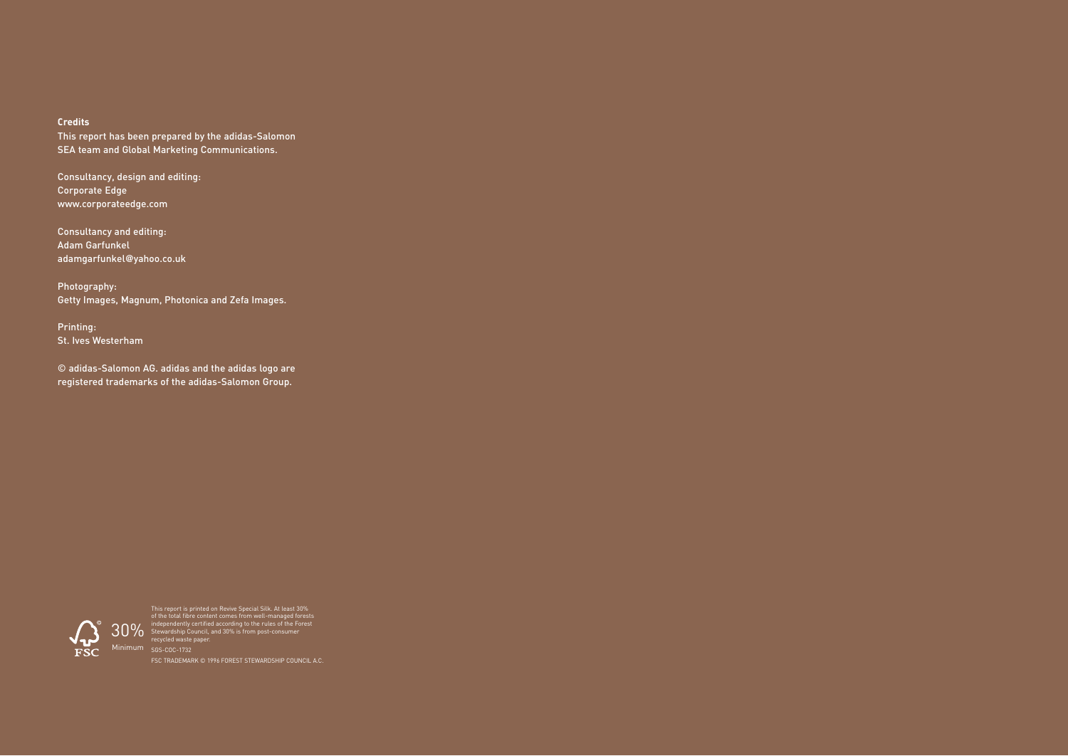**Credits**

This report has been prepared by the adidas-Salomon SEA team and Global Marketing Communications.

Consultancy, design and editing:
Corporate Edge
www.corporateedge.com

Consultancy and editing:
Adam Garfunkel
adamgarfunkel@yahoo.co.uk

Photography:
Getty Images, Magnum, Photonica and Zefa Images.

Printing:
St. Ives Westerham

© adidas-Salomon AG. adidas and the adidas logo are registered trademarks of the adidas-Salomon Group.

FSC 30% Minimum

This report is printed on Revive Special Silk. At least 30% of the total fibre content comes from well-managed forests independently certified according to the rules of the Forest Stewardship Council, and 30% is from post-consumer recycled waste paper.

SGS-COC-1732

FSC TRADEMARK © 1996 FOREST STEWARDSHIP COUNCIL A.C.